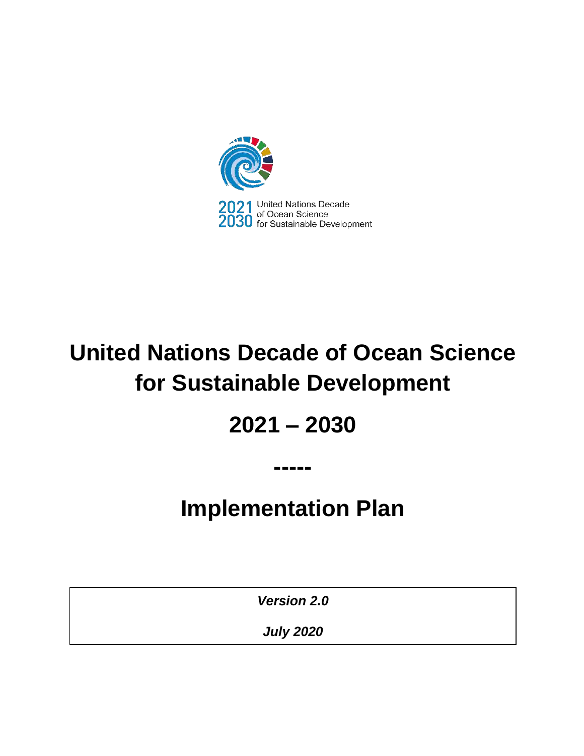2021 United Nations Decade
2030 of Ocean Science
for Sustainable Development

# United Nations Decade of Ocean Science for Sustainable Development

# 2021 – 2030

-----

# Implementation Plan

***Version 2.0***

***July 2020***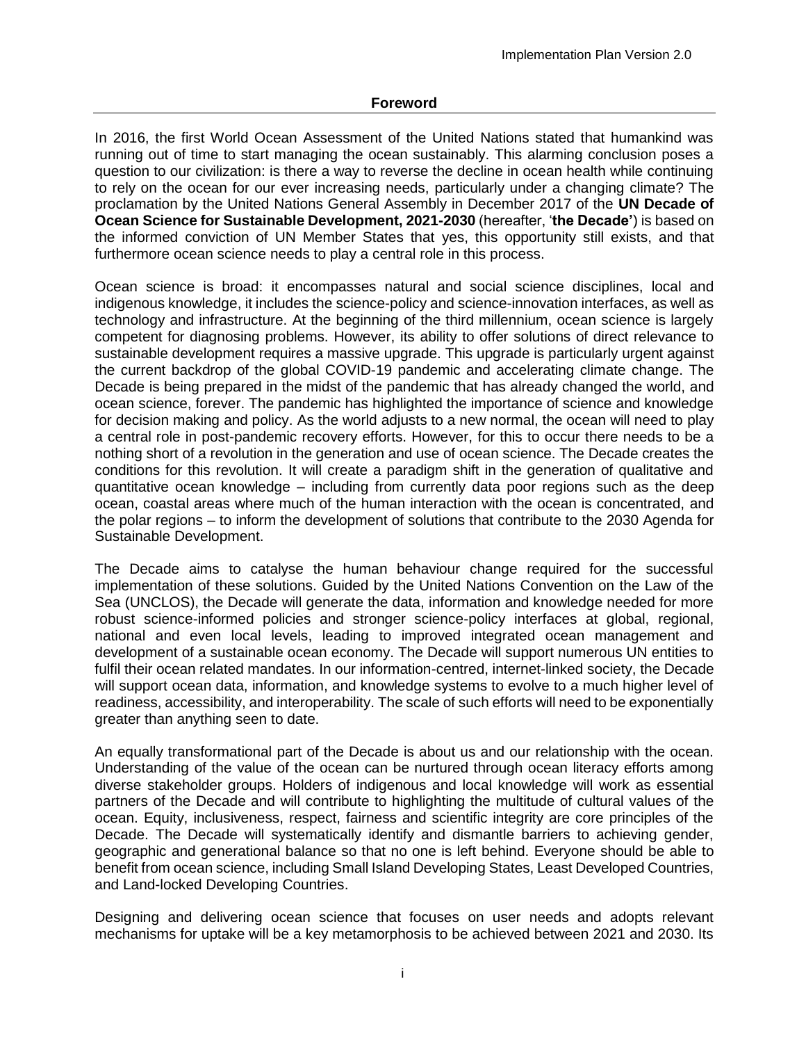## Foreword

In 2016, the first World Ocean Assessment of the United Nations stated that humankind was running out of time to start managing the ocean sustainably. This alarming conclusion poses a question to our civilization: is there a way to reverse the decline in ocean health while continuing to rely on the ocean for our ever increasing needs, particularly under a changing climate? The proclamation by the United Nations General Assembly in December 2017 of the **UN Decade of Ocean Science for Sustainable Development, 2021-2030** (hereafter, '**the Decade'**) is based on the informed conviction of UN Member States that yes, this opportunity still exists, and that furthermore ocean science needs to play a central role in this process.

Ocean science is broad: it encompasses natural and social science disciplines, local and indigenous knowledge, it includes the science-policy and science-innovation interfaces, as well as technology and infrastructure. At the beginning of the third millennium, ocean science is largely competent for diagnosing problems. However, its ability to offer solutions of direct relevance to sustainable development requires a massive upgrade. This upgrade is particularly urgent against the current backdrop of the global COVID-19 pandemic and accelerating climate change. The Decade is being prepared in the midst of the pandemic that has already changed the world, and ocean science, forever. The pandemic has highlighted the importance of science and knowledge for decision making and policy. As the world adjusts to a new normal, the ocean will need to play a central role in post-pandemic recovery efforts. However, for this to occur there needs to be a nothing short of a revolution in the generation and use of ocean science. The Decade creates the conditions for this revolution. It will create a paradigm shift in the generation of qualitative and quantitative ocean knowledge – including from currently data poor regions such as the deep ocean, coastal areas where much of the human interaction with the ocean is concentrated, and the polar regions – to inform the development of solutions that contribute to the 2030 Agenda for Sustainable Development.

The Decade aims to catalyse the human behaviour change required for the successful implementation of these solutions. Guided by the United Nations Convention on the Law of the Sea (UNCLOS), the Decade will generate the data, information and knowledge needed for more robust science-informed policies and stronger science-policy interfaces at global, regional, national and even local levels, leading to improved integrated ocean management and development of a sustainable ocean economy. The Decade will support numerous UN entities to fulfil their ocean related mandates. In our information-centred, internet-linked society, the Decade will support ocean data, information, and knowledge systems to evolve to a much higher level of readiness, accessibility, and interoperability. The scale of such efforts will need to be exponentially greater than anything seen to date.

An equally transformational part of the Decade is about us and our relationship with the ocean. Understanding of the value of the ocean can be nurtured through ocean literacy efforts among diverse stakeholder groups. Holders of indigenous and local knowledge will work as essential partners of the Decade and will contribute to highlighting the multitude of cultural values of the ocean. Equity, inclusiveness, respect, fairness and scientific integrity are core principles of the Decade. The Decade will systematically identify and dismantle barriers to achieving gender, geographic and generational balance so that no one is left behind. Everyone should be able to benefit from ocean science, including Small Island Developing States, Least Developed Countries, and Land-locked Developing Countries.

Designing and delivering ocean science that focuses on user needs and adopts relevant mechanisms for uptake will be a key metamorphosis to be achieved between 2021 and 2030. Its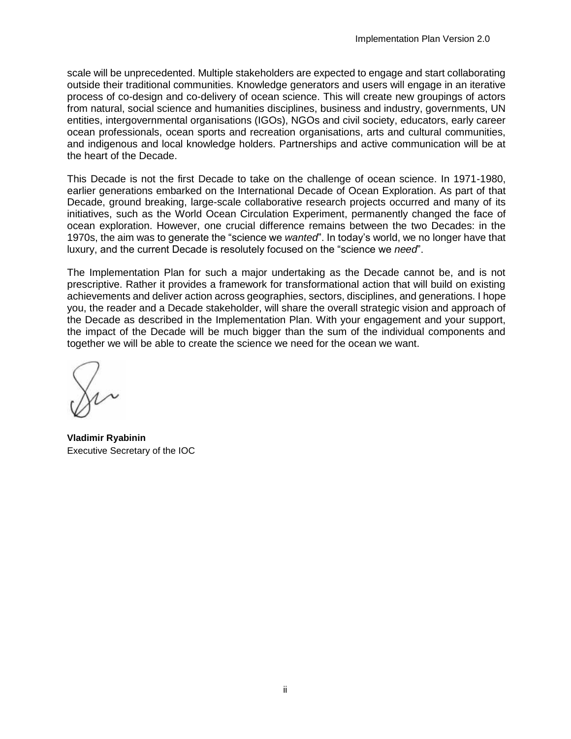scale will be unprecedented. Multiple stakeholders are expected to engage and start collaborating outside their traditional communities. Knowledge generators and users will engage in an iterative process of co-design and co-delivery of ocean science. This will create new groupings of actors from natural, social science and humanities disciplines, business and industry, governments, UN entities, intergovernmental organisations (IGOs), NGOs and civil society, educators, early career ocean professionals, ocean sports and recreation organisations, arts and cultural communities, and indigenous and local knowledge holders. Partnerships and active communication will be at the heart of the Decade.

This Decade is not the first Decade to take on the challenge of ocean science. In 1971-1980, earlier generations embarked on the International Decade of Ocean Exploration. As part of that Decade, ground breaking, large-scale collaborative research projects occurred and many of its initiatives, such as the World Ocean Circulation Experiment, permanently changed the face of ocean exploration. However, one crucial difference remains between the two Decades: in the 1970s, the aim was to generate the "science we *wanted*". In today's world, we no longer have that luxury, and the current Decade is resolutely focused on the "science we *need*".

The Implementation Plan for such a major undertaking as the Decade cannot be, and is not prescriptive. Rather it provides a framework for transformational action that will build on existing achievements and deliver action across geographies, sectors, disciplines, and generations. I hope you, the reader and a Decade stakeholder, will share the overall strategic vision and approach of the Decade as described in the Implementation Plan. With your engagement and your support, the impact of the Decade will be much bigger than the sum of the individual components and together we will be able to create the science we need for the ocean we want.

**Vladimir Ryabinin**
Executive Secretary of the IOC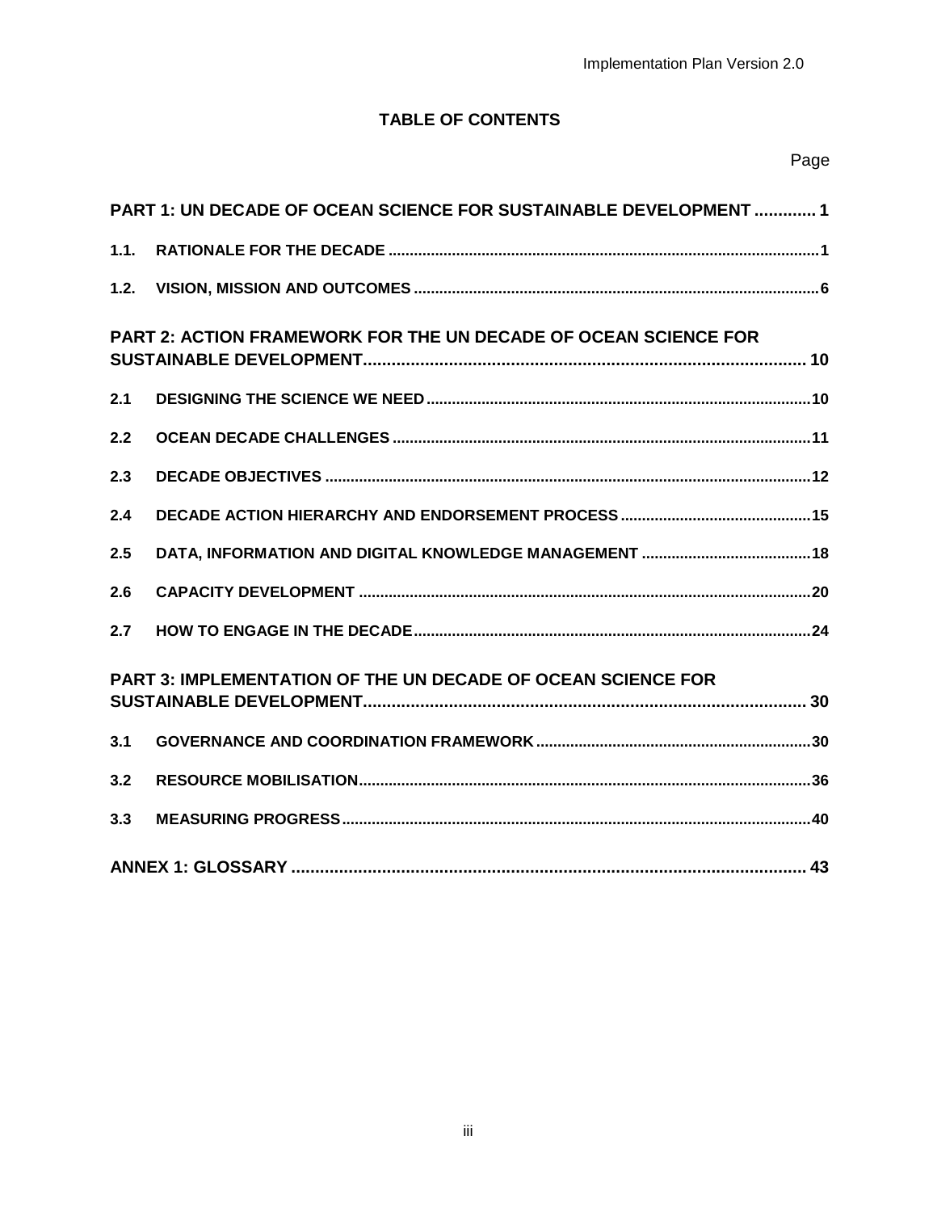## TABLE OF CONTENTS

| | | Page |
|---|---|---|
| **PART 1: UN DECADE OF OCEAN SCIENCE FOR SUSTAINABLE DEVELOPMENT** | | **1** |
| **1.1.** | **RATIONALE FOR THE DECADE** | **1** |
| **1.2.** | **VISION, MISSION AND OUTCOMES** | **6** |
| **PART 2: ACTION FRAMEWORK FOR THE UN DECADE OF OCEAN SCIENCE FOR SUSTAINABLE DEVELOPMENT** | | **10** |
| **2.1** | **DESIGNING THE SCIENCE WE NEED** | **10** |
| **2.2** | **OCEAN DECADE CHALLENGES** | **11** |
| **2.3** | **DECADE OBJECTIVES** | **12** |
| **2.4** | **DECADE ACTION HIERARCHY AND ENDORSEMENT PROCESS** | **15** |
| **2.5** | **DATA, INFORMATION AND DIGITAL KNOWLEDGE MANAGEMENT** | **18** |
| **2.6** | **CAPACITY DEVELOPMENT** | **20** |
| **2.7** | **HOW TO ENGAGE IN THE DECADE** | **24** |
| **PART 3: IMPLEMENTATION OF THE UN DECADE OF OCEAN SCIENCE FOR SUSTAINABLE DEVELOPMENT** | | **30** |
| **3.1** | **GOVERNANCE AND COORDINATION FRAMEWORK** | **30** |
| **3.2** | **RESOURCE MOBILISATION** | **36** |
| **3.3** | **MEASURING PROGRESS** | **40** |
| **ANNEX 1: GLOSSARY** | | **43** |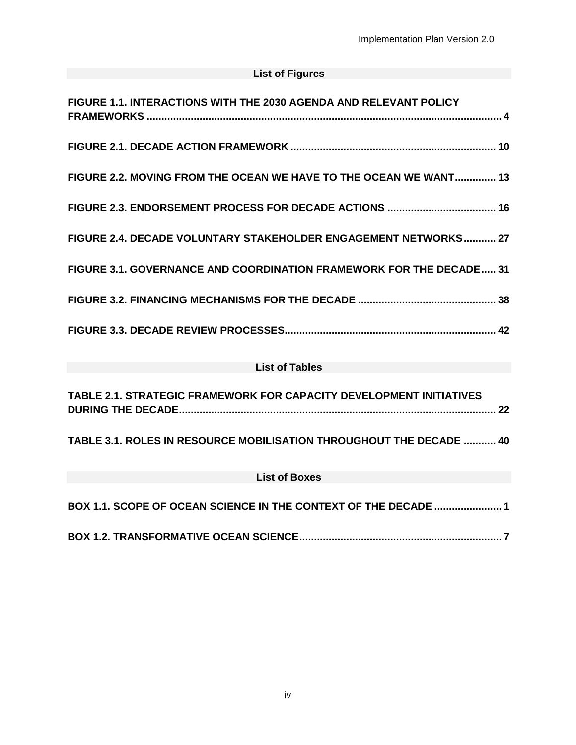## List of Figures

FIGURE 1.1. INTERACTIONS WITH THE 2030 AGENDA AND RELEVANT POLICY FRAMEWORKS ........ 4

FIGURE 2.1. DECADE ACTION FRAMEWORK ........ 10

FIGURE 2.2. MOVING FROM THE OCEAN WE HAVE TO THE OCEAN WE WANT........ 13

FIGURE 2.3. ENDORSEMENT PROCESS FOR DECADE ACTIONS ........ 16

FIGURE 2.4. DECADE VOLUNTARY STAKEHOLDER ENGAGEMENT NETWORKS........ 27

FIGURE 3.1. GOVERNANCE AND COORDINATION FRAMEWORK FOR THE DECADE........ 31

FIGURE 3.2. FINANCING MECHANISMS FOR THE DECADE ........ 38

FIGURE 3.3. DECADE REVIEW PROCESSES........ 42

## List of Tables

TABLE 2.1. STRATEGIC FRAMEWORK FOR CAPACITY DEVELOPMENT INITIATIVES DURING THE DECADE........ 22

TABLE 3.1. ROLES IN RESOURCE MOBILISATION THROUGHOUT THE DECADE ........ 40

## List of Boxes

BOX 1.1. SCOPE OF OCEAN SCIENCE IN THE CONTEXT OF THE DECADE ........ 1

BOX 1.2. TRANSFORMATIVE OCEAN SCIENCE........ 7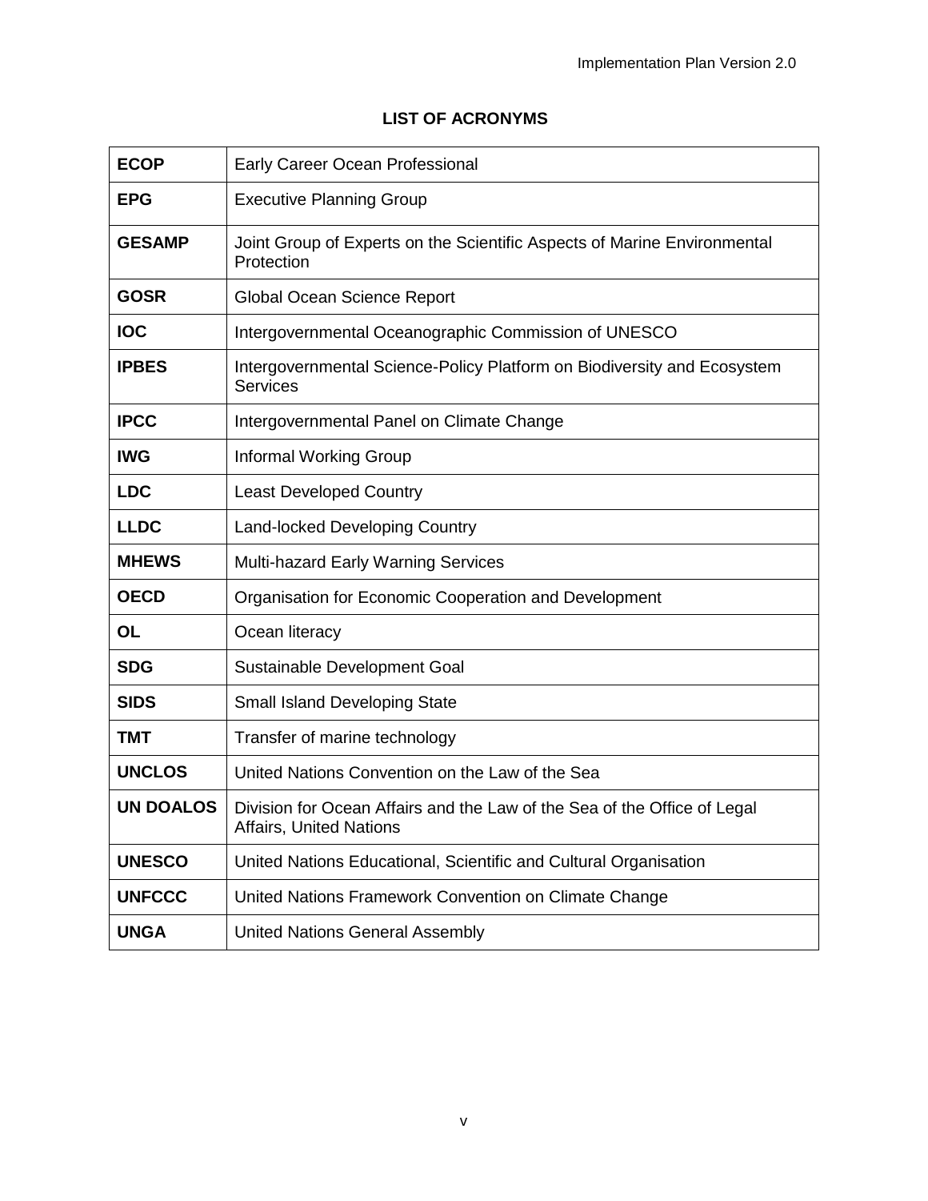## LIST OF ACRONYMS

| | |
|---|---|
| **ECOP** | Early Career Ocean Professional |
| **EPG** | Executive Planning Group |
| **GESAMP** | Joint Group of Experts on the Scientific Aspects of Marine Environmental Protection |
| **GOSR** | Global Ocean Science Report |
| **IOC** | Intergovernmental Oceanographic Commission of UNESCO |
| **IPBES** | Intergovernmental Science-Policy Platform on Biodiversity and Ecosystem Services |
| **IPCC** | Intergovernmental Panel on Climate Change |
| **IWG** | Informal Working Group |
| **LDC** | Least Developed Country |
| **LLDC** | Land-locked Developing Country |
| **MHEWS** | Multi-hazard Early Warning Services |
| **OECD** | Organisation for Economic Cooperation and Development |
| **OL** | Ocean literacy |
| **SDG** | Sustainable Development Goal |
| **SIDS** | Small Island Developing State |
| **TMT** | Transfer of marine technology |
| **UNCLOS** | United Nations Convention on the Law of the Sea |
| **UN DOALOS** | Division for Ocean Affairs and the Law of the Sea of the Office of Legal Affairs, United Nations |
| **UNESCO** | United Nations Educational, Scientific and Cultural Organisation |
| **UNFCCC** | United Nations Framework Convention on Climate Change |
| **UNGA** | United Nations General Assembly |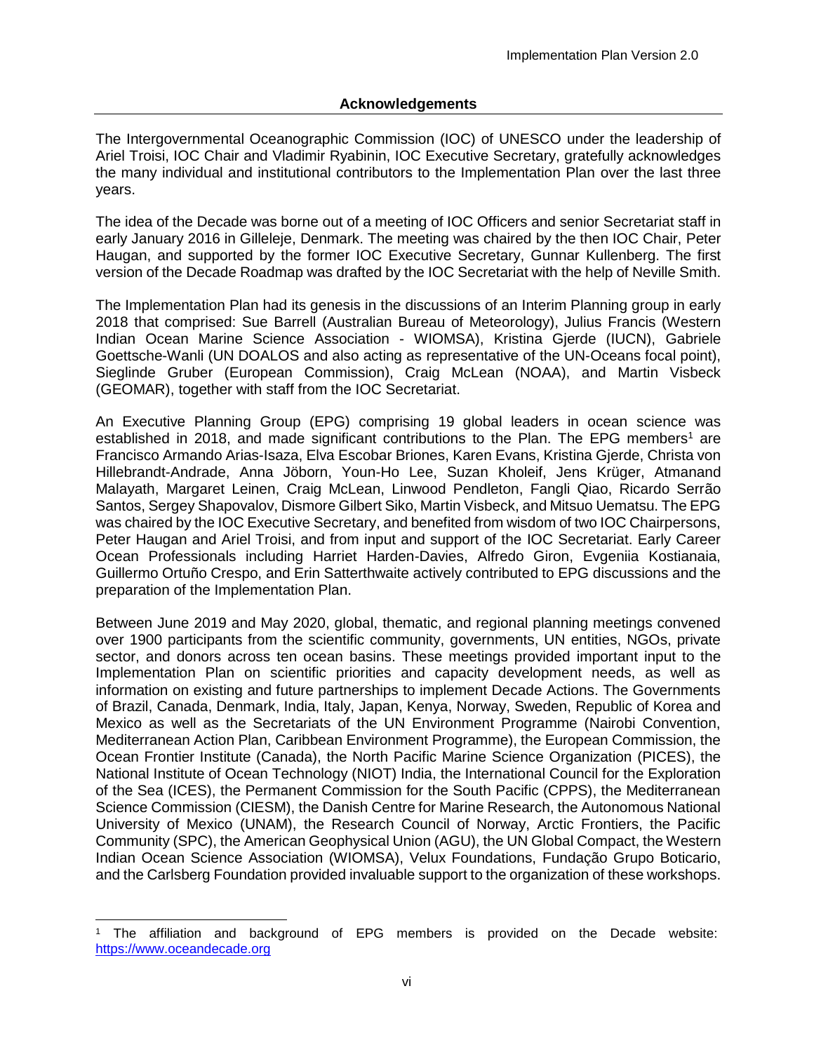## Acknowledgements

The Intergovernmental Oceanographic Commission (IOC) of UNESCO under the leadership of Ariel Troisi, IOC Chair and Vladimir Ryabinin, IOC Executive Secretary, gratefully acknowledges the many individual and institutional contributors to the Implementation Plan over the last three years.

The idea of the Decade was borne out of a meeting of IOC Officers and senior Secretariat staff in early January 2016 in Gilleleje, Denmark. The meeting was chaired by the then IOC Chair, Peter Haugan, and supported by the former IOC Executive Secretary, Gunnar Kullenberg. The first version of the Decade Roadmap was drafted by the IOC Secretariat with the help of Neville Smith.

The Implementation Plan had its genesis in the discussions of an Interim Planning group in early 2018 that comprised: Sue Barrell (Australian Bureau of Meteorology), Julius Francis (Western Indian Ocean Marine Science Association - WIOMSA), Kristina Gjerde (IUCN), Gabriele Goettsche-Wanli (UN DOALOS and also acting as representative of the UN-Oceans focal point), Sieglinde Gruber (European Commission), Craig McLean (NOAA), and Martin Visbeck (GEOMAR), together with staff from the IOC Secretariat.

An Executive Planning Group (EPG) comprising 19 global leaders in ocean science was established in 2018, and made significant contributions to the Plan. The EPG members[1] are Francisco Armando Arias-Isaza, Elva Escobar Briones, Karen Evans, Kristina Gjerde, Christa von Hillebrandt-Andrade, Anna Jöborn, Youn-Ho Lee, Suzan Kholeif, Jens Krüger, Atmanand Malayath, Margaret Leinen, Craig McLean, Linwood Pendleton, Fangli Qiao, Ricardo Serrão Santos, Sergey Shapovalov, Dismore Gilbert Siko, Martin Visbeck, and Mitsuo Uematsu. The EPG was chaired by the IOC Executive Secretary, and benefited from wisdom of two IOC Chairpersons, Peter Haugan and Ariel Troisi, and from input and support of the IOC Secretariat. Early Career Ocean Professionals including Harriet Harden-Davies, Alfredo Giron, Evgeniia Kostianaia, Guillermo Ortuño Crespo, and Erin Satterthwaite actively contributed to EPG discussions and the preparation of the Implementation Plan.

Between June 2019 and May 2020, global, thematic, and regional planning meetings convened over 1900 participants from the scientific community, governments, UN entities, NGOs, private sector, and donors across ten ocean basins. These meetings provided important input to the Implementation Plan on scientific priorities and capacity development needs, as well as information on existing and future partnerships to implement Decade Actions. The Governments of Brazil, Canada, Denmark, India, Italy, Japan, Kenya, Norway, Sweden, Republic of Korea and Mexico as well as the Secretariats of the UN Environment Programme (Nairobi Convention, Mediterranean Action Plan, Caribbean Environment Programme), the European Commission, the Ocean Frontier Institute (Canada), the North Pacific Marine Science Organization (PICES), the National Institute of Ocean Technology (NIOT) India, the International Council for the Exploration of the Sea (ICES), the Permanent Commission for the South Pacific (CPPS), the Mediterranean Science Commission (CIESM), the Danish Centre for Marine Research, the Autonomous National University of Mexico (UNAM), the Research Council of Norway, Arctic Frontiers, the Pacific Community (SPC), the American Geophysical Union (AGU), the UN Global Compact, the Western Indian Ocean Science Association (WIOMSA), Velux Foundations, Fundação Grupo Boticario, and the Carlsberg Foundation provided invaluable support to the organization of these workshops.

[1] The affiliation and background of EPG members is provided on the Decade website: https://www.oceandecade.org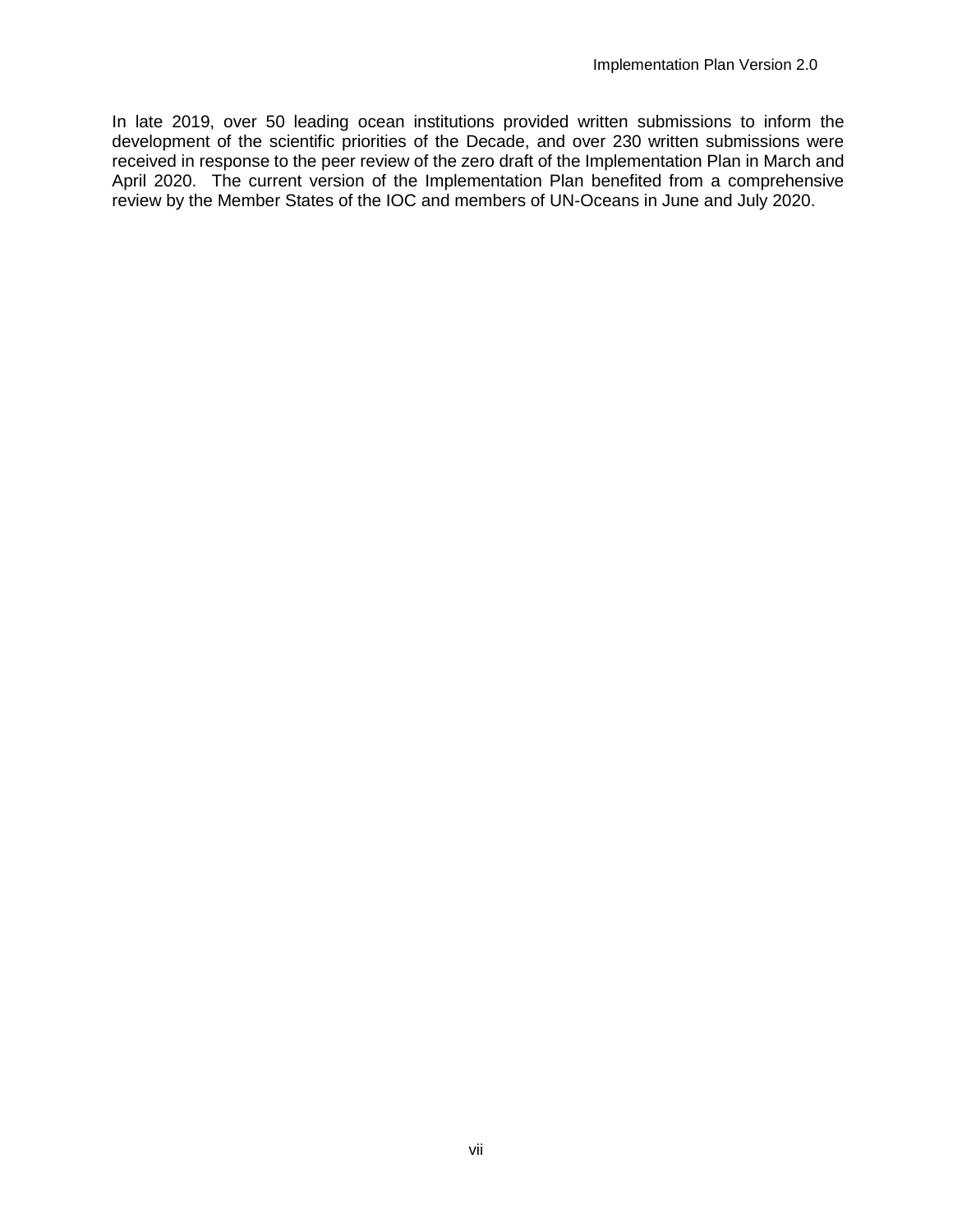In late 2019, over 50 leading ocean institutions provided written submissions to inform the development of the scientific priorities of the Decade, and over 230 written submissions were received in response to the peer review of the zero draft of the Implementation Plan in March and April 2020. The current version of the Implementation Plan benefited from a comprehensive review by the Member States of the IOC and members of UN-Oceans in June and July 2020.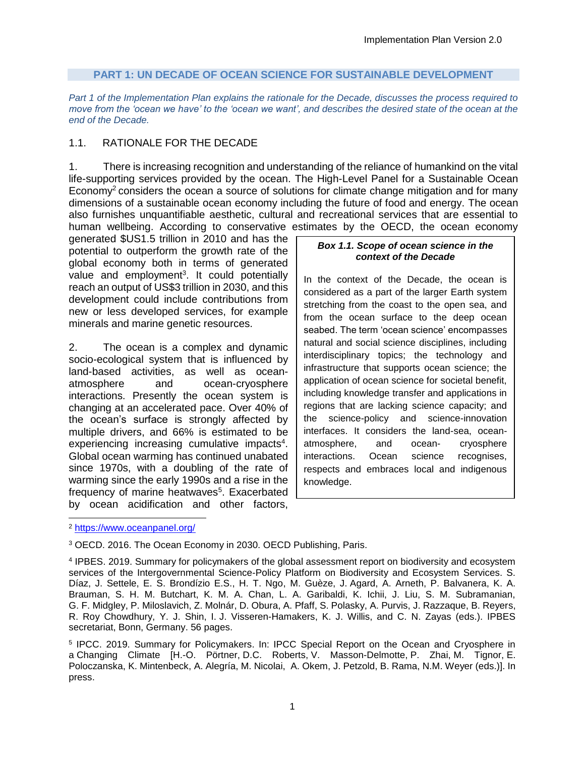## PART 1: UN DECADE OF OCEAN SCIENCE FOR SUSTAINABLE DEVELOPMENT

*Part 1 of the Implementation Plan explains the rationale for the Decade, discusses the process required to move from the 'ocean we have' to the 'ocean we want', and describes the desired state of the ocean at the end of the Decade.*

### 1.1. RATIONALE FOR THE DECADE

1. There is increasing recognition and understanding of the reliance of humankind on the vital life-supporting services provided by the ocean. The High-Level Panel for a Sustainable Ocean Economy[2] considers the ocean a source of solutions for climate change mitigation and for many dimensions of a sustainable ocean economy including the future of food and energy. The ocean also furnishes unquantifiable aesthetic, cultural and recreational services that are essential to human wellbeing. According to conservative estimates by the OECD, the ocean economy generated $US1.5 trillion in 2010 and has the potential to outperform the growth rate of the global economy both in terms of generated value and employment[3]. It could potentially reach an output of US$3 trillion in 2030, and this development could include contributions from new or less developed services, for example minerals and marine genetic resources.

> ***Box 1.1. Scope of ocean science in the context of the Decade***
>
> In the context of the Decade, the ocean is considered as a part of the larger Earth system stretching from the coast to the open sea, and from the ocean surface to the deep ocean seabed. The term 'ocean science' encompasses natural and social science disciplines, including interdisciplinary topics; the technology and infrastructure that supports ocean science; the application of ocean science for societal benefit, including knowledge transfer and applications in regions that are lacking science capacity; and the science-policy and science-innovation interfaces. It considers the land-sea, ocean-atmosphere, and ocean- cryosphere interactions. Ocean science recognises, respects and embraces local and indigenous knowledge.

2. The ocean is a complex and dynamic socio-ecological system that is influenced by land-based activities, as well as ocean-atmosphere and ocean-cryosphere interactions. Presently the ocean system is changing at an accelerated pace. Over 40% of the ocean's surface is strongly affected by multiple drivers, and 66% is estimated to be experiencing increasing cumulative impacts[4]. Global ocean warming has continued unabated since 1970s, with a doubling of the rate of warming since the early 1990s and a rise in the frequency of marine heatwaves[5]. Exacerbated by ocean acidification and other factors,

---

[2] https://www.oceanpanel.org/

[3] OECD. 2016. The Ocean Economy in 2030. OECD Publishing, Paris.

[4] IPBES. 2019. Summary for policymakers of the global assessment report on biodiversity and ecosystem services of the Intergovernmental Science-Policy Platform on Biodiversity and Ecosystem Services. S. Díaz, J. Settele, E. S. Brondízio E.S., H. T. Ngo, M. Guèze, J. Agard, A. Arneth, P. Balvanera, K. A. Brauman, S. H. M. Butchart, K. M. A. Chan, L. A. Garibaldi, K. Ichii, J. Liu, S. M. Subramanian, G. F. Midgley, P. Miloslavich, Z. Molnár, D. Obura, A. Pfaff, S. Polasky, A. Purvis, J. Razzaque, B. Reyers, R. Roy Chowdhury, Y. J. Shin, I. J. Visseren-Hamakers, K. J. Willis, and C. N. Zayas (eds.). IPBES secretariat, Bonn, Germany. 56 pages.

[5] IPCC. 2019. Summary for Policymakers. In: IPCC Special Report on the Ocean and Cryosphere in a Changing Climate [H.-O. Pörtner, D.C. Roberts, V. Masson-Delmotte, P. Zhai, M. Tignor, E. Poloczanska, K. Mintenbeck, A. Alegría, M. Nicolai, A. Okem, J. Petzold, B. Rama, N.M. Weyer (eds.)]. In press.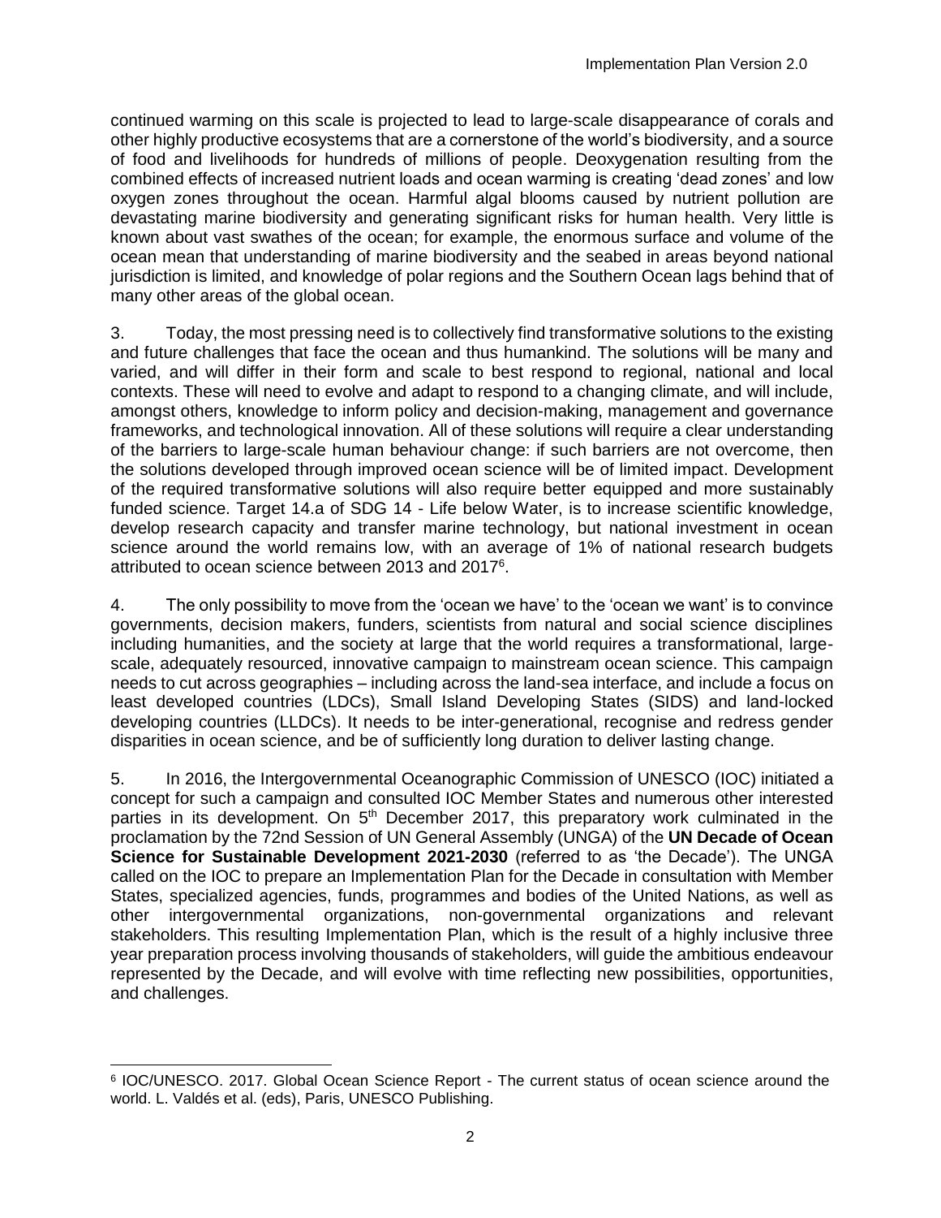continued warming on this scale is projected to lead to large-scale disappearance of corals and other highly productive ecosystems that are a cornerstone of the world's biodiversity, and a source of food and livelihoods for hundreds of millions of people. Deoxygenation resulting from the combined effects of increased nutrient loads and ocean warming is creating 'dead zones' and low oxygen zones throughout the ocean. Harmful algal blooms caused by nutrient pollution are devastating marine biodiversity and generating significant risks for human health. Very little is known about vast swathes of the ocean; for example, the enormous surface and volume of the ocean mean that understanding of marine biodiversity and the seabed in areas beyond national jurisdiction is limited, and knowledge of polar regions and the Southern Ocean lags behind that of many other areas of the global ocean.

3. Today, the most pressing need is to collectively find transformative solutions to the existing and future challenges that face the ocean and thus humankind. The solutions will be many and varied, and will differ in their form and scale to best respond to regional, national and local contexts. These will need to evolve and adapt to respond to a changing climate, and will include, amongst others, knowledge to inform policy and decision-making, management and governance frameworks, and technological innovation. All of these solutions will require a clear understanding of the barriers to large-scale human behaviour change: if such barriers are not overcome, then the solutions developed through improved ocean science will be of limited impact. Development of the required transformative solutions will also require better equipped and more sustainably funded science. Target 14.a of SDG 14 - Life below Water, is to increase scientific knowledge, develop research capacity and transfer marine technology, but national investment in ocean science around the world remains low, with an average of 1% of national research budgets attributed to ocean science between 2013 and 2017[6].

4. The only possibility to move from the 'ocean we have' to the 'ocean we want' is to convince governments, decision makers, funders, scientists from natural and social science disciplines including humanities, and the society at large that the world requires a transformational, large-scale, adequately resourced, innovative campaign to mainstream ocean science. This campaign needs to cut across geographies – including across the land-sea interface, and include a focus on least developed countries (LDCs), Small Island Developing States (SIDS) and land-locked developing countries (LLDCs). It needs to be inter-generational, recognise and redress gender disparities in ocean science, and be of sufficiently long duration to deliver lasting change.

5. In 2016, the Intergovernmental Oceanographic Commission of UNESCO (IOC) initiated a concept for such a campaign and consulted IOC Member States and numerous other interested parties in its development. On 5th December 2017, this preparatory work culminated in the proclamation by the 72nd Session of UN General Assembly (UNGA) of the **UN Decade of Ocean Science for Sustainable Development 2021-2030** (referred to as 'the Decade'). The UNGA called on the IOC to prepare an Implementation Plan for the Decade in consultation with Member States, specialized agencies, funds, programmes and bodies of the United Nations, as well as other intergovernmental organizations, non-governmental organizations and relevant stakeholders. This resulting Implementation Plan, which is the result of a highly inclusive three year preparation process involving thousands of stakeholders, will guide the ambitious endeavour represented by the Decade, and will evolve with time reflecting new possibilities, opportunities, and challenges.

[6] IOC/UNESCO. 2017. Global Ocean Science Report - The current status of ocean science around the world. L. Valdés et al. (eds), Paris, UNESCO Publishing.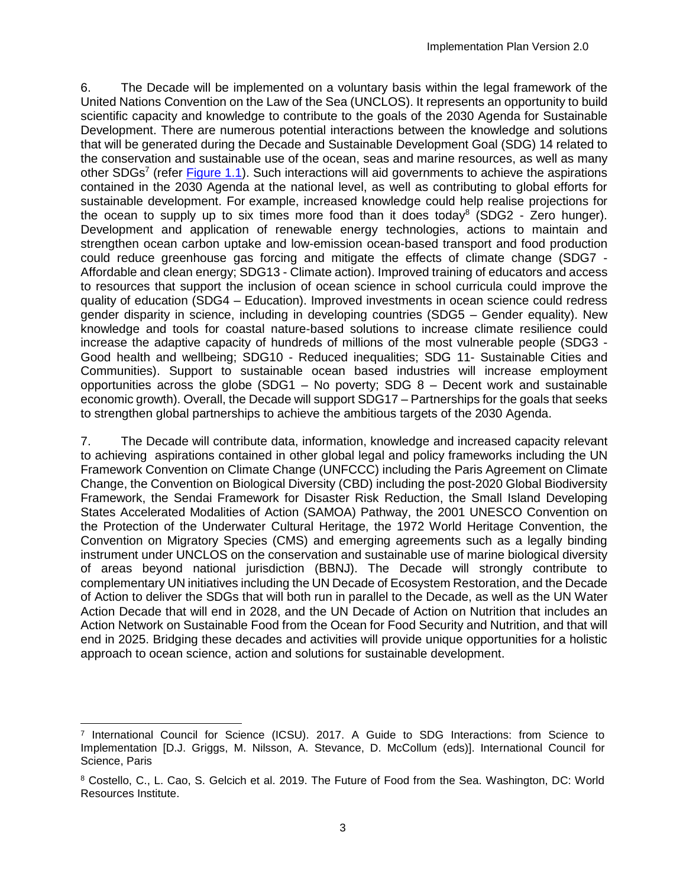6. The Decade will be implemented on a voluntary basis within the legal framework of the United Nations Convention on the Law of the Sea (UNCLOS). It represents an opportunity to build scientific capacity and knowledge to contribute to the goals of the 2030 Agenda for Sustainable Development. There are numerous potential interactions between the knowledge and solutions that will be generated during the Decade and Sustainable Development Goal (SDG) 14 related to the conservation and sustainable use of the ocean, seas and marine resources, as well as many other SDGs[7] (refer Figure 1.1). Such interactions will aid governments to achieve the aspirations contained in the 2030 Agenda at the national level, as well as contributing to global efforts for sustainable development. For example, increased knowledge could help realise projections for the ocean to supply up to six times more food than it does today[8] (SDG2 - Zero hunger). Development and application of renewable energy technologies, actions to maintain and strengthen ocean carbon uptake and low-emission ocean-based transport and food production could reduce greenhouse gas forcing and mitigate the effects of climate change (SDG7 - Affordable and clean energy; SDG13 - Climate action). Improved training of educators and access to resources that support the inclusion of ocean science in school curricula could improve the quality of education (SDG4 – Education). Improved investments in ocean science could redress gender disparity in science, including in developing countries (SDG5 – Gender equality). New knowledge and tools for coastal nature-based solutions to increase climate resilience could increase the adaptive capacity of hundreds of millions of the most vulnerable people (SDG3 - Good health and wellbeing; SDG10 - Reduced inequalities; SDG 11- Sustainable Cities and Communities). Support to sustainable ocean based industries will increase employment opportunities across the globe (SDG1 – No poverty; SDG 8 – Decent work and sustainable economic growth). Overall, the Decade will support SDG17 – Partnerships for the goals that seeks to strengthen global partnerships to achieve the ambitious targets of the 2030 Agenda.

7. The Decade will contribute data, information, knowledge and increased capacity relevant to achieving aspirations contained in other global legal and policy frameworks including the UN Framework Convention on Climate Change (UNFCCC) including the Paris Agreement on Climate Change, the Convention on Biological Diversity (CBD) including the post-2020 Global Biodiversity Framework, the Sendai Framework for Disaster Risk Reduction, the Small Island Developing States Accelerated Modalities of Action (SAMOA) Pathway, the 2001 UNESCO Convention on the Protection of the Underwater Cultural Heritage, the 1972 World Heritage Convention, the Convention on Migratory Species (CMS) and emerging agreements such as a legally binding instrument under UNCLOS on the conservation and sustainable use of marine biological diversity of areas beyond national jurisdiction (BBNJ). The Decade will strongly contribute to complementary UN initiatives including the UN Decade of Ecosystem Restoration, and the Decade of Action to deliver the SDGs that will both run in parallel to the Decade, as well as the UN Water Action Decade that will end in 2028, and the UN Decade of Action on Nutrition that includes an Action Network on Sustainable Food from the Ocean for Food Security and Nutrition, and that will end in 2025. Bridging these decades and activities will provide unique opportunities for a holistic approach to ocean science, action and solutions for sustainable development.

[7] International Council for Science (ICSU). 2017. A Guide to SDG Interactions: from Science to Implementation [D.J. Griggs, M. Nilsson, A. Stevance, D. McCollum (eds)]. International Council for Science, Paris

[8] Costello, C., L. Cao, S. Gelcich et al. 2019. The Future of Food from the Sea. Washington, DC: World Resources Institute.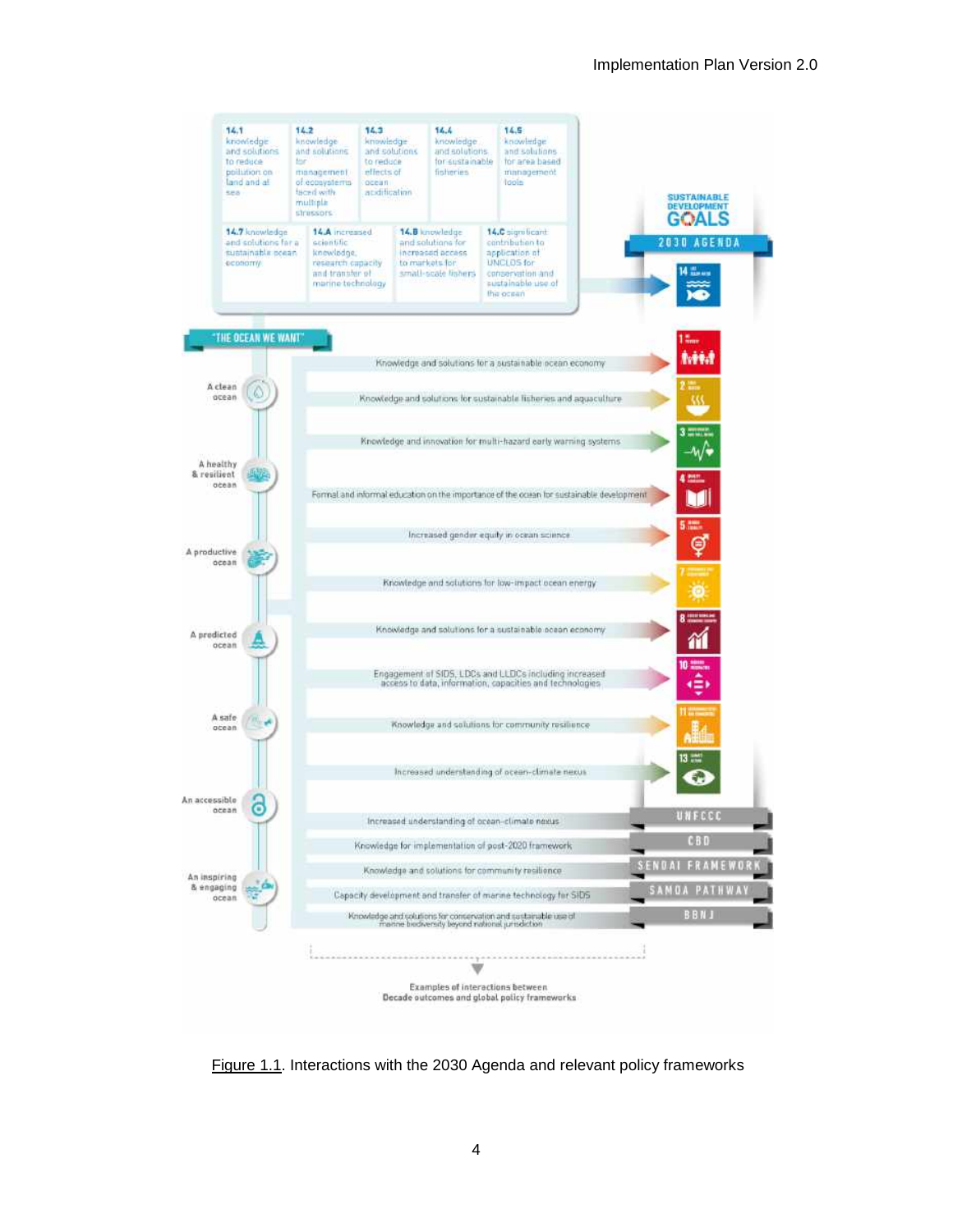14.1 knowledge and solutions to reduce pollution on land and at sea

14.2 knowledge and solutions for management of ecosystems faced with multiple stressors

14.3 knowledge and solutions to reduce effects of ocean acidification

14.4 knowledge and solutions for sustainable fisheries

14.5 knowledge and solutions for area based management tools

14.7 knowledge and solutions for a sustainable ocean economy

14.A increased scientific knowledge, research capacity and transfer of marine technology

14.B knowledge and solutions for increased access to markets for small-scale fishers

14.C significant contribution to application of UNCLOS for conservation and sustainable use of the ocean

SUSTAINABLE DEVELOPMENT GOALS

2030 AGENDA

"THE OCEAN WE WANT"

- A clean ocean
- A healthy & resilient ocean
- A productive ocean
- A predicted ocean
- A safe ocean
- An accessible ocean
- An inspiring & engaging ocean

| Decade outcome interaction | Framework |
|---|---|
| Knowledge and solutions for a sustainable ocean economy | SDG 1 |
| Knowledge and solutions for sustainable fisheries and aquaculture | SDG 2 |
| Knowledge and innovation for multi-hazard early warning systems | SDG 3 |
| Formal and informal education on the importance of the ocean for sustainable development | SDG 4 |
| Increased gender equity in ocean science | SDG 5 |
| Knowledge and solutions for low-impact ocean energy | SDG 7 |
| Knowledge and solutions for a sustainable ocean economy | SDG 8 |
| Engagement of SIDS, LDCs and LLDCs including increased access to data, information, capacities and technologies | SDG 10 |
| Knowledge and solutions for community resilience | SDG 11 |
| Increased understanding of ocean-climate nexus | SDG 13 |
| Increased understanding of ocean-climate nexus | UNFCCC |
| Knowledge for implementation of post-2020 framework | CBD |
| Knowledge and solutions for community resilience | SENDAI FRAMEWORK |
| Capacity development and transfer of marine technology for SIDS | SAMOA PATHWAY |
| Knowledge and solutions for conservation and sustainable use of marine biodiversity beyond national jurisdiction | BBNJ |

Examples of interactions between Decade outcomes and global policy frameworks

Figure 1.1. Interactions with the 2030 Agenda and relevant policy frameworks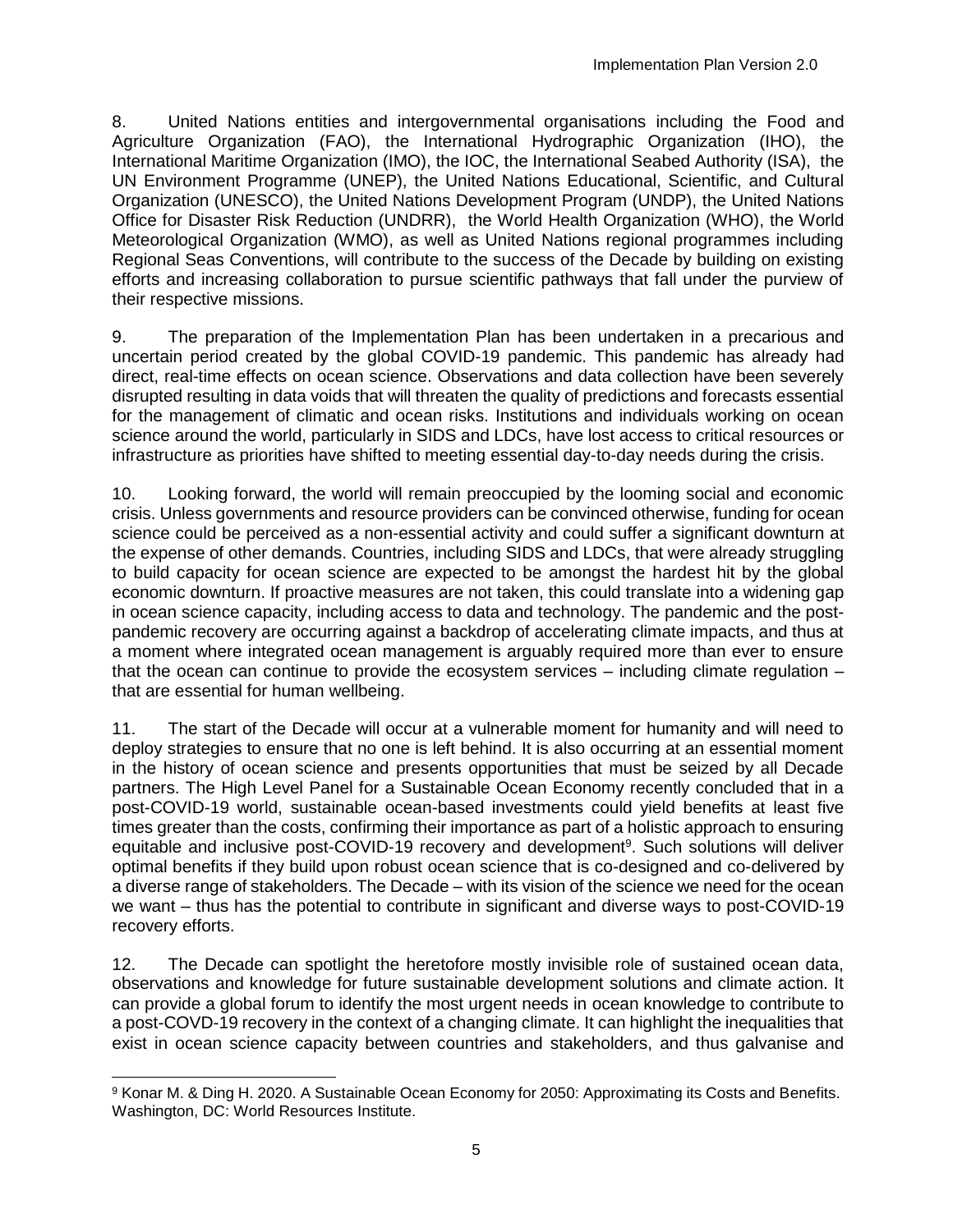8. United Nations entities and intergovernmental organisations including the Food and Agriculture Organization (FAO), the International Hydrographic Organization (IHO), the International Maritime Organization (IMO), the IOC, the International Seabed Authority (ISA), the UN Environment Programme (UNEP), the United Nations Educational, Scientific, and Cultural Organization (UNESCO), the United Nations Development Program (UNDP), the United Nations Office for Disaster Risk Reduction (UNDRR), the World Health Organization (WHO), the World Meteorological Organization (WMO), as well as United Nations regional programmes including Regional Seas Conventions, will contribute to the success of the Decade by building on existing efforts and increasing collaboration to pursue scientific pathways that fall under the purview of their respective missions.

9. The preparation of the Implementation Plan has been undertaken in a precarious and uncertain period created by the global COVID-19 pandemic. This pandemic has already had direct, real-time effects on ocean science. Observations and data collection have been severely disrupted resulting in data voids that will threaten the quality of predictions and forecasts essential for the management of climatic and ocean risks. Institutions and individuals working on ocean science around the world, particularly in SIDS and LDCs, have lost access to critical resources or infrastructure as priorities have shifted to meeting essential day-to-day needs during the crisis.

10. Looking forward, the world will remain preoccupied by the looming social and economic crisis. Unless governments and resource providers can be convinced otherwise, funding for ocean science could be perceived as a non-essential activity and could suffer a significant downturn at the expense of other demands. Countries, including SIDS and LDCs, that were already struggling to build capacity for ocean science are expected to be amongst the hardest hit by the global economic downturn. If proactive measures are not taken, this could translate into a widening gap in ocean science capacity, including access to data and technology. The pandemic and the post-pandemic recovery are occurring against a backdrop of accelerating climate impacts, and thus at a moment where integrated ocean management is arguably required more than ever to ensure that the ocean can continue to provide the ecosystem services – including climate regulation – that are essential for human wellbeing.

11. The start of the Decade will occur at a vulnerable moment for humanity and will need to deploy strategies to ensure that no one is left behind. It is also occurring at an essential moment in the history of ocean science and presents opportunities that must be seized by all Decade partners. The High Level Panel for a Sustainable Ocean Economy recently concluded that in a post-COVID-19 world, sustainable ocean-based investments could yield benefits at least five times greater than the costs, confirming their importance as part of a holistic approach to ensuring equitable and inclusive post-COVID-19 recovery and development[9]. Such solutions will deliver optimal benefits if they build upon robust ocean science that is co-designed and co-delivered by a diverse range of stakeholders. The Decade – with its vision of the science we need for the ocean we want – thus has the potential to contribute in significant and diverse ways to post-COVID-19 recovery efforts.

12. The Decade can spotlight the heretofore mostly invisible role of sustained ocean data, observations and knowledge for future sustainable development solutions and climate action. It can provide a global forum to identify the most urgent needs in ocean knowledge to contribute to a post-COVD-19 recovery in the context of a changing climate. It can highlight the inequalities that exist in ocean science capacity between countries and stakeholders, and thus galvanise and

---

[9] Konar M. & Ding H. 2020. A Sustainable Ocean Economy for 2050: Approximating its Costs and Benefits. Washington, DC: World Resources Institute.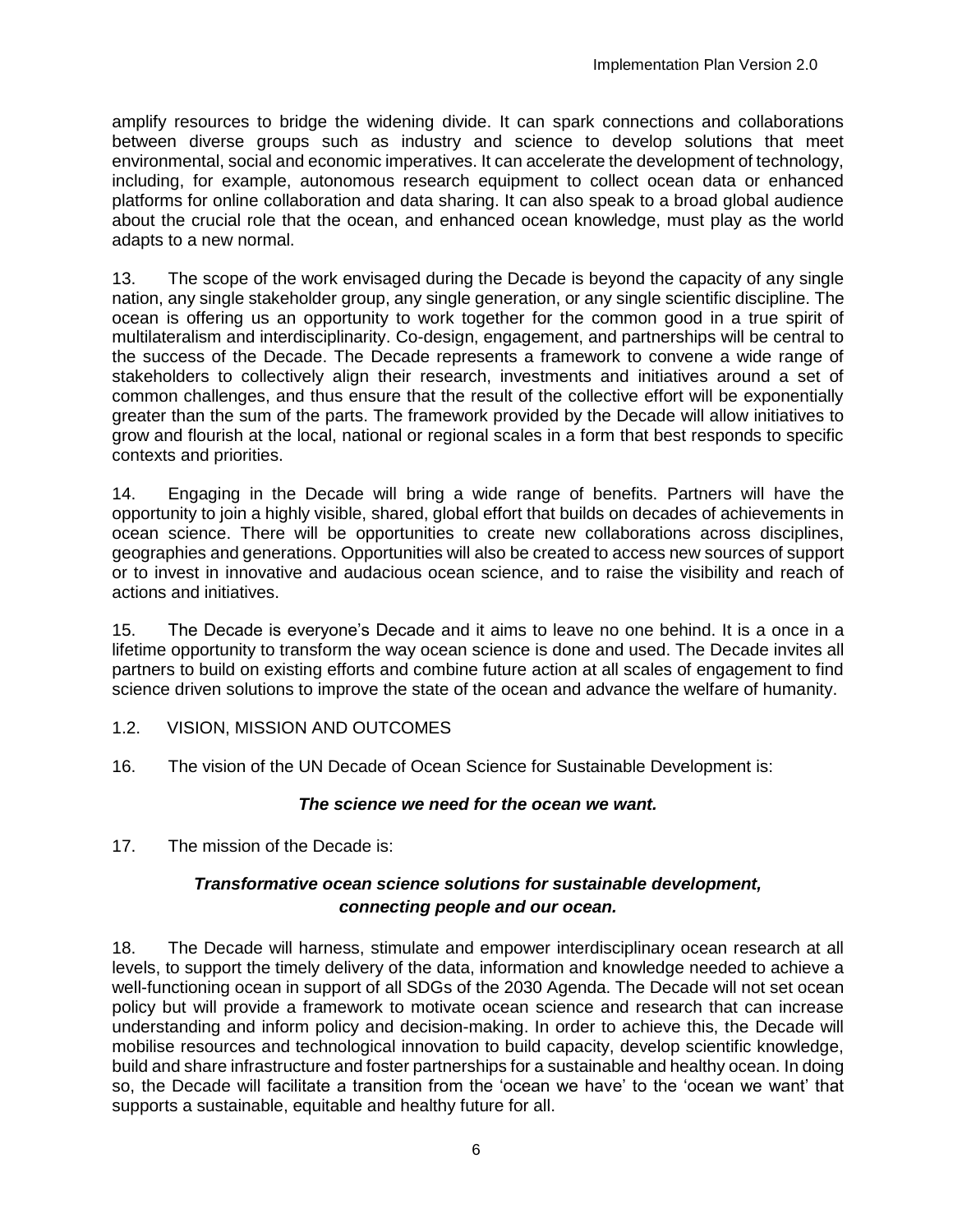amplify resources to bridge the widening divide. It can spark connections and collaborations between diverse groups such as industry and science to develop solutions that meet environmental, social and economic imperatives. It can accelerate the development of technology, including, for example, autonomous research equipment to collect ocean data or enhanced platforms for online collaboration and data sharing. It can also speak to a broad global audience about the crucial role that the ocean, and enhanced ocean knowledge, must play as the world adapts to a new normal.

13. The scope of the work envisaged during the Decade is beyond the capacity of any single nation, any single stakeholder group, any single generation, or any single scientific discipline. The ocean is offering us an opportunity to work together for the common good in a true spirit of multilateralism and interdisciplinarity. Co-design, engagement, and partnerships will be central to the success of the Decade. The Decade represents a framework to convene a wide range of stakeholders to collectively align their research, investments and initiatives around a set of common challenges, and thus ensure that the result of the collective effort will be exponentially greater than the sum of the parts. The framework provided by the Decade will allow initiatives to grow and flourish at the local, national or regional scales in a form that best responds to specific contexts and priorities.

14. Engaging in the Decade will bring a wide range of benefits. Partners will have the opportunity to join a highly visible, shared, global effort that builds on decades of achievements in ocean science. There will be opportunities to create new collaborations across disciplines, geographies and generations. Opportunities will also be created to access new sources of support or to invest in innovative and audacious ocean science, and to raise the visibility and reach of actions and initiatives.

15. The Decade is everyone's Decade and it aims to leave no one behind. It is a once in a lifetime opportunity to transform the way ocean science is done and used. The Decade invites all partners to build on existing efforts and combine future action at all scales of engagement to find science driven solutions to improve the state of the ocean and advance the welfare of humanity.

## 1.2. VISION, MISSION AND OUTCOMES

16. The vision of the UN Decade of Ocean Science for Sustainable Development is:

***The science we need for the ocean we want.***

17. The mission of the Decade is:

***Transformative ocean science solutions for sustainable development, connecting people and our ocean.***

18. The Decade will harness, stimulate and empower interdisciplinary ocean research at all levels, to support the timely delivery of the data, information and knowledge needed to achieve a well-functioning ocean in support of all SDGs of the 2030 Agenda. The Decade will not set ocean policy but will provide a framework to motivate ocean science and research that can increase understanding and inform policy and decision-making. In order to achieve this, the Decade will mobilise resources and technological innovation to build capacity, develop scientific knowledge, build and share infrastructure and foster partnerships for a sustainable and healthy ocean. In doing so, the Decade will facilitate a transition from the 'ocean we have' to the 'ocean we want' that supports a sustainable, equitable and healthy future for all.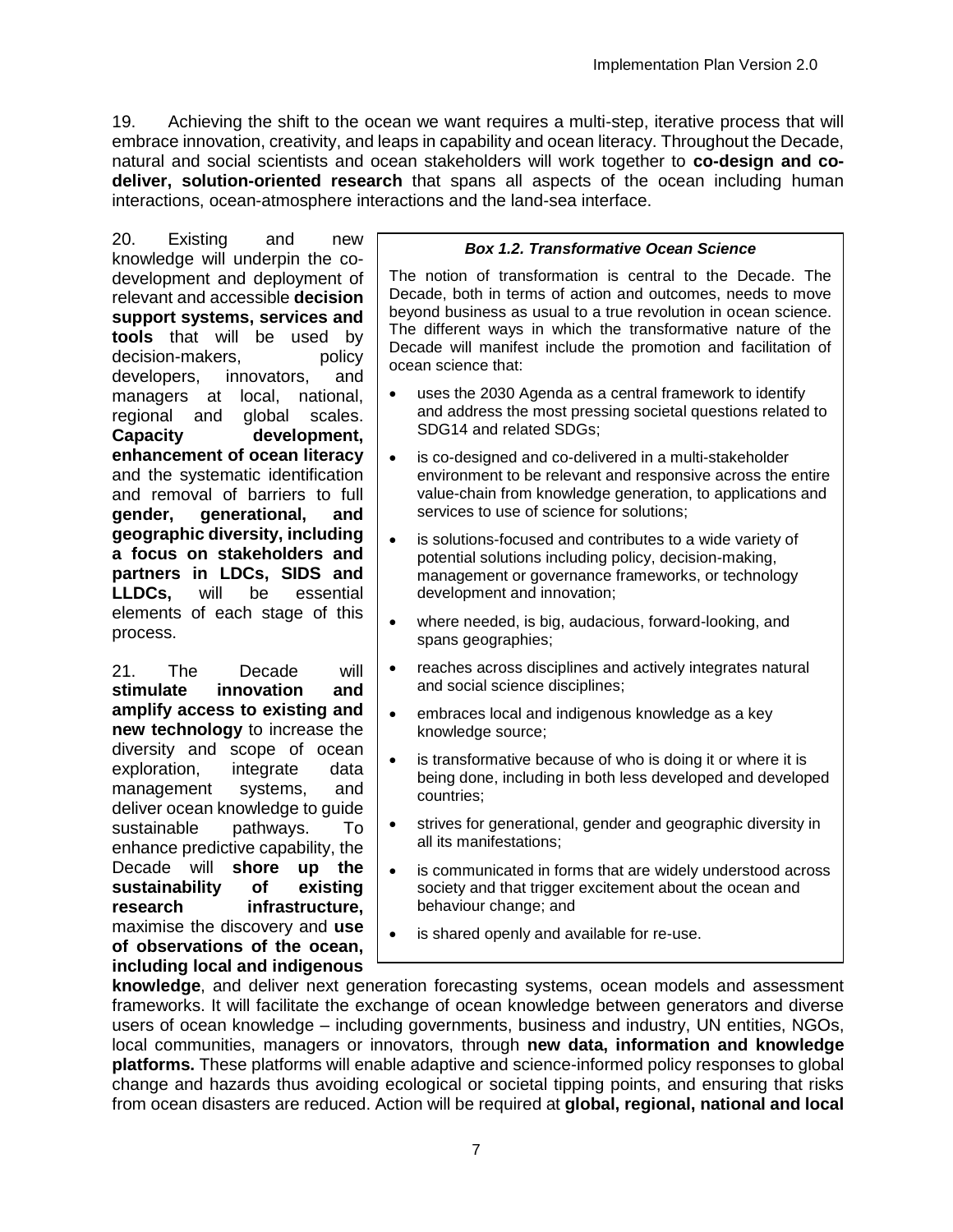19. Achieving the shift to the ocean we want requires a multi-step, iterative process that will embrace innovation, creativity, and leaps in capability and ocean literacy. Throughout the Decade, natural and social scientists and ocean stakeholders will work together to **co-design and co-deliver, solution-oriented research** that spans all aspects of the ocean including human interactions, ocean-atmosphere interactions and the land-sea interface.

20. Existing and new knowledge will underpin the co-development and deployment of relevant and accessible **decision support systems, services and tools** that will be used by decision-makers, policy developers, innovators, and managers at local, national, regional and global scales. **Capacity development, enhancement of ocean literacy** and the systematic identification and removal of barriers to full **gender, generational, and geographic diversity, including a focus on stakeholders and partners in LDCs, SIDS and LLDCs,** will be essential elements of each stage of this process.

21. The Decade will **stimulate innovation and amplify access to existing and new technology** to increase the diversity and scope of ocean exploration, integrate data management systems, and deliver ocean knowledge to guide sustainable pathways. To enhance predictive capability, the Decade will **shore up the sustainability of existing research infrastructure,** maximise the discovery and **use of observations of the ocean, including local and indigenous knowledge**, and deliver next generation forecasting systems, ocean models and assessment frameworks. It will facilitate the exchange of ocean knowledge between generators and diverse users of ocean knowledge – including governments, business and industry, UN entities, NGOs, local communities, managers or innovators, through **new data, information and knowledge platforms.** These platforms will enable adaptive and science-informed policy responses to global change and hazards thus avoiding ecological or societal tipping points, and ensuring that risks from ocean disasters are reduced. Action will be required at **global, regional, national and local**

> ***Box 1.2. Transformative Ocean Science***
>
> The notion of transformation is central to the Decade. The Decade, both in terms of action and outcomes, needs to move beyond business as usual to a true revolution in ocean science. The different ways in which the transformative nature of the Decade will manifest include the promotion and facilitation of ocean science that:
>
> - uses the 2030 Agenda as a central framework to identify and address the most pressing societal questions related to SDG14 and related SDGs;
> - is co-designed and co-delivered in a multi-stakeholder environment to be relevant and responsive across the entire value-chain from knowledge generation, to applications and services to use of science for solutions;
> - is solutions-focused and contributes to a wide variety of potential solutions including policy, decision-making, management or governance frameworks, or technology development and innovation;
> - where needed, is big, audacious, forward-looking, and spans geographies;
> - reaches across disciplines and actively integrates natural and social science disciplines;
> - embraces local and indigenous knowledge as a key knowledge source;
> - is transformative because of who is doing it or where it is being done, including in both less developed and developed countries;
> - strives for generational, gender and geographic diversity in all its manifestations;
> - is communicated in forms that are widely understood across society and that trigger excitement about the ocean and behaviour change; and
> - is shared openly and available for re-use.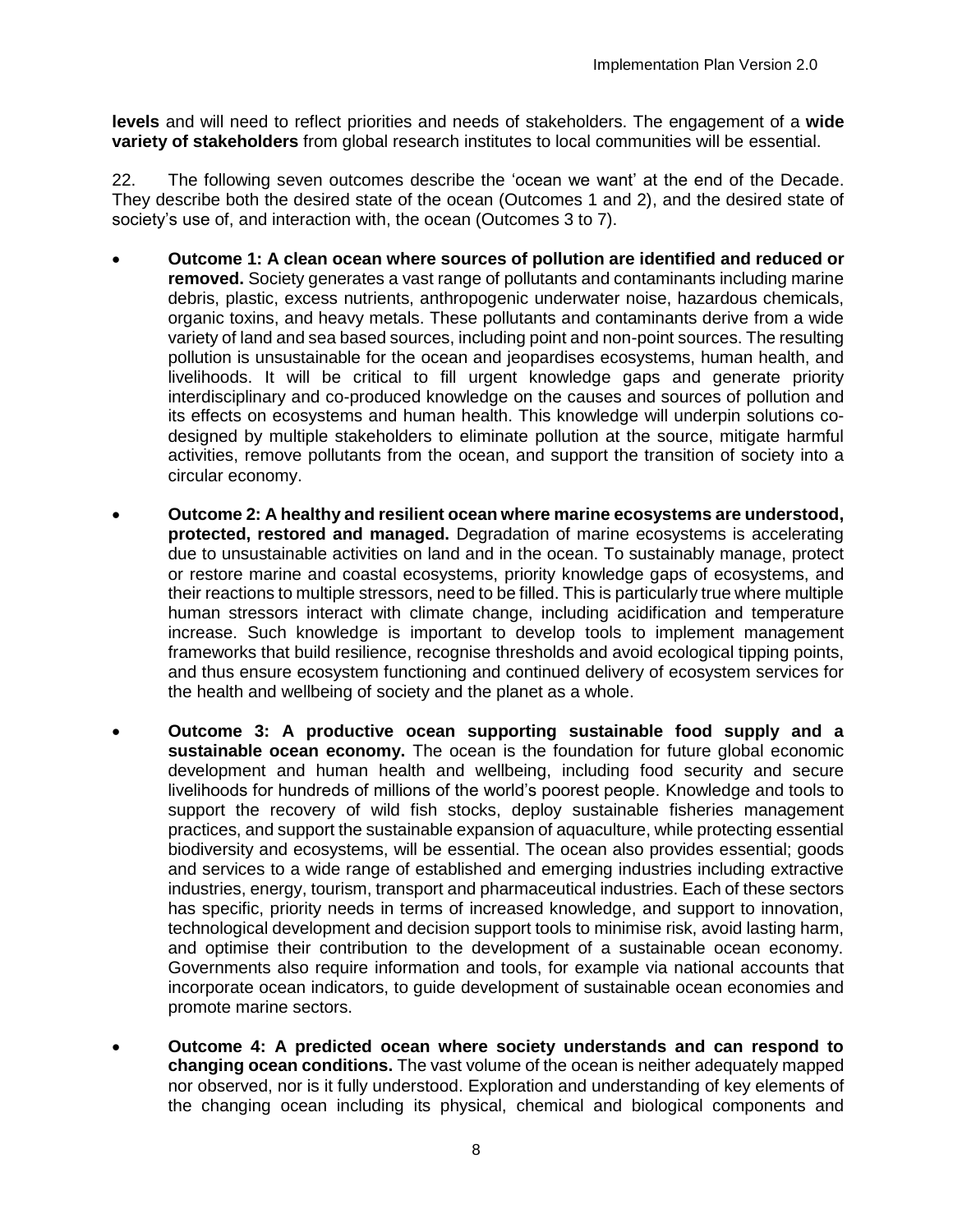**levels** and will need to reflect priorities and needs of stakeholders. The engagement of a **wide variety of stakeholders** from global research institutes to local communities will be essential.

22. The following seven outcomes describe the 'ocean we want' at the end of the Decade. They describe both the desired state of the ocean (Outcomes 1 and 2), and the desired state of society's use of, and interaction with, the ocean (Outcomes 3 to 7).

- **Outcome 1: A clean ocean where sources of pollution are identified and reduced or removed.** Society generates a vast range of pollutants and contaminants including marine debris, plastic, excess nutrients, anthropogenic underwater noise, hazardous chemicals, organic toxins, and heavy metals. These pollutants and contaminants derive from a wide variety of land and sea based sources, including point and non-point sources. The resulting pollution is unsustainable for the ocean and jeopardises ecosystems, human health, and livelihoods. It will be critical to fill urgent knowledge gaps and generate priority interdisciplinary and co-produced knowledge on the causes and sources of pollution and its effects on ecosystems and human health. This knowledge will underpin solutions co-designed by multiple stakeholders to eliminate pollution at the source, mitigate harmful activities, remove pollutants from the ocean, and support the transition of society into a circular economy.
- **Outcome 2: A healthy and resilient ocean where marine ecosystems are understood, protected, restored and managed.** Degradation of marine ecosystems is accelerating due to unsustainable activities on land and in the ocean. To sustainably manage, protect or restore marine and coastal ecosystems, priority knowledge gaps of ecosystems, and their reactions to multiple stressors, need to be filled. This is particularly true where multiple human stressors interact with climate change, including acidification and temperature increase. Such knowledge is important to develop tools to implement management frameworks that build resilience, recognise thresholds and avoid ecological tipping points, and thus ensure ecosystem functioning and continued delivery of ecosystem services for the health and wellbeing of society and the planet as a whole.
- **Outcome 3: A productive ocean supporting sustainable food supply and a sustainable ocean economy.** The ocean is the foundation for future global economic development and human health and wellbeing, including food security and secure livelihoods for hundreds of millions of the world's poorest people. Knowledge and tools to support the recovery of wild fish stocks, deploy sustainable fisheries management practices, and support the sustainable expansion of aquaculture, while protecting essential biodiversity and ecosystems, will be essential. The ocean also provides essential; goods and services to a wide range of established and emerging industries including extractive industries, energy, tourism, transport and pharmaceutical industries. Each of these sectors has specific, priority needs in terms of increased knowledge, and support to innovation, technological development and decision support tools to minimise risk, avoid lasting harm, and optimise their contribution to the development of a sustainable ocean economy. Governments also require information and tools, for example via national accounts that incorporate ocean indicators, to guide development of sustainable ocean economies and promote marine sectors.
- **Outcome 4: A predicted ocean where society understands and can respond to changing ocean conditions.** The vast volume of the ocean is neither adequately mapped nor observed, nor is it fully understood. Exploration and understanding of key elements of the changing ocean including its physical, chemical and biological components and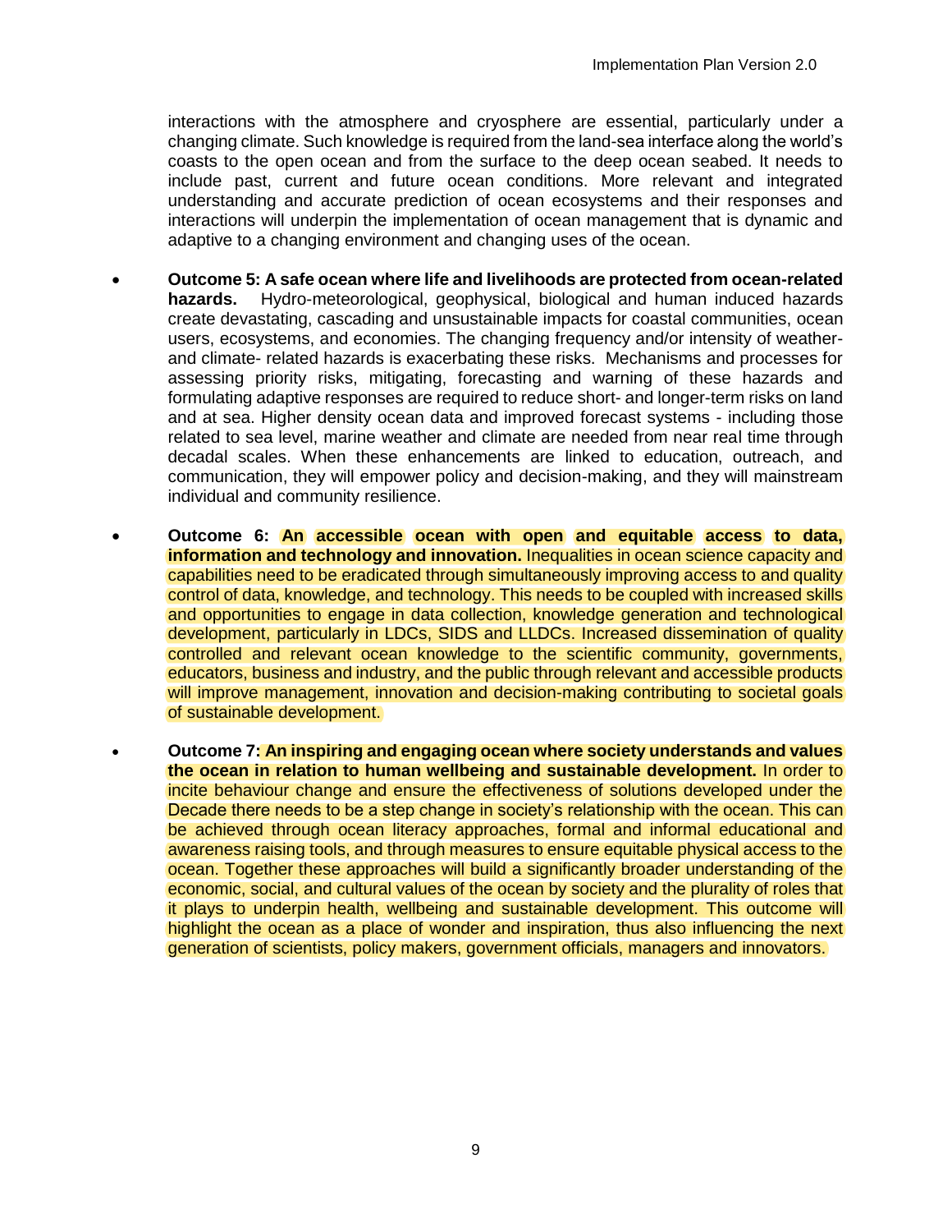interactions with the atmosphere and cryosphere are essential, particularly under a changing climate. Such knowledge is required from the land-sea interface along the world's coasts to the open ocean and from the surface to the deep ocean seabed. It needs to include past, current and future ocean conditions. More relevant and integrated understanding and accurate prediction of ocean ecosystems and their responses and interactions will underpin the implementation of ocean management that is dynamic and adaptive to a changing environment and changing uses of the ocean.

- **Outcome 5: A safe ocean where life and livelihoods are protected from ocean-related hazards.** Hydro-meteorological, geophysical, biological and human induced hazards create devastating, cascading and unsustainable impacts for coastal communities, ocean users, ecosystems, and economies. The changing frequency and/or intensity of weather- and climate- related hazards is exacerbating these risks. Mechanisms and processes for assessing priority risks, mitigating, forecasting and warning of these hazards and formulating adaptive responses are required to reduce short- and longer-term risks on land and at sea. Higher density ocean data and improved forecast systems - including those related to sea level, marine weather and climate are needed from near real time through decadal scales. When these enhancements are linked to education, outreach, and communication, they will empower policy and decision-making, and they will mainstream individual and community resilience.

- **Outcome 6: An accessible ocean with open and equitable access to data, information and technology and innovation.** Inequalities in ocean science capacity and capabilities need to be eradicated through simultaneously improving access to and quality control of data, knowledge, and technology. This needs to be coupled with increased skills and opportunities to engage in data collection, knowledge generation and technological development, particularly in LDCs, SIDS and LLDCs. Increased dissemination of quality controlled and relevant ocean knowledge to the scientific community, governments, educators, business and industry, and the public through relevant and accessible products will improve management, innovation and decision-making contributing to societal goals of sustainable development.

- **Outcome 7: An inspiring and engaging ocean where society understands and values the ocean in relation to human wellbeing and sustainable development.** In order to incite behaviour change and ensure the effectiveness of solutions developed under the Decade there needs to be a step change in society's relationship with the ocean. This can be achieved through ocean literacy approaches, formal and informal educational and awareness raising tools, and through measures to ensure equitable physical access to the ocean. Together these approaches will build a significantly broader understanding of the economic, social, and cultural values of the ocean by society and the plurality of roles that it plays to underpin health, wellbeing and sustainable development. This outcome will highlight the ocean as a place of wonder and inspiration, thus also influencing the next generation of scientists, policy makers, government officials, managers and innovators.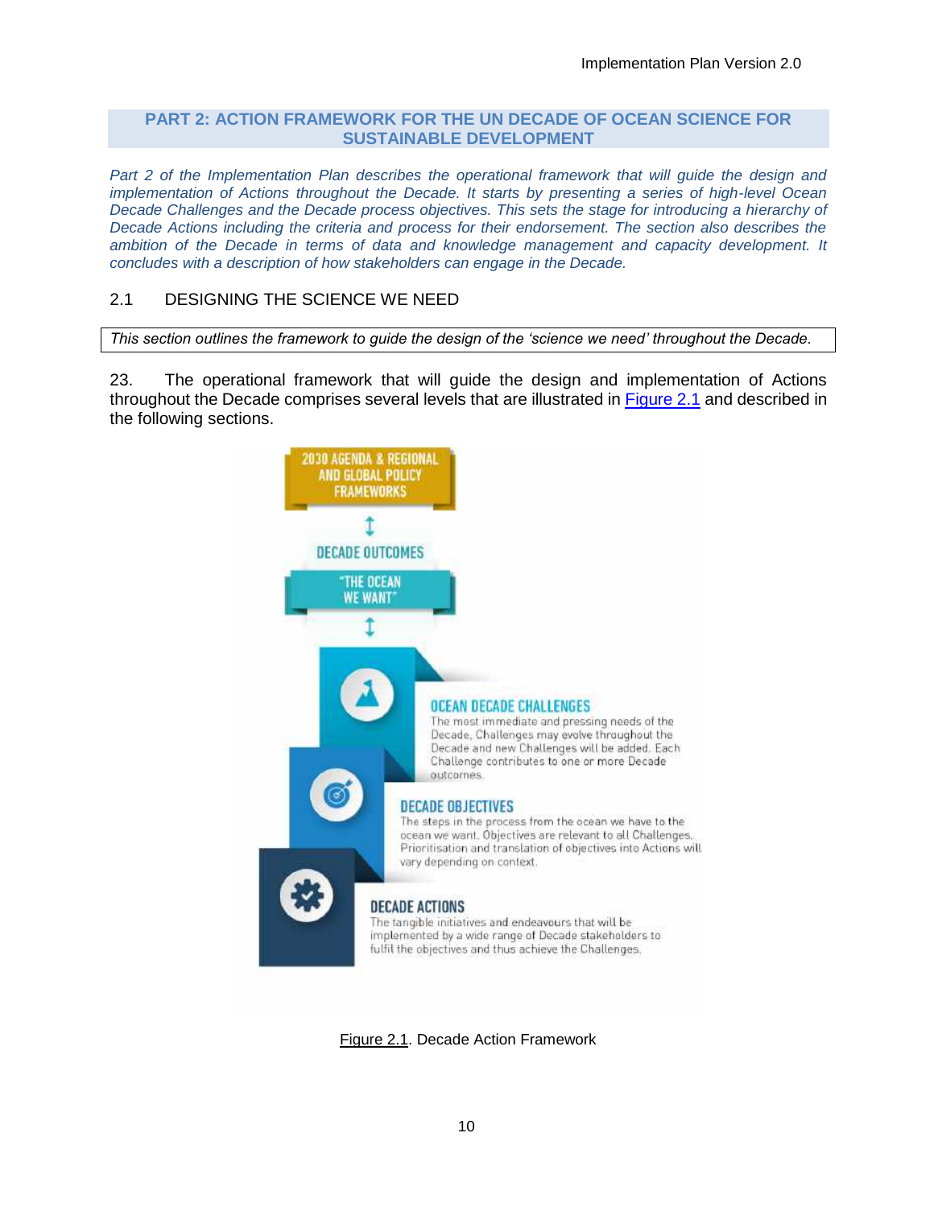## PART 2: ACTION FRAMEWORK FOR THE UN DECADE OF OCEAN SCIENCE FOR SUSTAINABLE DEVELOPMENT

*Part 2 of the Implementation Plan describes the operational framework that will guide the design and implementation of Actions throughout the Decade. It starts by presenting a series of high-level Ocean Decade Challenges and the Decade process objectives. This sets the stage for introducing a hierarchy of Decade Actions including the criteria and process for their endorsement. The section also describes the ambition of the Decade in terms of data and knowledge management and capacity development. It concludes with a description of how stakeholders can engage in the Decade.*

### 2.1 DESIGNING THE SCIENCE WE NEED

*This section outlines the framework to guide the design of the 'science we need' throughout the Decade.*

23. The operational framework that will guide the design and implementation of Actions throughout the Decade comprises several levels that are illustrated in Figure 2.1 and described in the following sections.

2030 AGENDA & REGIONAL AND GLOBAL POLICY FRAMEWORKS

DECADE OUTCOMES

"THE OCEAN WE WANT"

**OCEAN DECADE CHALLENGES**
The most immediate and pressing needs of the Decade. Challenges may evolve throughout the Decade and new Challenges will be added. Each Challenge contributes to one or more Decade outcomes.

**DECADE OBJECTIVES**
The steps in the process from the ocean we have to the ocean we want. Objectives are relevant to all Challenges. Prioritisation and translation of objectives into Actions will vary depending on context.

**DECADE ACTIONS**
The tangible initiatives and endeavours that will be implemented by a wide range of Decade stakeholders to fulfil the objectives and thus achieve the Challenges.

Figure 2.1. Decade Action Framework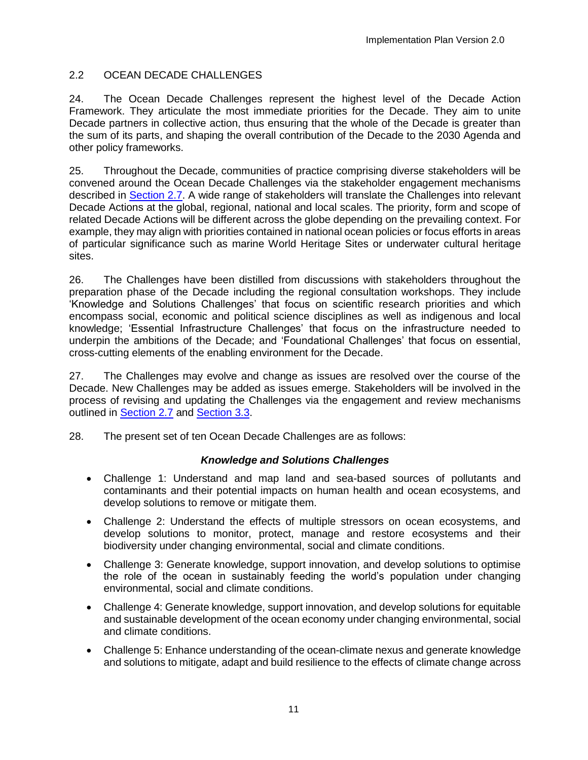## 2.2 OCEAN DECADE CHALLENGES

24. The Ocean Decade Challenges represent the highest level of the Decade Action Framework. They articulate the most immediate priorities for the Decade. They aim to unite Decade partners in collective action, thus ensuring that the whole of the Decade is greater than the sum of its parts, and shaping the overall contribution of the Decade to the 2030 Agenda and other policy frameworks.

25. Throughout the Decade, communities of practice comprising diverse stakeholders will be convened around the Ocean Decade Challenges via the stakeholder engagement mechanisms described in Section 2.7. A wide range of stakeholders will translate the Challenges into relevant Decade Actions at the global, regional, national and local scales. The priority, form and scope of related Decade Actions will be different across the globe depending on the prevailing context. For example, they may align with priorities contained in national ocean policies or focus efforts in areas of particular significance such as marine World Heritage Sites or underwater cultural heritage sites.

26. The Challenges have been distilled from discussions with stakeholders throughout the preparation phase of the Decade including the regional consultation workshops. They include 'Knowledge and Solutions Challenges' that focus on scientific research priorities and which encompass social, economic and political science disciplines as well as indigenous and local knowledge; 'Essential Infrastructure Challenges' that focus on the infrastructure needed to underpin the ambitions of the Decade; and 'Foundational Challenges' that focus on essential, cross-cutting elements of the enabling environment for the Decade.

27. The Challenges may evolve and change as issues are resolved over the course of the Decade. New Challenges may be added as issues emerge. Stakeholders will be involved in the process of revising and updating the Challenges via the engagement and review mechanisms outlined in Section 2.7 and Section 3.3.

28. The present set of ten Ocean Decade Challenges are as follows:

***Knowledge and Solutions Challenges***

- Challenge 1: Understand and map land and sea-based sources of pollutants and contaminants and their potential impacts on human health and ocean ecosystems, and develop solutions to remove or mitigate them.
- Challenge 2: Understand the effects of multiple stressors on ocean ecosystems, and develop solutions to monitor, protect, manage and restore ecosystems and their biodiversity under changing environmental, social and climate conditions.
- Challenge 3: Generate knowledge, support innovation, and develop solutions to optimise the role of the ocean in sustainably feeding the world's population under changing environmental, social and climate conditions.
- Challenge 4: Generate knowledge, support innovation, and develop solutions for equitable and sustainable development of the ocean economy under changing environmental, social and climate conditions.
- Challenge 5: Enhance understanding of the ocean-climate nexus and generate knowledge and solutions to mitigate, adapt and build resilience to the effects of climate change across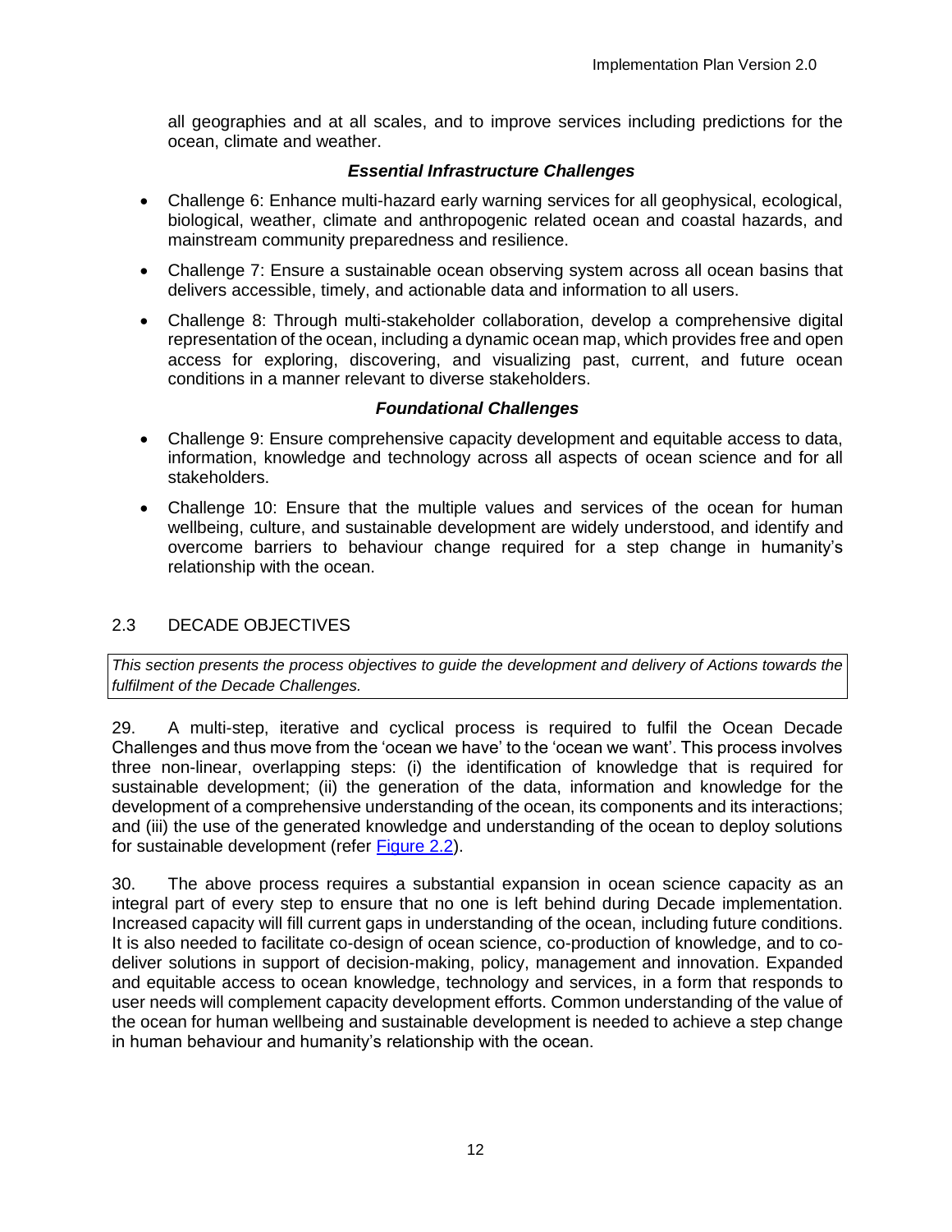all geographies and at all scales, and to improve services including predictions for the ocean, climate and weather.

***Essential Infrastructure Challenges***

- Challenge 6: Enhance multi-hazard early warning services for all geophysical, ecological, biological, weather, climate and anthropogenic related ocean and coastal hazards, and mainstream community preparedness and resilience.
- Challenge 7: Ensure a sustainable ocean observing system across all ocean basins that delivers accessible, timely, and actionable data and information to all users.
- Challenge 8: Through multi-stakeholder collaboration, develop a comprehensive digital representation of the ocean, including a dynamic ocean map, which provides free and open access for exploring, discovering, and visualizing past, current, and future ocean conditions in a manner relevant to diverse stakeholders.

***Foundational Challenges***

- Challenge 9: Ensure comprehensive capacity development and equitable access to data, information, knowledge and technology across all aspects of ocean science and for all stakeholders.
- Challenge 10: Ensure that the multiple values and services of the ocean for human wellbeing, culture, and sustainable development are widely understood, and identify and overcome barriers to behaviour change required for a step change in humanity's relationship with the ocean.

## 2.3 DECADE OBJECTIVES

*This section presents the process objectives to guide the development and delivery of Actions towards the fulfilment of the Decade Challenges.*

29. A multi-step, iterative and cyclical process is required to fulfil the Ocean Decade Challenges and thus move from the 'ocean we have' to the 'ocean we want'. This process involves three non-linear, overlapping steps: (i) the identification of knowledge that is required for sustainable development; (ii) the generation of the data, information and knowledge for the development of a comprehensive understanding of the ocean, its components and its interactions; and (iii) the use of the generated knowledge and understanding of the ocean to deploy solutions for sustainable development (refer Figure 2.2).

30. The above process requires a substantial expansion in ocean science capacity as an integral part of every step to ensure that no one is left behind during Decade implementation. Increased capacity will fill current gaps in understanding of the ocean, including future conditions. It is also needed to facilitate co-design of ocean science, co-production of knowledge, and to co-deliver solutions in support of decision-making, policy, management and innovation. Expanded and equitable access to ocean knowledge, technology and services, in a form that responds to user needs will complement capacity development efforts. Common understanding of the value of the ocean for human wellbeing and sustainable development is needed to achieve a step change in human behaviour and humanity's relationship with the ocean.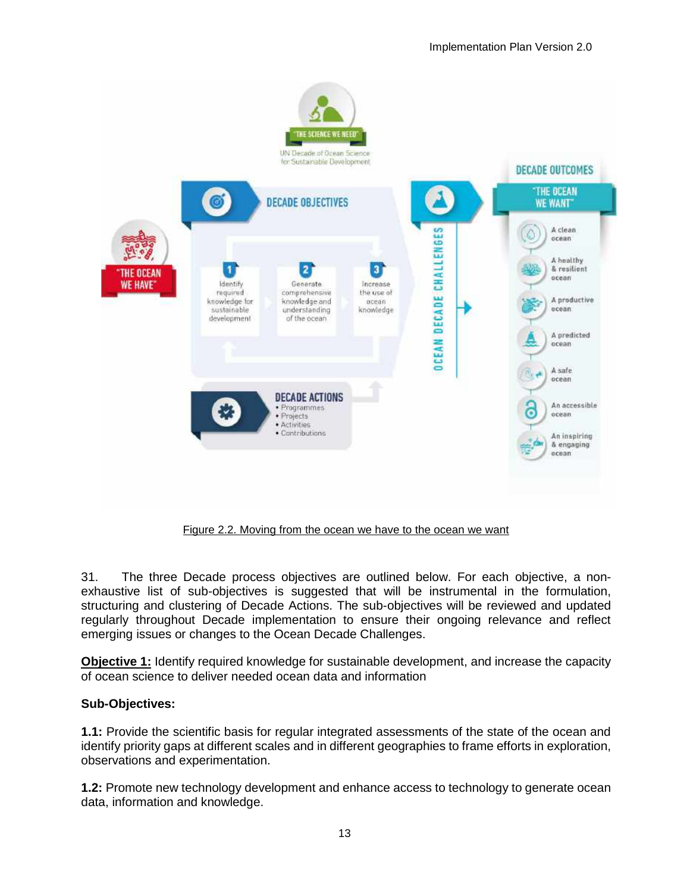Figure 2.2. Moving from the ocean we have to the ocean we want

31. The three Decade process objectives are outlined below. For each objective, a non-exhaustive list of sub-objectives is suggested that will be instrumental in the formulation, structuring and clustering of Decade Actions. The sub-objectives will be reviewed and updated regularly throughout Decade implementation to ensure their ongoing relevance and reflect emerging issues or changes to the Ocean Decade Challenges.

**Objective 1:** Identify required knowledge for sustainable development, and increase the capacity of ocean science to deliver needed ocean data and information

**Sub-Objectives:**

**1.1:** Provide the scientific basis for regular integrated assessments of the state of the ocean and identify priority gaps at different scales and in different geographies to frame efforts in exploration, observations and experimentation.

**1.2:** Promote new technology development and enhance access to technology to generate ocean data, information and knowledge.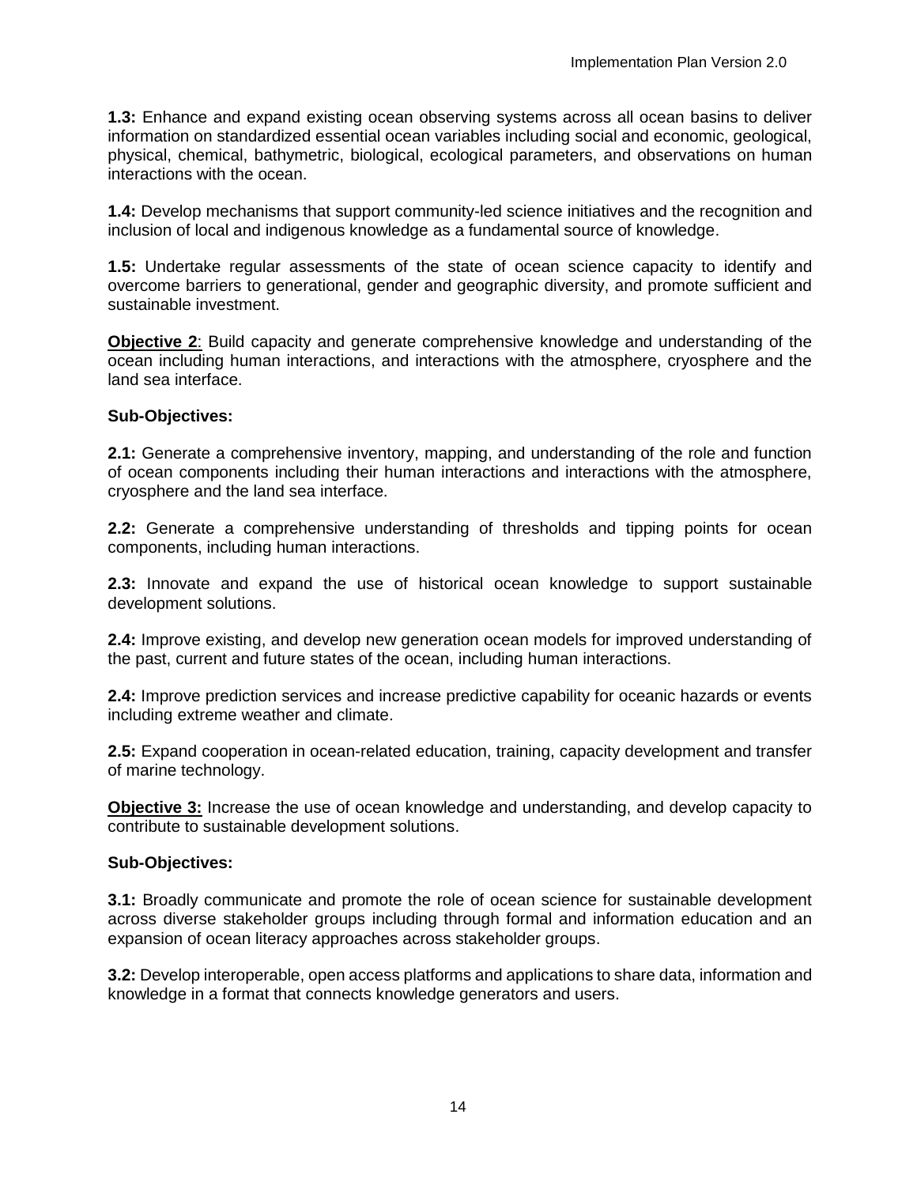**1.3:** Enhance and expand existing ocean observing systems across all ocean basins to deliver information on standardized essential ocean variables including social and economic, geological, physical, chemical, bathymetric, biological, ecological parameters, and observations on human interactions with the ocean.

**1.4:** Develop mechanisms that support community-led science initiatives and the recognition and inclusion of local and indigenous knowledge as a fundamental source of knowledge.

**1.5:** Undertake regular assessments of the state of ocean science capacity to identify and overcome barriers to generational, gender and geographic diversity, and promote sufficient and sustainable investment.

**Objective 2**: Build capacity and generate comprehensive knowledge and understanding of the ocean including human interactions, and interactions with the atmosphere, cryosphere and the land sea interface.

**Sub-Objectives:**

**2.1:** Generate a comprehensive inventory, mapping, and understanding of the role and function of ocean components including their human interactions and interactions with the atmosphere, cryosphere and the land sea interface.

**2.2:** Generate a comprehensive understanding of thresholds and tipping points for ocean components, including human interactions.

**2.3:** Innovate and expand the use of historical ocean knowledge to support sustainable development solutions.

**2.4:** Improve existing, and develop new generation ocean models for improved understanding of the past, current and future states of the ocean, including human interactions.

**2.4:** Improve prediction services and increase predictive capability for oceanic hazards or events including extreme weather and climate.

**2.5:** Expand cooperation in ocean-related education, training, capacity development and transfer of marine technology.

**Objective 3:** Increase the use of ocean knowledge and understanding, and develop capacity to contribute to sustainable development solutions.

**Sub-Objectives:**

**3.1:** Broadly communicate and promote the role of ocean science for sustainable development across diverse stakeholder groups including through formal and information education and an expansion of ocean literacy approaches across stakeholder groups.

**3.2:** Develop interoperable, open access platforms and applications to share data, information and knowledge in a format that connects knowledge generators and users.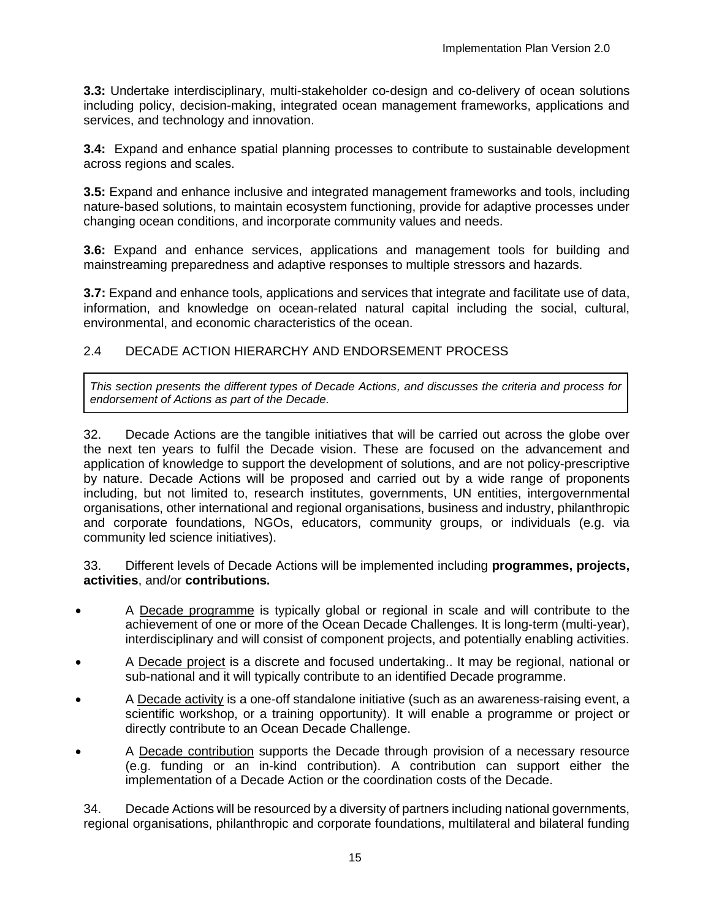**3.3:** Undertake interdisciplinary, multi-stakeholder co-design and co-delivery of ocean solutions including policy, decision-making, integrated ocean management frameworks, applications and services, and technology and innovation.

**3.4:** Expand and enhance spatial planning processes to contribute to sustainable development across regions and scales.

**3.5:** Expand and enhance inclusive and integrated management frameworks and tools, including nature-based solutions, to maintain ecosystem functioning, provide for adaptive processes under changing ocean conditions, and incorporate community values and needs.

**3.6:** Expand and enhance services, applications and management tools for building and mainstreaming preparedness and adaptive responses to multiple stressors and hazards.

**3.7:** Expand and enhance tools, applications and services that integrate and facilitate use of data, information, and knowledge on ocean-related natural capital including the social, cultural, environmental, and economic characteristics of the ocean.

## 2.4 DECADE ACTION HIERARCHY AND ENDORSEMENT PROCESS

*This section presents the different types of Decade Actions, and discusses the criteria and process for endorsement of Actions as part of the Decade.*

32. Decade Actions are the tangible initiatives that will be carried out across the globe over the next ten years to fulfil the Decade vision. These are focused on the advancement and application of knowledge to support the development of solutions, and are not policy-prescriptive by nature. Decade Actions will be proposed and carried out by a wide range of proponents including, but not limited to, research institutes, governments, UN entities, intergovernmental organisations, other international and regional organisations, business and industry, philanthropic and corporate foundations, NGOs, educators, community groups, or individuals (e.g. via community led science initiatives).

33. Different levels of Decade Actions will be implemented including **programmes, projects, activities**, and/or **contributions.**

- A Decade programme is typically global or regional in scale and will contribute to the achievement of one or more of the Ocean Decade Challenges. It is long-term (multi-year), interdisciplinary and will consist of component projects, and potentially enabling activities.
- A Decade project is a discrete and focused undertaking.. It may be regional, national or sub-national and it will typically contribute to an identified Decade programme.
- A Decade activity is a one-off standalone initiative (such as an awareness-raising event, a scientific workshop, or a training opportunity). It will enable a programme or project or directly contribute to an Ocean Decade Challenge.
- A Decade contribution supports the Decade through provision of a necessary resource (e.g. funding or an in-kind contribution). A contribution can support either the implementation of a Decade Action or the coordination costs of the Decade.

34. Decade Actions will be resourced by a diversity of partners including national governments, regional organisations, philanthropic and corporate foundations, multilateral and bilateral funding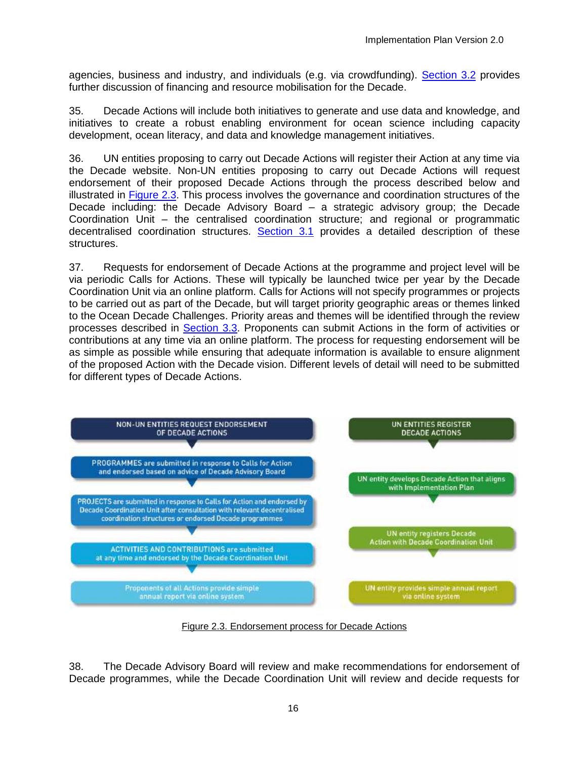agencies, business and industry, and individuals (e.g. via crowdfunding). Section 3.2 provides further discussion of financing and resource mobilisation for the Decade.

35. Decade Actions will include both initiatives to generate and use data and knowledge, and initiatives to create a robust enabling environment for ocean science including capacity development, ocean literacy, and data and knowledge management initiatives.

36. UN entities proposing to carry out Decade Actions will register their Action at any time via the Decade website. Non-UN entities proposing to carry out Decade Actions will request endorsement of their proposed Decade Actions through the process described below and illustrated in Figure 2.3. This process involves the governance and coordination structures of the Decade including: the Decade Advisory Board – a strategic advisory group; the Decade Coordination Unit – the centralised coordination structure; and regional or programmatic decentralised coordination structures. Section 3.1 provides a detailed description of these structures.

37. Requests for endorsement of Decade Actions at the programme and project level will be via periodic Calls for Actions. These will typically be launched twice per year by the Decade Coordination Unit via an online platform. Calls for Actions will not specify programmes or projects to be carried out as part of the Decade, but will target priority geographic areas or themes linked to the Ocean Decade Challenges. Priority areas and themes will be identified through the review processes described in Section 3.3. Proponents can submit Actions in the form of activities or contributions at any time via an online platform. The process for requesting endorsement will be as simple as possible while ensuring that adequate information is available to ensure alignment of the proposed Action with the Decade vision. Different levels of detail will need to be submitted for different types of Decade Actions.

**NON-UN ENTITIES REQUEST ENDORSEMENT OF DECADE ACTIONS**

- PROGRAMMES are submitted in response to Calls for Action and endorsed based on advice of Decade Advisory Board
- PROJECTS are submitted in response to Calls for Action and endorsed by Decade Coordination Unit after consultation with relevant decentralised coordination structures or endorsed Decade programmes
- ACTIVITIES AND CONTRIBUTIONS are submitted at any time and endorsed by the Decade Coordination Unit
- Proponents of all Actions provide simple annual report via online system

**UN ENTITIES REGISTER DECADE ACTIONS**

- UN entity develops Decade Action that aligns with Implementation Plan
- UN entity registers Decade Action with Decade Coordination Unit
- UN entity provides simple annual report via online system

Figure 2.3. Endorsement process for Decade Actions

38. The Decade Advisory Board will review and make recommendations for endorsement of Decade programmes, while the Decade Coordination Unit will review and decide requests for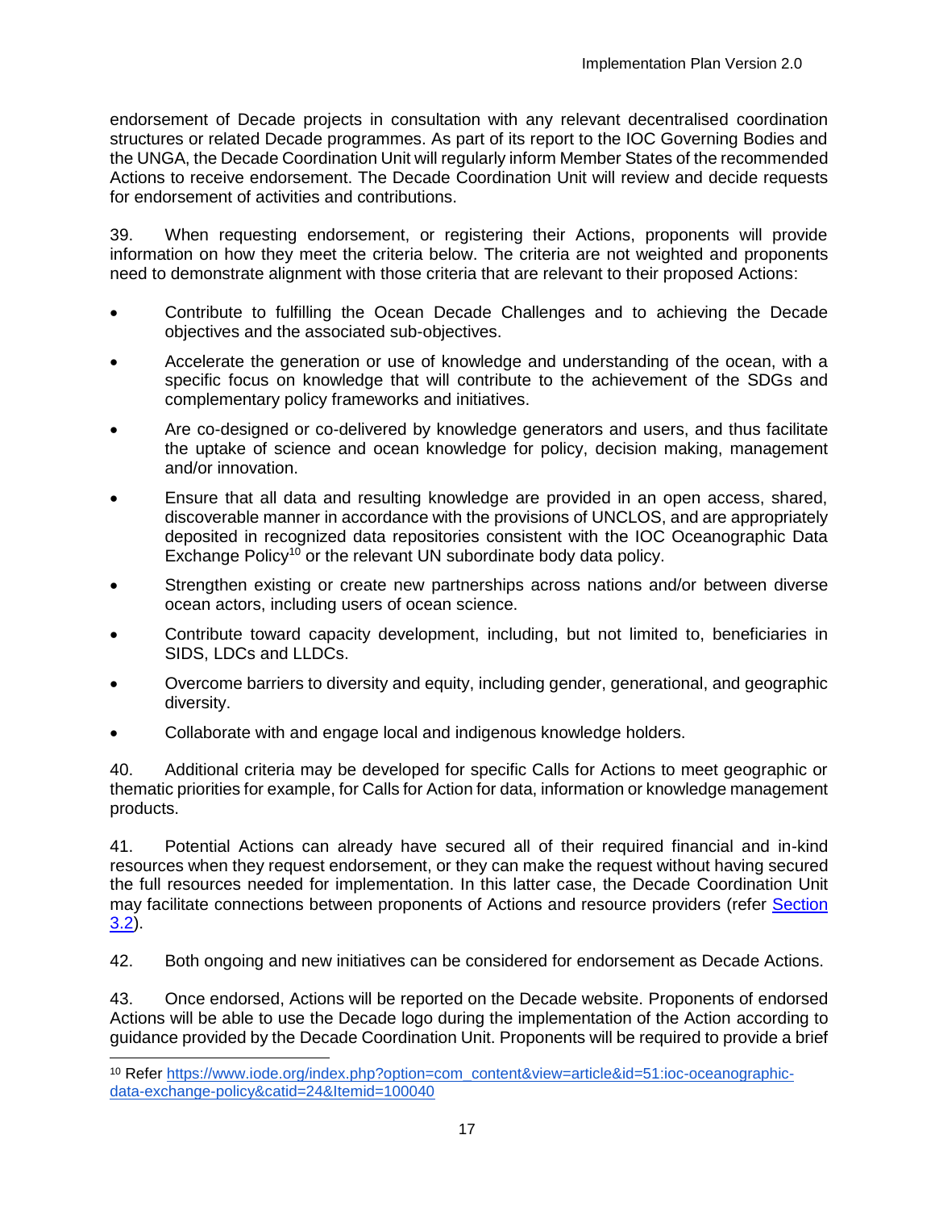endorsement of Decade projects in consultation with any relevant decentralised coordination structures or related Decade programmes. As part of its report to the IOC Governing Bodies and the UNGA, the Decade Coordination Unit will regularly inform Member States of the recommended Actions to receive endorsement. The Decade Coordination Unit will review and decide requests for endorsement of activities and contributions.

39. When requesting endorsement, or registering their Actions, proponents will provide information on how they meet the criteria below. The criteria are not weighted and proponents need to demonstrate alignment with those criteria that are relevant to their proposed Actions:

- Contribute to fulfilling the Ocean Decade Challenges and to achieving the Decade objectives and the associated sub-objectives.
- Accelerate the generation or use of knowledge and understanding of the ocean, with a specific focus on knowledge that will contribute to the achievement of the SDGs and complementary policy frameworks and initiatives.
- Are co-designed or co-delivered by knowledge generators and users, and thus facilitate the uptake of science and ocean knowledge for policy, decision making, management and/or innovation.
- Ensure that all data and resulting knowledge are provided in an open access, shared, discoverable manner in accordance with the provisions of UNCLOS, and are appropriately deposited in recognized data repositories consistent with the IOC Oceanographic Data Exchange Policy[10] or the relevant UN subordinate body data policy.
- Strengthen existing or create new partnerships across nations and/or between diverse ocean actors, including users of ocean science.
- Contribute toward capacity development, including, but not limited to, beneficiaries in SIDS, LDCs and LLDCs.
- Overcome barriers to diversity and equity, including gender, generational, and geographic diversity.
- Collaborate with and engage local and indigenous knowledge holders.

40. Additional criteria may be developed for specific Calls for Actions to meet geographic or thematic priorities for example, for Calls for Action for data, information or knowledge management products.

41. Potential Actions can already have secured all of their required financial and in-kind resources when they request endorsement, or they can make the request without having secured the full resources needed for implementation. In this latter case, the Decade Coordination Unit may facilitate connections between proponents of Actions and resource providers (refer Section 3.2).

42. Both ongoing and new initiatives can be considered for endorsement as Decade Actions.

43. Once endorsed, Actions will be reported on the Decade website. Proponents of endorsed Actions will be able to use the Decade logo during the implementation of the Action according to guidance provided by the Decade Coordination Unit. Proponents will be required to provide a brief

[10] Refer https://www.iode.org/index.php?option=com_content&view=article&id=51:ioc-oceanographic-data-exchange-policy&catid=24&Itemid=100040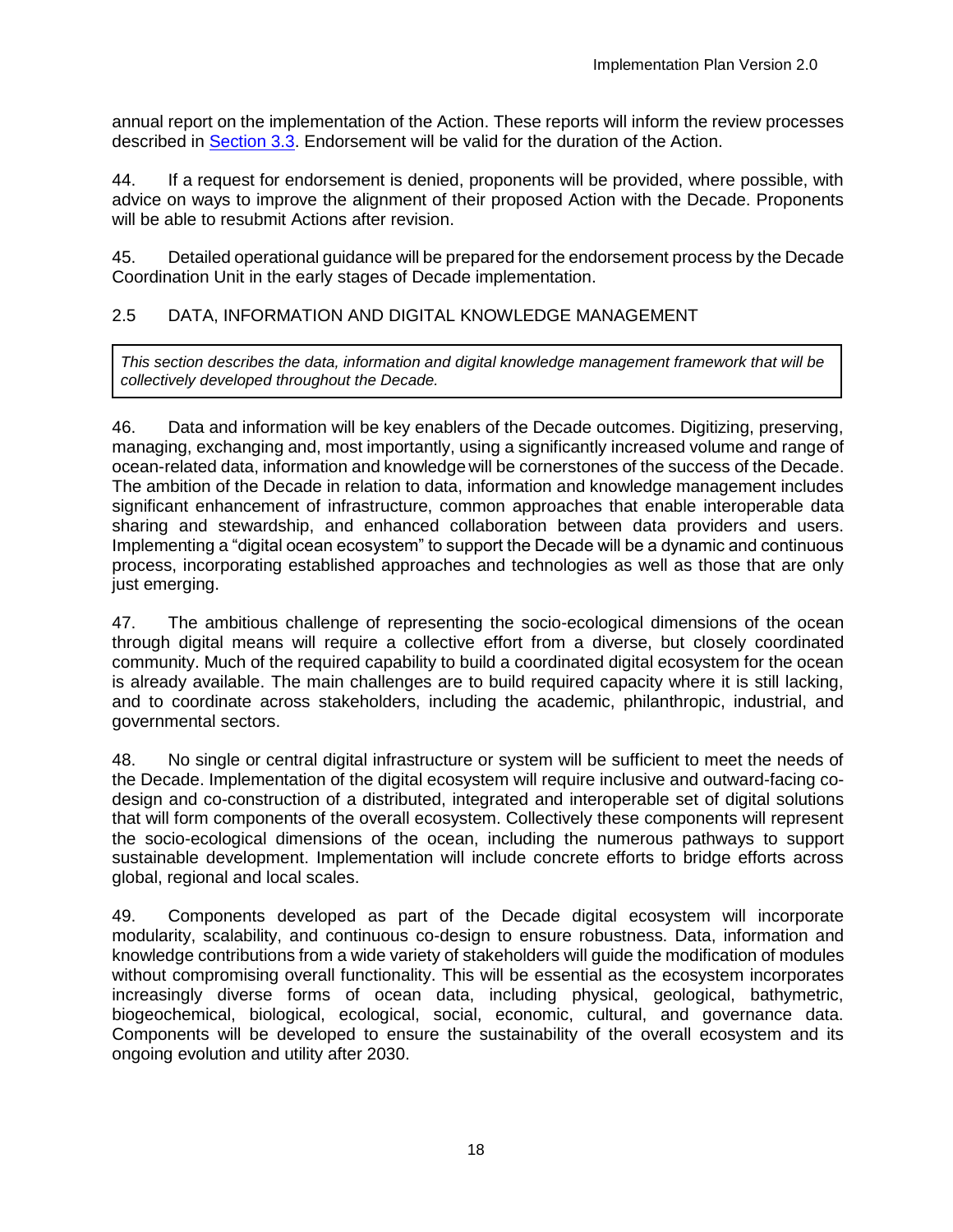annual report on the implementation of the Action. These reports will inform the review processes described in Section 3.3. Endorsement will be valid for the duration of the Action.

44. If a request for endorsement is denied, proponents will be provided, where possible, with advice on ways to improve the alignment of their proposed Action with the Decade. Proponents will be able to resubmit Actions after revision.

45. Detailed operational guidance will be prepared for the endorsement process by the Decade Coordination Unit in the early stages of Decade implementation.

## 2.5 DATA, INFORMATION AND DIGITAL KNOWLEDGE MANAGEMENT

*This section describes the data, information and digital knowledge management framework that will be collectively developed throughout the Decade.*

46. Data and information will be key enablers of the Decade outcomes. Digitizing, preserving, managing, exchanging and, most importantly, using a significantly increased volume and range of ocean-related data, information and knowledge will be cornerstones of the success of the Decade. The ambition of the Decade in relation to data, information and knowledge management includes significant enhancement of infrastructure, common approaches that enable interoperable data sharing and stewardship, and enhanced collaboration between data providers and users. Implementing a "digital ocean ecosystem" to support the Decade will be a dynamic and continuous process, incorporating established approaches and technologies as well as those that are only just emerging.

47. The ambitious challenge of representing the socio-ecological dimensions of the ocean through digital means will require a collective effort from a diverse, but closely coordinated community. Much of the required capability to build a coordinated digital ecosystem for the ocean is already available. The main challenges are to build required capacity where it is still lacking, and to coordinate across stakeholders, including the academic, philanthropic, industrial, and governmental sectors.

48. No single or central digital infrastructure or system will be sufficient to meet the needs of the Decade. Implementation of the digital ecosystem will require inclusive and outward-facing co-design and co-construction of a distributed, integrated and interoperable set of digital solutions that will form components of the overall ecosystem. Collectively these components will represent the socio-ecological dimensions of the ocean, including the numerous pathways to support sustainable development. Implementation will include concrete efforts to bridge efforts across global, regional and local scales.

49. Components developed as part of the Decade digital ecosystem will incorporate modularity, scalability, and continuous co-design to ensure robustness. Data, information and knowledge contributions from a wide variety of stakeholders will guide the modification of modules without compromising overall functionality. This will be essential as the ecosystem incorporates increasingly diverse forms of ocean data, including physical, geological, bathymetric, biogeochemical, biological, ecological, social, economic, cultural, and governance data. Components will be developed to ensure the sustainability of the overall ecosystem and its ongoing evolution and utility after 2030.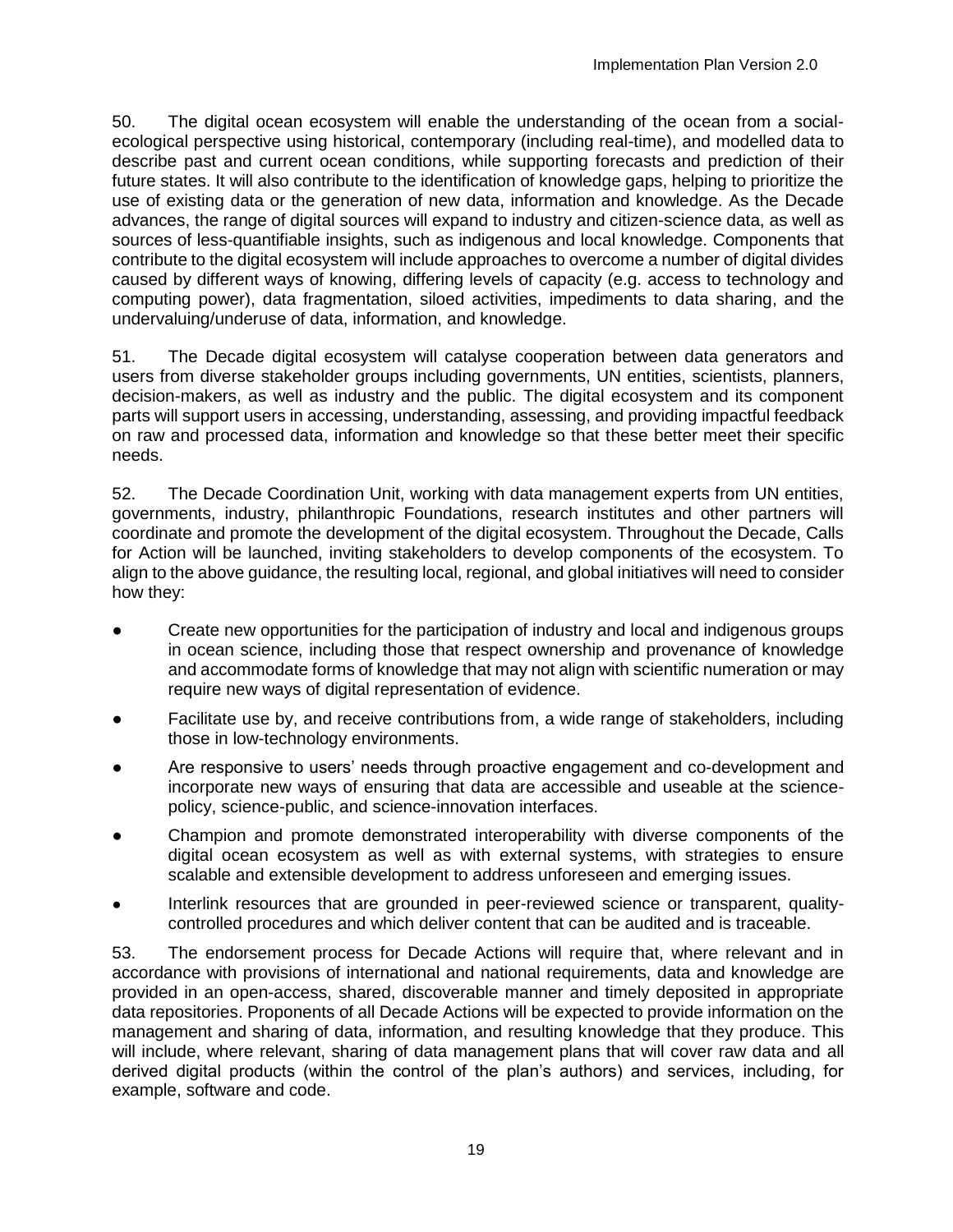50. The digital ocean ecosystem will enable the understanding of the ocean from a social-ecological perspective using historical, contemporary (including real-time), and modelled data to describe past and current ocean conditions, while supporting forecasts and prediction of their future states. It will also contribute to the identification of knowledge gaps, helping to prioritize the use of existing data or the generation of new data, information and knowledge. As the Decade advances, the range of digital sources will expand to industry and citizen-science data, as well as sources of less-quantifiable insights, such as indigenous and local knowledge. Components that contribute to the digital ecosystem will include approaches to overcome a number of digital divides caused by different ways of knowing, differing levels of capacity (e.g. access to technology and computing power), data fragmentation, siloed activities, impediments to data sharing, and the undervaluing/underuse of data, information, and knowledge.

51. The Decade digital ecosystem will catalyse cooperation between data generators and users from diverse stakeholder groups including governments, UN entities, scientists, planners, decision-makers, as well as industry and the public. The digital ecosystem and its component parts will support users in accessing, understanding, assessing, and providing impactful feedback on raw and processed data, information and knowledge so that these better meet their specific needs.

52. The Decade Coordination Unit, working with data management experts from UN entities, governments, industry, philanthropic Foundations, research institutes and other partners will coordinate and promote the development of the digital ecosystem. Throughout the Decade, Calls for Action will be launched, inviting stakeholders to develop components of the ecosystem. To align to the above guidance, the resulting local, regional, and global initiatives will need to consider how they:

- Create new opportunities for the participation of industry and local and indigenous groups in ocean science, including those that respect ownership and provenance of knowledge and accommodate forms of knowledge that may not align with scientific numeration or may require new ways of digital representation of evidence.
- Facilitate use by, and receive contributions from, a wide range of stakeholders, including those in low-technology environments.
- Are responsive to users' needs through proactive engagement and co-development and incorporate new ways of ensuring that data are accessible and useable at the science-policy, science-public, and science-innovation interfaces.
- Champion and promote demonstrated interoperability with diverse components of the digital ocean ecosystem as well as with external systems, with strategies to ensure scalable and extensible development to address unforeseen and emerging issues.
- Interlink resources that are grounded in peer-reviewed science or transparent, quality-controlled procedures and which deliver content that can be audited and is traceable.

53. The endorsement process for Decade Actions will require that, where relevant and in accordance with provisions of international and national requirements, data and knowledge are provided in an open-access, shared, discoverable manner and timely deposited in appropriate data repositories. Proponents of all Decade Actions will be expected to provide information on the management and sharing of data, information, and resulting knowledge that they produce. This will include, where relevant, sharing of data management plans that will cover raw data and all derived digital products (within the control of the plan's authors) and services, including, for example, software and code.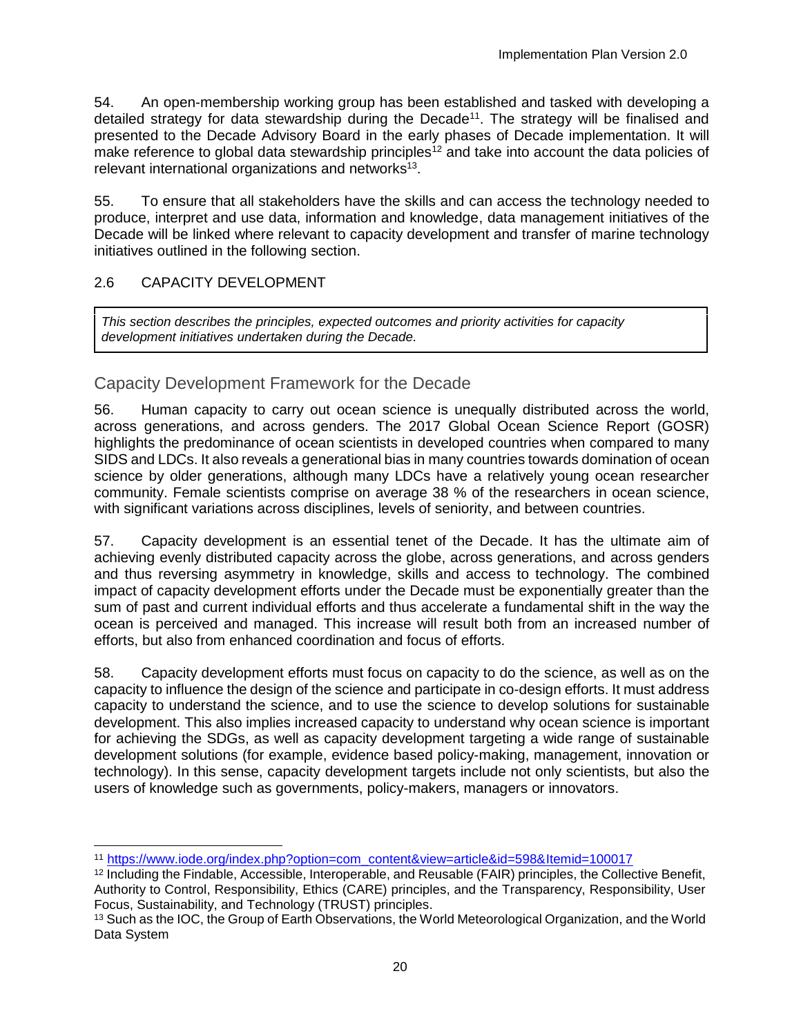54. An open-membership working group has been established and tasked with developing a detailed strategy for data stewardship during the Decade[11]. The strategy will be finalised and presented to the Decade Advisory Board in the early phases of Decade implementation. It will make reference to global data stewardship principles[12] and take into account the data policies of relevant international organizations and networks[13].

55. To ensure that all stakeholders have the skills and can access the technology needed to produce, interpret and use data, information and knowledge, data management initiatives of the Decade will be linked where relevant to capacity development and transfer of marine technology initiatives outlined in the following section.

## 2.6 CAPACITY DEVELOPMENT

*This section describes the principles, expected outcomes and priority activities for capacity development initiatives undertaken during the Decade.*

### Capacity Development Framework for the Decade

56. Human capacity to carry out ocean science is unequally distributed across the world, across generations, and across genders. The 2017 Global Ocean Science Report (GOSR) highlights the predominance of ocean scientists in developed countries when compared to many SIDS and LDCs. It also reveals a generational bias in many countries towards domination of ocean science by older generations, although many LDCs have a relatively young ocean researcher community. Female scientists comprise on average 38 % of the researchers in ocean science, with significant variations across disciplines, levels of seniority, and between countries.

57. Capacity development is an essential tenet of the Decade. It has the ultimate aim of achieving evenly distributed capacity across the globe, across generations, and across genders and thus reversing asymmetry in knowledge, skills and access to technology. The combined impact of capacity development efforts under the Decade must be exponentially greater than the sum of past and current individual efforts and thus accelerate a fundamental shift in the way the ocean is perceived and managed. This increase will result both from an increased number of efforts, but also from enhanced coordination and focus of efforts.

58. Capacity development efforts must focus on capacity to do the science, as well as on the capacity to influence the design of the science and participate in co-design efforts. It must address capacity to understand the science, and to use the science to develop solutions for sustainable development. This also implies increased capacity to understand why ocean science is important for achieving the SDGs, as well as capacity development targeting a wide range of sustainable development solutions (for example, evidence based policy-making, management, innovation or technology). In this sense, capacity development targets include not only scientists, but also the users of knowledge such as governments, policy-makers, managers or innovators.

---

[11] https://www.iode.org/index.php?option=com_content&view=article&id=598&Itemid=100017

[12] Including the Findable, Accessible, Interoperable, and Reusable (FAIR) principles, the Collective Benefit, Authority to Control, Responsibility, Ethics (CARE) principles, and the Transparency, Responsibility, User Focus, Sustainability, and Technology (TRUST) principles.

[13] Such as the IOC, the Group of Earth Observations, the World Meteorological Organization, and the World Data System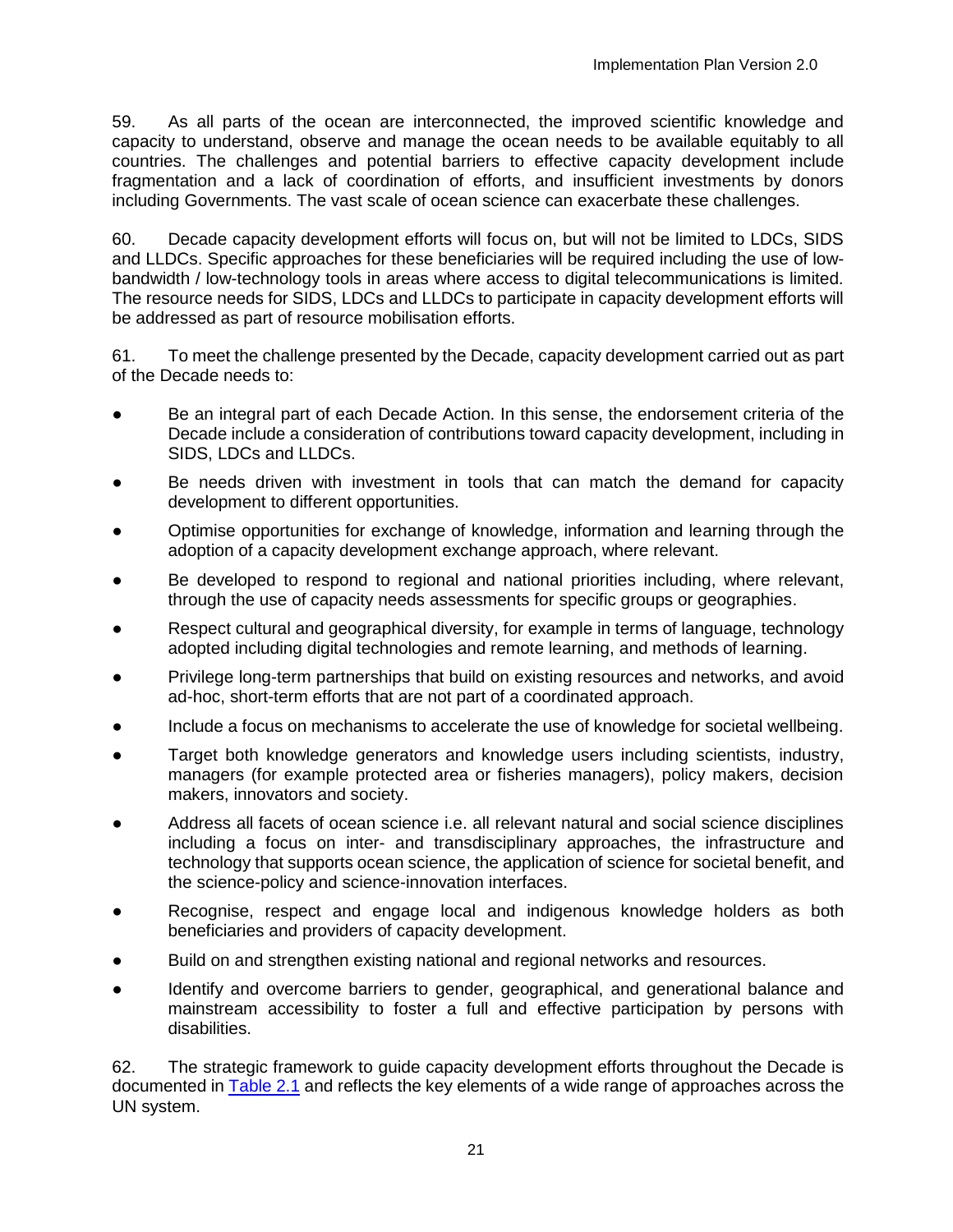59. As all parts of the ocean are interconnected, the improved scientific knowledge and capacity to understand, observe and manage the ocean needs to be available equitably to all countries. The challenges and potential barriers to effective capacity development include fragmentation and a lack of coordination of efforts, and insufficient investments by donors including Governments. The vast scale of ocean science can exacerbate these challenges.

60. Decade capacity development efforts will focus on, but will not be limited to LDCs, SIDS and LLDCs. Specific approaches for these beneficiaries will be required including the use of low-bandwidth / low-technology tools in areas where access to digital telecommunications is limited. The resource needs for SIDS, LDCs and LLDCs to participate in capacity development efforts will be addressed as part of resource mobilisation efforts.

61. To meet the challenge presented by the Decade, capacity development carried out as part of the Decade needs to:

- Be an integral part of each Decade Action. In this sense, the endorsement criteria of the Decade include a consideration of contributions toward capacity development, including in SIDS, LDCs and LLDCs.
- Be needs driven with investment in tools that can match the demand for capacity development to different opportunities.
- Optimise opportunities for exchange of knowledge, information and learning through the adoption of a capacity development exchange approach, where relevant.
- Be developed to respond to regional and national priorities including, where relevant, through the use of capacity needs assessments for specific groups or geographies.
- Respect cultural and geographical diversity, for example in terms of language, technology adopted including digital technologies and remote learning, and methods of learning.
- Privilege long-term partnerships that build on existing resources and networks, and avoid ad-hoc, short-term efforts that are not part of a coordinated approach.
- Include a focus on mechanisms to accelerate the use of knowledge for societal wellbeing.
- Target both knowledge generators and knowledge users including scientists, industry, managers (for example protected area or fisheries managers), policy makers, decision makers, innovators and society.
- Address all facets of ocean science i.e. all relevant natural and social science disciplines including a focus on inter- and transdisciplinary approaches, the infrastructure and technology that supports ocean science, the application of science for societal benefit, and the science-policy and science-innovation interfaces.
- Recognise, respect and engage local and indigenous knowledge holders as both beneficiaries and providers of capacity development.
- Build on and strengthen existing national and regional networks and resources.
- Identify and overcome barriers to gender, geographical, and generational balance and mainstream accessibility to foster a full and effective participation by persons with disabilities.

62. The strategic framework to guide capacity development efforts throughout the Decade is documented in Table 2.1 and reflects the key elements of a wide range of approaches across the UN system.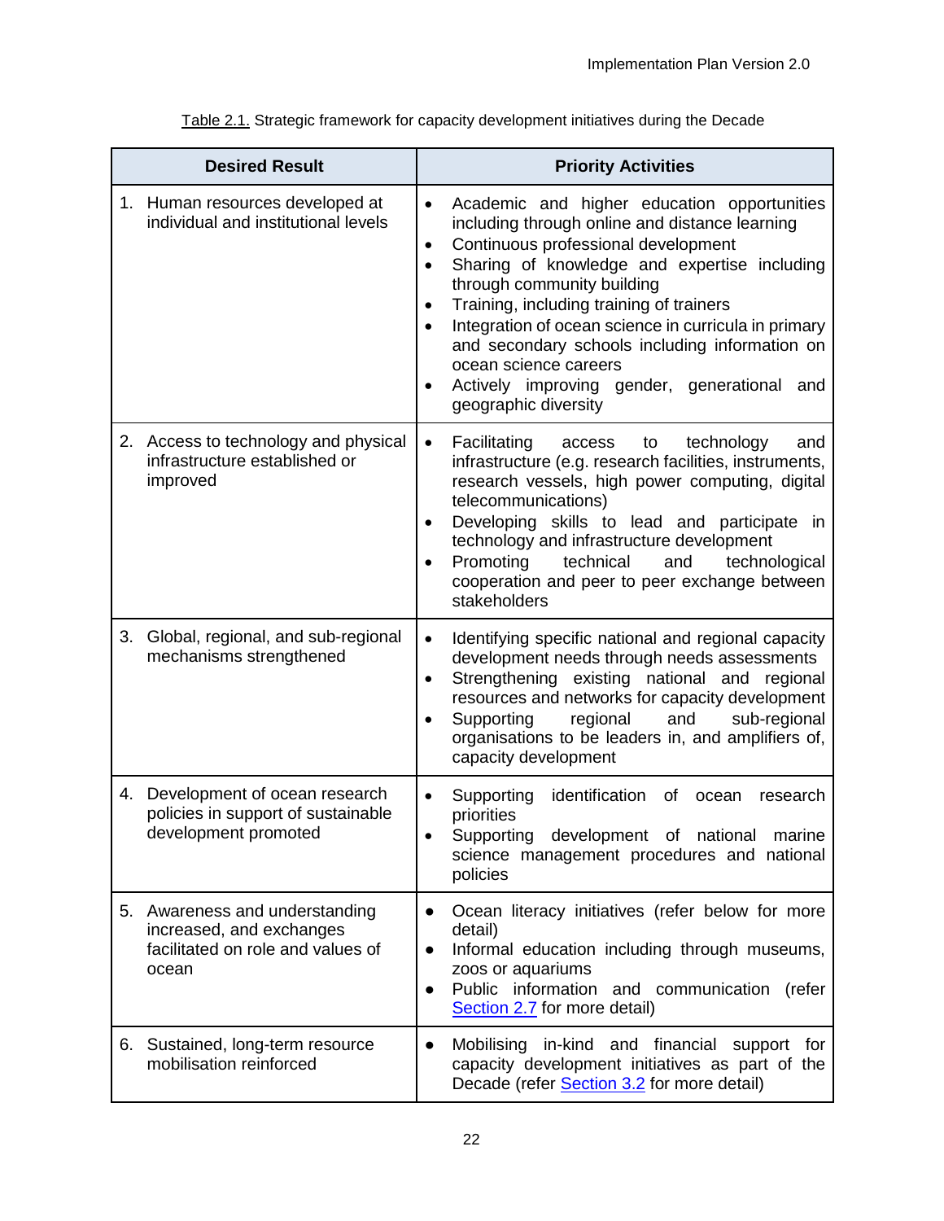Table 2.1. Strategic framework for capacity development initiatives during the Decade

| Desired Result | Priority Activities |
|---|---|
| 1. Human resources developed at individual and institutional levels | • Academic and higher education opportunities including through online and distance learning<br>• Continuous professional development<br>• Sharing of knowledge and expertise including through community building<br>• Training, including training of trainers<br>• Integration of ocean science in curricula in primary and secondary schools including information on ocean science careers<br>• Actively improving gender, generational and geographic diversity |
| 2. Access to technology and physical infrastructure established or improved | • Facilitating access to technology and infrastructure (e.g. research facilities, instruments, research vessels, high power computing, digital telecommunications)<br>• Developing skills to lead and participate in technology and infrastructure development<br>• Promoting technical and technological cooperation and peer to peer exchange between stakeholders |
| 3. Global, regional, and sub-regional mechanisms strengthened | • Identifying specific national and regional capacity development needs through needs assessments<br>• Strengthening existing national and regional resources and networks for capacity development<br>• Supporting regional and sub-regional organisations to be leaders in, and amplifiers of, capacity development |
| 4. Development of ocean research policies in support of sustainable development promoted | • Supporting identification of ocean research priorities<br>• Supporting development of national marine science management procedures and national policies |
| 5. Awareness and understanding increased, and exchanges facilitated on role and values of ocean | • Ocean literacy initiatives (refer below for more detail)<br>• Informal education including through museums, zoos or aquariums<br>• Public information and communication (refer Section 2.7 for more detail) |
| 6. Sustained, long-term resource mobilisation reinforced | • Mobilising in-kind and financial support for capacity development initiatives as part of the Decade (refer Section 3.2 for more detail) |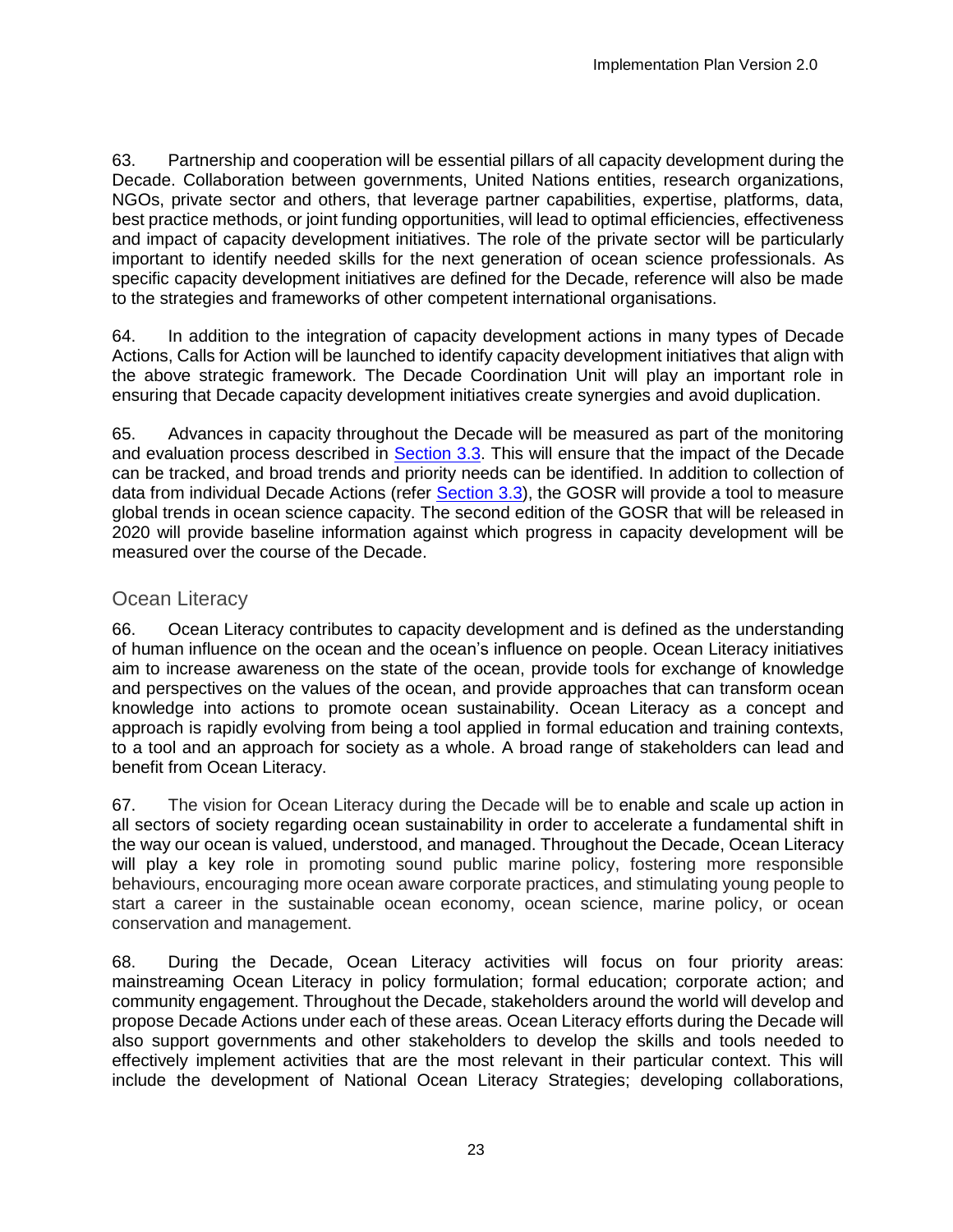63. Partnership and cooperation will be essential pillars of all capacity development during the Decade. Collaboration between governments, United Nations entities, research organizations, NGOs, private sector and others, that leverage partner capabilities, expertise, platforms, data, best practice methods, or joint funding opportunities, will lead to optimal efficiencies, effectiveness and impact of capacity development initiatives. The role of the private sector will be particularly important to identify needed skills for the next generation of ocean science professionals. As specific capacity development initiatives are defined for the Decade, reference will also be made to the strategies and frameworks of other competent international organisations.

64. In addition to the integration of capacity development actions in many types of Decade Actions, Calls for Action will be launched to identify capacity development initiatives that align with the above strategic framework. The Decade Coordination Unit will play an important role in ensuring that Decade capacity development initiatives create synergies and avoid duplication.

65. Advances in capacity throughout the Decade will be measured as part of the monitoring and evaluation process described in Section 3.3. This will ensure that the impact of the Decade can be tracked, and broad trends and priority needs can be identified. In addition to collection of data from individual Decade Actions (refer Section 3.3), the GOSR will provide a tool to measure global trends in ocean science capacity. The second edition of the GOSR that will be released in 2020 will provide baseline information against which progress in capacity development will be measured over the course of the Decade.

## Ocean Literacy

66. Ocean Literacy contributes to capacity development and is defined as the understanding of human influence on the ocean and the ocean's influence on people. Ocean Literacy initiatives aim to increase awareness on the state of the ocean, provide tools for exchange of knowledge and perspectives on the values of the ocean, and provide approaches that can transform ocean knowledge into actions to promote ocean sustainability. Ocean Literacy as a concept and approach is rapidly evolving from being a tool applied in formal education and training contexts, to a tool and an approach for society as a whole. A broad range of stakeholders can lead and benefit from Ocean Literacy.

67. The vision for Ocean Literacy during the Decade will be to enable and scale up action in all sectors of society regarding ocean sustainability in order to accelerate a fundamental shift in the way our ocean is valued, understood, and managed. Throughout the Decade, Ocean Literacy will play a key role in promoting sound public marine policy, fostering more responsible behaviours, encouraging more ocean aware corporate practices, and stimulating young people to start a career in the sustainable ocean economy, ocean science, marine policy, or ocean conservation and management.

68. During the Decade, Ocean Literacy activities will focus on four priority areas: mainstreaming Ocean Literacy in policy formulation; formal education; corporate action; and community engagement. Throughout the Decade, stakeholders around the world will develop and propose Decade Actions under each of these areas. Ocean Literacy efforts during the Decade will also support governments and other stakeholders to develop the skills and tools needed to effectively implement activities that are the most relevant in their particular context. This will include the development of National Ocean Literacy Strategies; developing collaborations,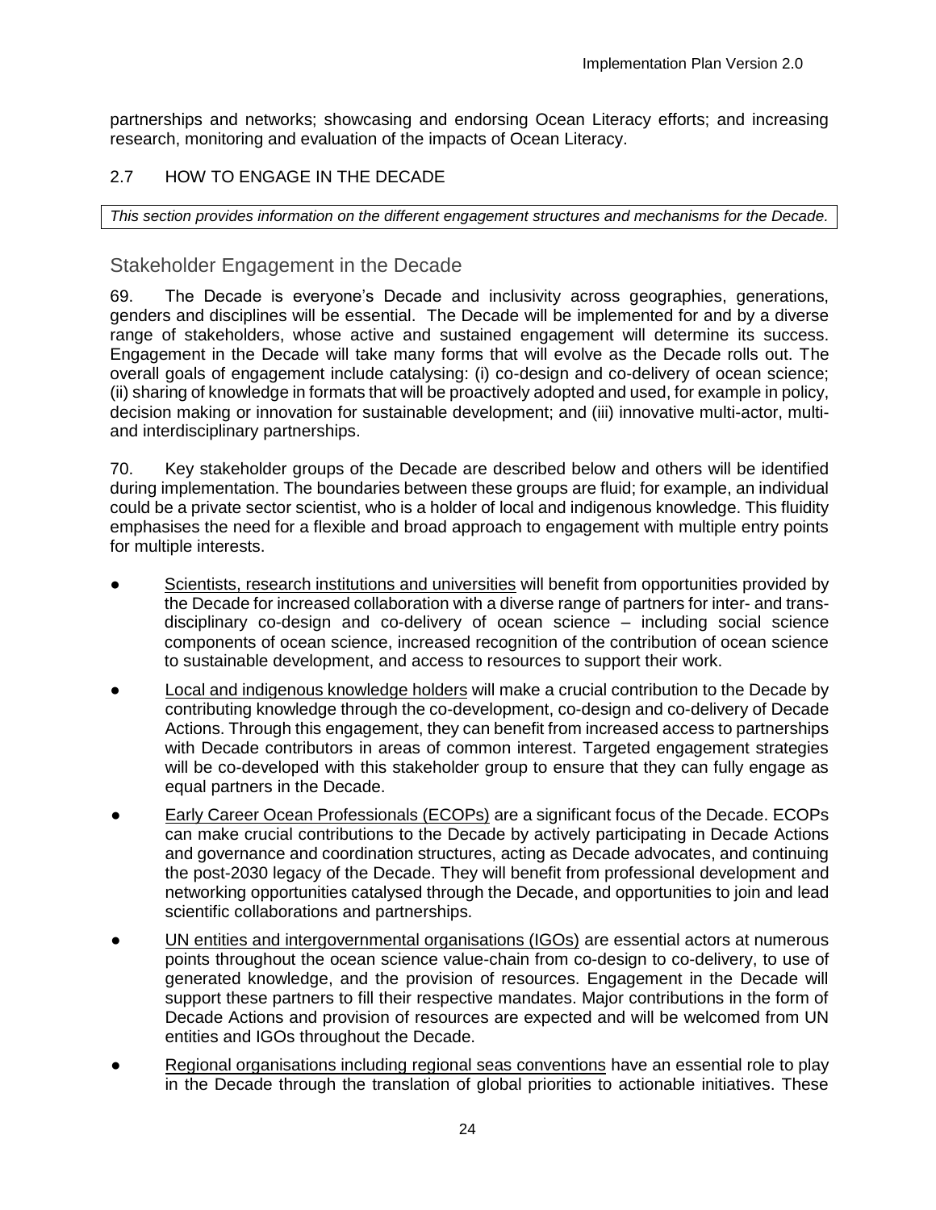partnerships and networks; showcasing and endorsing Ocean Literacy efforts; and increasing research, monitoring and evaluation of the impacts of Ocean Literacy.

## 2.7 HOW TO ENGAGE IN THE DECADE

*This section provides information on the different engagement structures and mechanisms for the Decade.*

### Stakeholder Engagement in the Decade

69. The Decade is everyone's Decade and inclusivity across geographies, generations, genders and disciplines will be essential. The Decade will be implemented for and by a diverse range of stakeholders, whose active and sustained engagement will determine its success. Engagement in the Decade will take many forms that will evolve as the Decade rolls out. The overall goals of engagement include catalysing: (i) co-design and co-delivery of ocean science; (ii) sharing of knowledge in formats that will be proactively adopted and used, for example in policy, decision making or innovation for sustainable development; and (iii) innovative multi-actor, multi- and interdisciplinary partnerships.

70. Key stakeholder groups of the Decade are described below and others will be identified during implementation. The boundaries between these groups are fluid; for example, an individual could be a private sector scientist, who is a holder of local and indigenous knowledge. This fluidity emphasises the need for a flexible and broad approach to engagement with multiple entry points for multiple interests.

- Scientists, research institutions and universities will benefit from opportunities provided by the Decade for increased collaboration with a diverse range of partners for inter- and trans-disciplinary co-design and co-delivery of ocean science – including social science components of ocean science, increased recognition of the contribution of ocean science to sustainable development, and access to resources to support their work.
- Local and indigenous knowledge holders will make a crucial contribution to the Decade by contributing knowledge through the co-development, co-design and co-delivery of Decade Actions. Through this engagement, they can benefit from increased access to partnerships with Decade contributors in areas of common interest. Targeted engagement strategies will be co-developed with this stakeholder group to ensure that they can fully engage as equal partners in the Decade.
- Early Career Ocean Professionals (ECOPs) are a significant focus of the Decade. ECOPs can make crucial contributions to the Decade by actively participating in Decade Actions and governance and coordination structures, acting as Decade advocates, and continuing the post-2030 legacy of the Decade. They will benefit from professional development and networking opportunities catalysed through the Decade, and opportunities to join and lead scientific collaborations and partnerships.
- UN entities and intergovernmental organisations (IGOs) are essential actors at numerous points throughout the ocean science value-chain from co-design to co-delivery, to use of generated knowledge, and the provision of resources. Engagement in the Decade will support these partners to fill their respective mandates. Major contributions in the form of Decade Actions and provision of resources are expected and will be welcomed from UN entities and IGOs throughout the Decade.
- Regional organisations including regional seas conventions have an essential role to play in the Decade through the translation of global priorities to actionable initiatives. These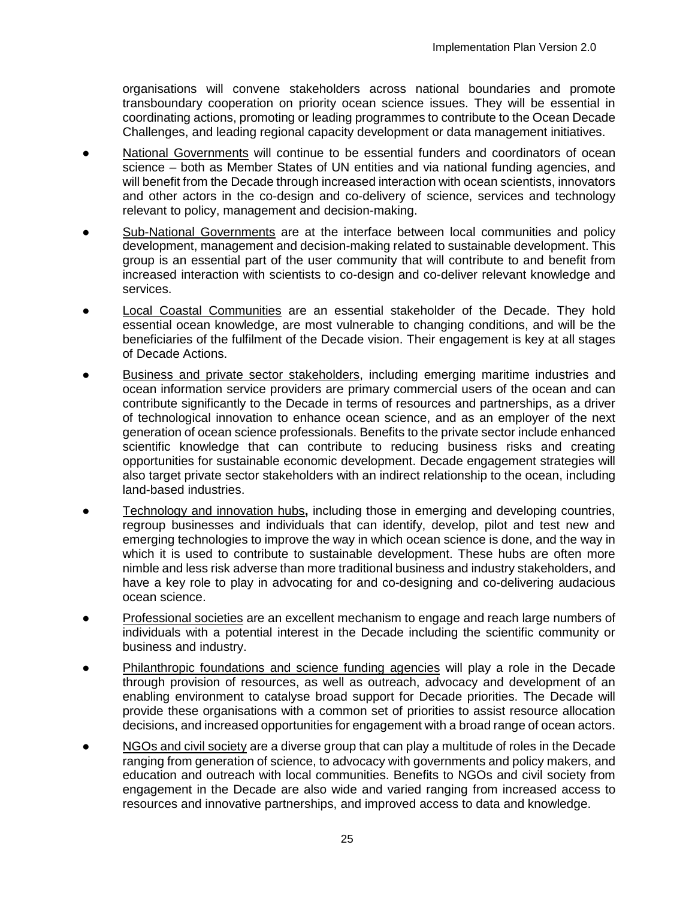organisations will convene stakeholders across national boundaries and promote transboundary cooperation on priority ocean science issues. They will be essential in coordinating actions, promoting or leading programmes to contribute to the Ocean Decade Challenges, and leading regional capacity development or data management initiatives.

- National Governments will continue to be essential funders and coordinators of ocean science – both as Member States of UN entities and via national funding agencies, and will benefit from the Decade through increased interaction with ocean scientists, innovators and other actors in the co-design and co-delivery of science, services and technology relevant to policy, management and decision-making.
- Sub-National Governments are at the interface between local communities and policy development, management and decision-making related to sustainable development. This group is an essential part of the user community that will contribute to and benefit from increased interaction with scientists to co-design and co-deliver relevant knowledge and services.
- Local Coastal Communities are an essential stakeholder of the Decade. They hold essential ocean knowledge, are most vulnerable to changing conditions, and will be the beneficiaries of the fulfilment of the Decade vision. Their engagement is key at all stages of Decade Actions.
- Business and private sector stakeholders, including emerging maritime industries and ocean information service providers are primary commercial users of the ocean and can contribute significantly to the Decade in terms of resources and partnerships, as a driver of technological innovation to enhance ocean science, and as an employer of the next generation of ocean science professionals. Benefits to the private sector include enhanced scientific knowledge that can contribute to reducing business risks and creating opportunities for sustainable economic development. Decade engagement strategies will also target private sector stakeholders with an indirect relationship to the ocean, including land-based industries.
- Technology and innovation hubs**,** including those in emerging and developing countries, regroup businesses and individuals that can identify, develop, pilot and test new and emerging technologies to improve the way in which ocean science is done, and the way in which it is used to contribute to sustainable development. These hubs are often more nimble and less risk adverse than more traditional business and industry stakeholders, and have a key role to play in advocating for and co-designing and co-delivering audacious ocean science.
- Professional societies are an excellent mechanism to engage and reach large numbers of individuals with a potential interest in the Decade including the scientific community or business and industry.
- Philanthropic foundations and science funding agencies will play a role in the Decade through provision of resources, as well as outreach, advocacy and development of an enabling environment to catalyse broad support for Decade priorities. The Decade will provide these organisations with a common set of priorities to assist resource allocation decisions, and increased opportunities for engagement with a broad range of ocean actors.
- NGOs and civil society are a diverse group that can play a multitude of roles in the Decade ranging from generation of science, to advocacy with governments and policy makers, and education and outreach with local communities. Benefits to NGOs and civil society from engagement in the Decade are also wide and varied ranging from increased access to resources and innovative partnerships, and improved access to data and knowledge.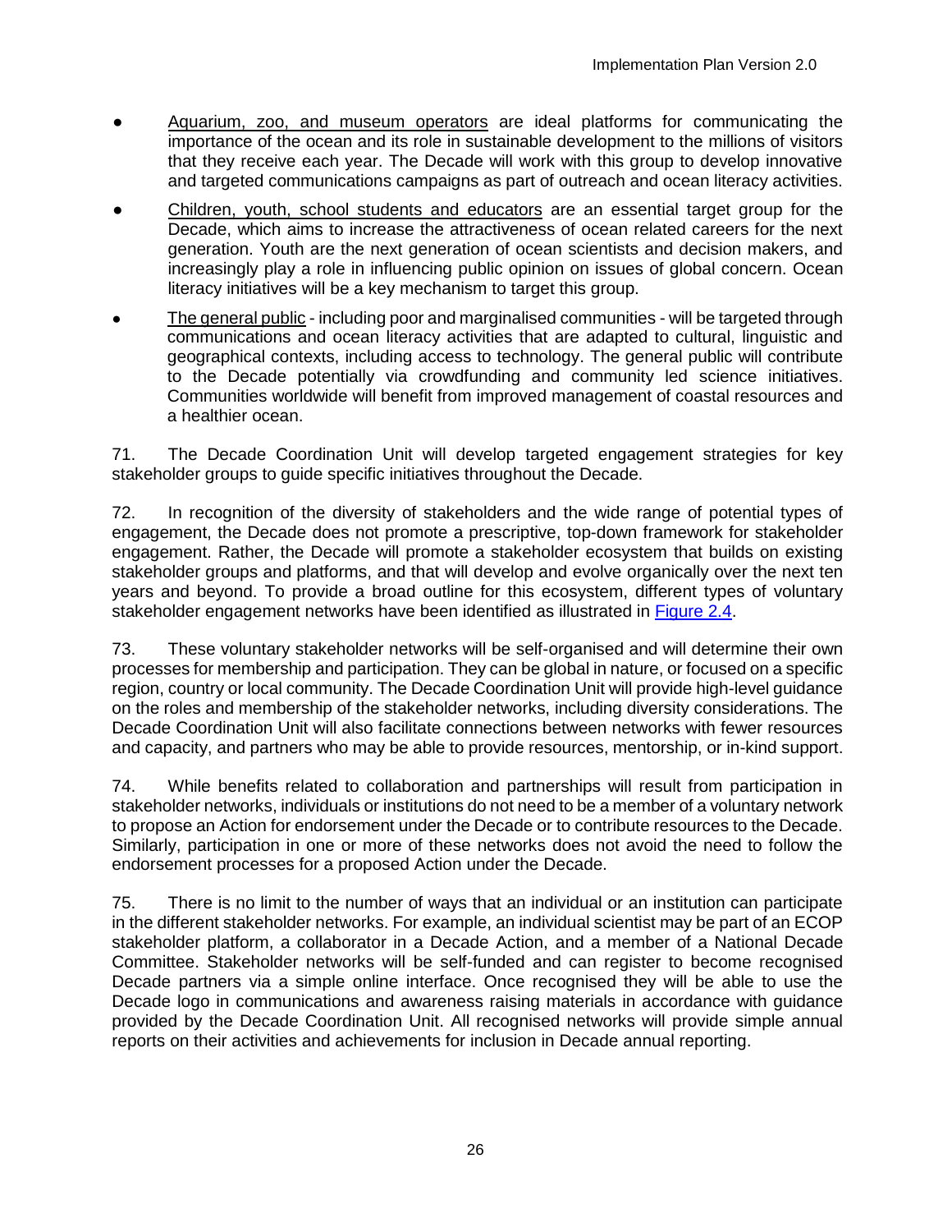- Aquarium, zoo, and museum operators are ideal platforms for communicating the importance of the ocean and its role in sustainable development to the millions of visitors that they receive each year. The Decade will work with this group to develop innovative and targeted communications campaigns as part of outreach and ocean literacy activities.
- Children, youth, school students and educators are an essential target group for the Decade, which aims to increase the attractiveness of ocean related careers for the next generation. Youth are the next generation of ocean scientists and decision makers, and increasingly play a role in influencing public opinion on issues of global concern. Ocean literacy initiatives will be a key mechanism to target this group.
- The general public - including poor and marginalised communities - will be targeted through communications and ocean literacy activities that are adapted to cultural, linguistic and geographical contexts, including access to technology. The general public will contribute to the Decade potentially via crowdfunding and community led science initiatives. Communities worldwide will benefit from improved management of coastal resources and a healthier ocean.

71. The Decade Coordination Unit will develop targeted engagement strategies for key stakeholder groups to guide specific initiatives throughout the Decade.

72. In recognition of the diversity of stakeholders and the wide range of potential types of engagement, the Decade does not promote a prescriptive, top-down framework for stakeholder engagement. Rather, the Decade will promote a stakeholder ecosystem that builds on existing stakeholder groups and platforms, and that will develop and evolve organically over the next ten years and beyond. To provide a broad outline for this ecosystem, different types of voluntary stakeholder engagement networks have been identified as illustrated in Figure 2.4.

73. These voluntary stakeholder networks will be self-organised and will determine their own processes for membership and participation. They can be global in nature, or focused on a specific region, country or local community. The Decade Coordination Unit will provide high-level guidance on the roles and membership of the stakeholder networks, including diversity considerations. The Decade Coordination Unit will also facilitate connections between networks with fewer resources and capacity, and partners who may be able to provide resources, mentorship, or in-kind support.

74. While benefits related to collaboration and partnerships will result from participation in stakeholder networks, individuals or institutions do not need to be a member of a voluntary network to propose an Action for endorsement under the Decade or to contribute resources to the Decade. Similarly, participation in one or more of these networks does not avoid the need to follow the endorsement processes for a proposed Action under the Decade.

75. There is no limit to the number of ways that an individual or an institution can participate in the different stakeholder networks. For example, an individual scientist may be part of an ECOP stakeholder platform, a collaborator in a Decade Action, and a member of a National Decade Committee. Stakeholder networks will be self-funded and can register to become recognised Decade partners via a simple online interface. Once recognised they will be able to use the Decade logo in communications and awareness raising materials in accordance with guidance provided by the Decade Coordination Unit. All recognised networks will provide simple annual reports on their activities and achievements for inclusion in Decade annual reporting.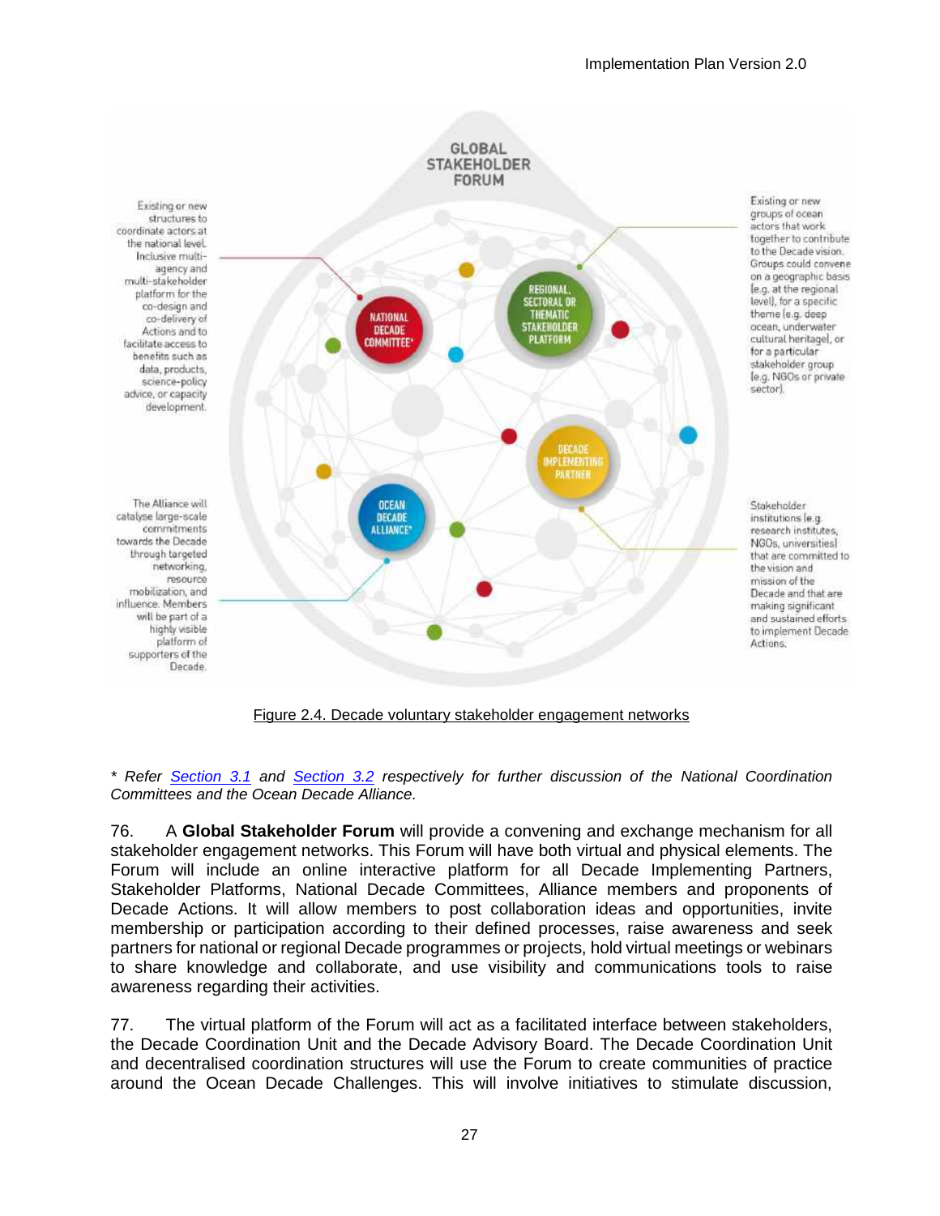GLOBAL STAKEHOLDER FORUM

Existing or new structures to coordinate actors at the national level. Inclusive multi-agency and multi-stakeholder platform for the co-design and co-delivery of Actions and to facilitate access to benefits such as data, products, science-policy advice, or capacity development.

NATIONAL DECADE COMMITTEE*

REGIONAL, SECTORAL OR THEMATIC STAKEHOLDER PLATFORM

Existing or new groups of ocean actors that work together to contribute to the Decade vision. Groups could convene on a geographic basis (e.g. at the regional level), for a specific theme (e.g. deep ocean, underwater cultural heritage), or for a particular stakeholder group (e.g. NGOs or private sector).

DECADE IMPLEMENTING PARTNER

Stakeholder institutions (e.g. research institutes, NGOs, universities) that are committed to the vision and mission of the Decade and that are making significant and sustained efforts to implement Decade Actions.

OCEAN DECADE ALLIANCE*

The Alliance will catalyse large-scale commitments towards the Decade through targeted networking, resource mobilization, and influence. Members will be part of a highly visible platform of supporters of the Decade.

Figure 2.4. Decade voluntary stakeholder engagement networks

*\* Refer Section 3.1 and Section 3.2 respectively for further discussion of the National Coordination Committees and the Ocean Decade Alliance.*

76. A **Global Stakeholder Forum** will provide a convening and exchange mechanism for all stakeholder engagement networks. This Forum will have both virtual and physical elements. The Forum will include an online interactive platform for all Decade Implementing Partners, Stakeholder Platforms, National Decade Committees, Alliance members and proponents of Decade Actions. It will allow members to post collaboration ideas and opportunities, invite membership or participation according to their defined processes, raise awareness and seek partners for national or regional Decade programmes or projects, hold virtual meetings or webinars to share knowledge and collaborate, and use visibility and communications tools to raise awareness regarding their activities.

77. The virtual platform of the Forum will act as a facilitated interface between stakeholders, the Decade Coordination Unit and the Decade Advisory Board. The Decade Coordination Unit and decentralised coordination structures will use the Forum to create communities of practice around the Ocean Decade Challenges. This will involve initiatives to stimulate discussion,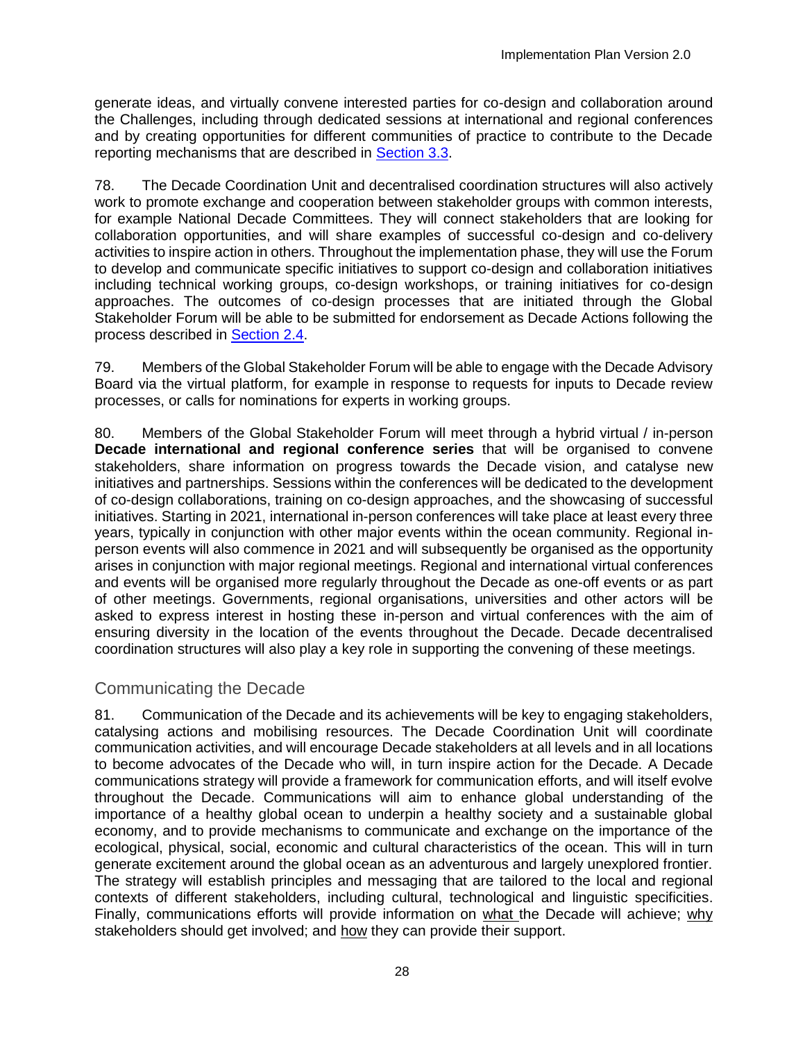generate ideas, and virtually convene interested parties for co-design and collaboration around the Challenges, including through dedicated sessions at international and regional conferences and by creating opportunities for different communities of practice to contribute to the Decade reporting mechanisms that are described in Section 3.3.

78. The Decade Coordination Unit and decentralised coordination structures will also actively work to promote exchange and cooperation between stakeholder groups with common interests, for example National Decade Committees. They will connect stakeholders that are looking for collaboration opportunities, and will share examples of successful co-design and co-delivery activities to inspire action in others. Throughout the implementation phase, they will use the Forum to develop and communicate specific initiatives to support co-design and collaboration initiatives including technical working groups, co-design workshops, or training initiatives for co-design approaches. The outcomes of co-design processes that are initiated through the Global Stakeholder Forum will be able to be submitted for endorsement as Decade Actions following the process described in Section 2.4.

79. Members of the Global Stakeholder Forum will be able to engage with the Decade Advisory Board via the virtual platform, for example in response to requests for inputs to Decade review processes, or calls for nominations for experts in working groups.

80. Members of the Global Stakeholder Forum will meet through a hybrid virtual / in-person **Decade international and regional conference series** that will be organised to convene stakeholders, share information on progress towards the Decade vision, and catalyse new initiatives and partnerships. Sessions within the conferences will be dedicated to the development of co-design collaborations, training on co-design approaches, and the showcasing of successful initiatives. Starting in 2021, international in-person conferences will take place at least every three years, typically in conjunction with other major events within the ocean community. Regional in-person events will also commence in 2021 and will subsequently be organised as the opportunity arises in conjunction with major regional meetings. Regional and international virtual conferences and events will be organised more regularly throughout the Decade as one-off events or as part of other meetings. Governments, regional organisations, universities and other actors will be asked to express interest in hosting these in-person and virtual conferences with the aim of ensuring diversity in the location of the events throughout the Decade. Decade decentralised coordination structures will also play a key role in supporting the convening of these meetings.

## Communicating the Decade

81. Communication of the Decade and its achievements will be key to engaging stakeholders, catalysing actions and mobilising resources. The Decade Coordination Unit will coordinate communication activities, and will encourage Decade stakeholders at all levels and in all locations to become advocates of the Decade who will, in turn inspire action for the Decade. A Decade communications strategy will provide a framework for communication efforts, and will itself evolve throughout the Decade. Communications will aim to enhance global understanding of the importance of a healthy global ocean to underpin a healthy society and a sustainable global economy, and to provide mechanisms to communicate and exchange on the importance of the ecological, physical, social, economic and cultural characteristics of the ocean. This will in turn generate excitement around the global ocean as an adventurous and largely unexplored frontier. The strategy will establish principles and messaging that are tailored to the local and regional contexts of different stakeholders, including cultural, technological and linguistic specificities. Finally, communications efforts will provide information on what the Decade will achieve; why stakeholders should get involved; and how they can provide their support.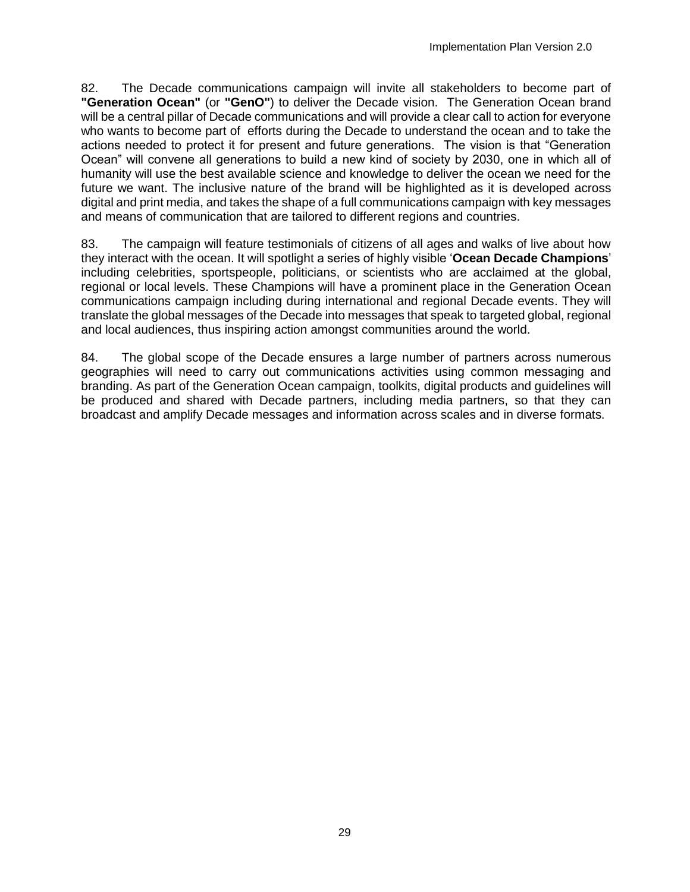82. The Decade communications campaign will invite all stakeholders to become part of **"Generation Ocean"** (or **"GenO"**) to deliver the Decade vision. The Generation Ocean brand will be a central pillar of Decade communications and will provide a clear call to action for everyone who wants to become part of efforts during the Decade to understand the ocean and to take the actions needed to protect it for present and future generations. The vision is that "Generation Ocean" will convene all generations to build a new kind of society by 2030, one in which all of humanity will use the best available science and knowledge to deliver the ocean we need for the future we want. The inclusive nature of the brand will be highlighted as it is developed across digital and print media, and takes the shape of a full communications campaign with key messages and means of communication that are tailored to different regions and countries.

83. The campaign will feature testimonials of citizens of all ages and walks of live about how they interact with the ocean. It will spotlight a series of highly visible '**Ocean Decade Champions**' including celebrities, sportspeople, politicians, or scientists who are acclaimed at the global, regional or local levels. These Champions will have a prominent place in the Generation Ocean communications campaign including during international and regional Decade events. They will translate the global messages of the Decade into messages that speak to targeted global, regional and local audiences, thus inspiring action amongst communities around the world.

84. The global scope of the Decade ensures a large number of partners across numerous geographies will need to carry out communications activities using common messaging and branding. As part of the Generation Ocean campaign, toolkits, digital products and guidelines will be produced and shared with Decade partners, including media partners, so that they can broadcast and amplify Decade messages and information across scales and in diverse formats.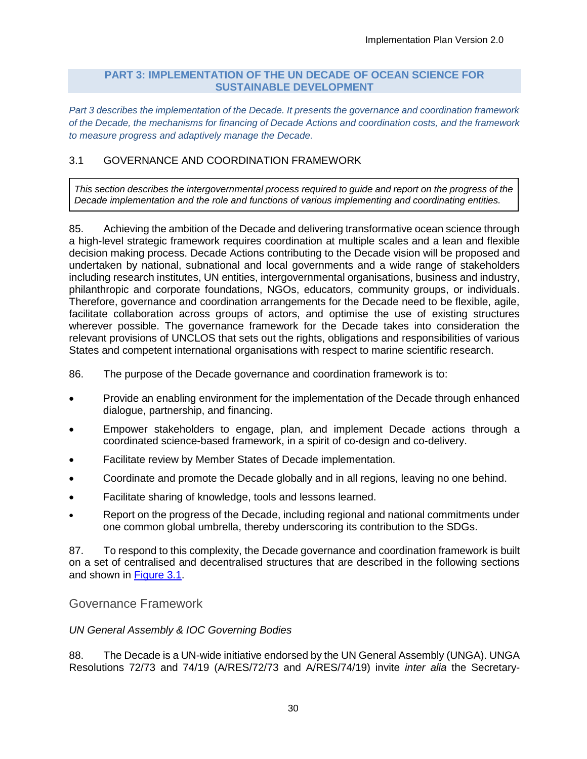## PART 3: IMPLEMENTATION OF THE UN DECADE OF OCEAN SCIENCE FOR SUSTAINABLE DEVELOPMENT

*Part 3 describes the implementation of the Decade. It presents the governance and coordination framework of the Decade, the mechanisms for financing of Decade Actions and coordination costs, and the framework to measure progress and adaptively manage the Decade.*

### 3.1 GOVERNANCE AND COORDINATION FRAMEWORK

> *This section describes the intergovernmental process required to guide and report on the progress of the Decade implementation and the role and functions of various implementing and coordinating entities.*

85. Achieving the ambition of the Decade and delivering transformative ocean science through a high-level strategic framework requires coordination at multiple scales and a lean and flexible decision making process. Decade Actions contributing to the Decade vision will be proposed and undertaken by national, subnational and local governments and a wide range of stakeholders including research institutes, UN entities, intergovernmental organisations, business and industry, philanthropic and corporate foundations, NGOs, educators, community groups, or individuals. Therefore, governance and coordination arrangements for the Decade need to be flexible, agile, facilitate collaboration across groups of actors, and optimise the use of existing structures wherever possible. The governance framework for the Decade takes into consideration the relevant provisions of UNCLOS that sets out the rights, obligations and responsibilities of various States and competent international organisations with respect to marine scientific research.

86. The purpose of the Decade governance and coordination framework is to:

- Provide an enabling environment for the implementation of the Decade through enhanced dialogue, partnership, and financing.
- Empower stakeholders to engage, plan, and implement Decade actions through a coordinated science-based framework, in a spirit of co-design and co-delivery.
- Facilitate review by Member States of Decade implementation.
- Coordinate and promote the Decade globally and in all regions, leaving no one behind.
- Facilitate sharing of knowledge, tools and lessons learned.
- Report on the progress of the Decade, including regional and national commitments under one common global umbrella, thereby underscoring its contribution to the SDGs.

87. To respond to this complexity, the Decade governance and coordination framework is built on a set of centralised and decentralised structures that are described in the following sections and shown in Figure 3.1.

#### Governance Framework

*UN General Assembly & IOC Governing Bodies*

88. The Decade is a UN-wide initiative endorsed by the UN General Assembly (UNGA). UNGA Resolutions 72/73 and 74/19 (A/RES/72/73 and A/RES/74/19) invite *inter alia* the Secretary-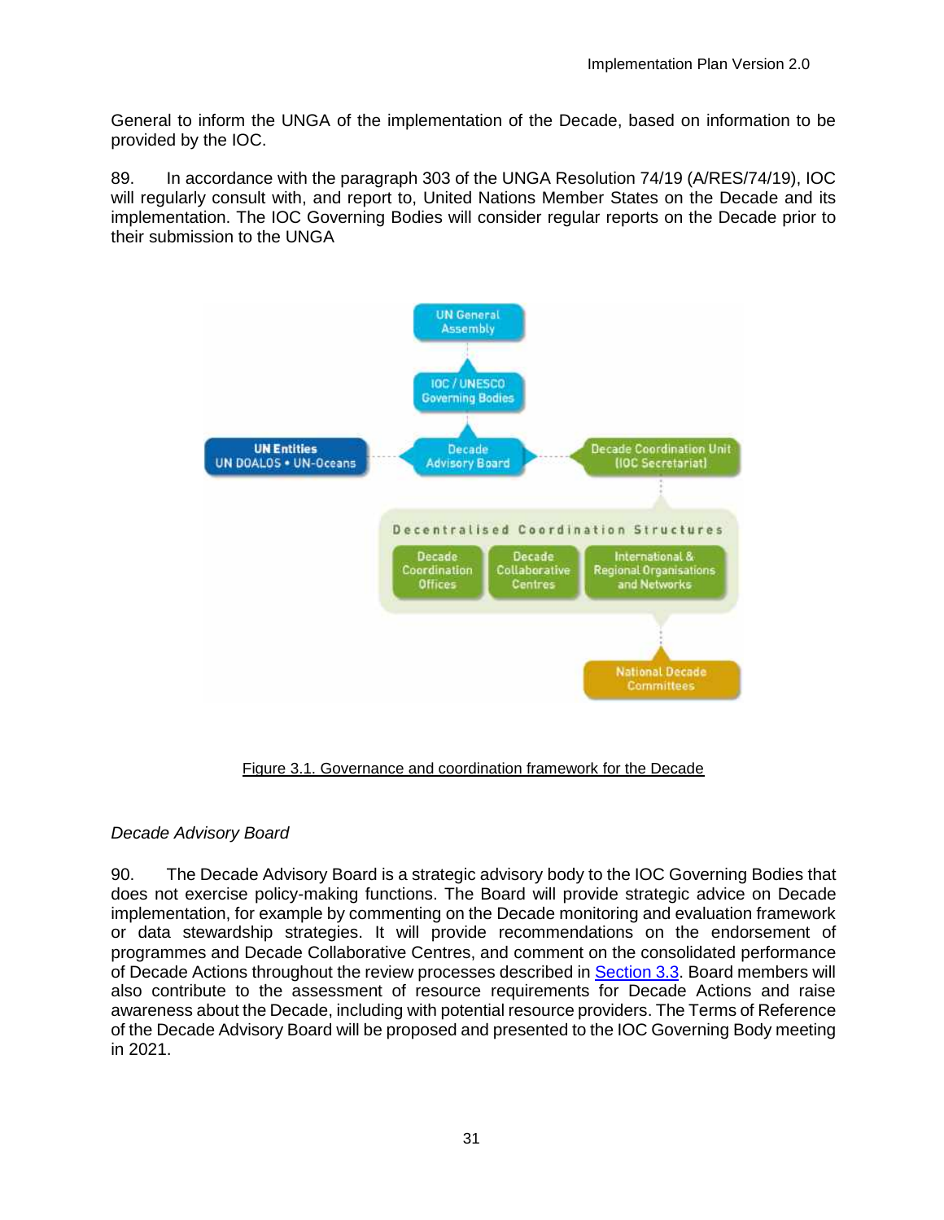General to inform the UNGA of the implementation of the Decade, based on information to be provided by the IOC.

89. In accordance with the paragraph 303 of the UNGA Resolution 74/19 (A/RES/74/19), IOC will regularly consult with, and report to, United Nations Member States on the Decade and its implementation. The IOC Governing Bodies will consider regular reports on the Decade prior to their submission to the UNGA

Figure 3.1. Governance and coordination framework for the Decade

*Decade Advisory Board*

90. The Decade Advisory Board is a strategic advisory body to the IOC Governing Bodies that does not exercise policy-making functions. The Board will provide strategic advice on Decade implementation, for example by commenting on the Decade monitoring and evaluation framework or data stewardship strategies. It will provide recommendations on the endorsement of programmes and Decade Collaborative Centres, and comment on the consolidated performance of Decade Actions throughout the review processes described in Section 3.3. Board members will also contribute to the assessment of resource requirements for Decade Actions and raise awareness about the Decade, including with potential resource providers. The Terms of Reference of the Decade Advisory Board will be proposed and presented to the IOC Governing Body meeting in 2021.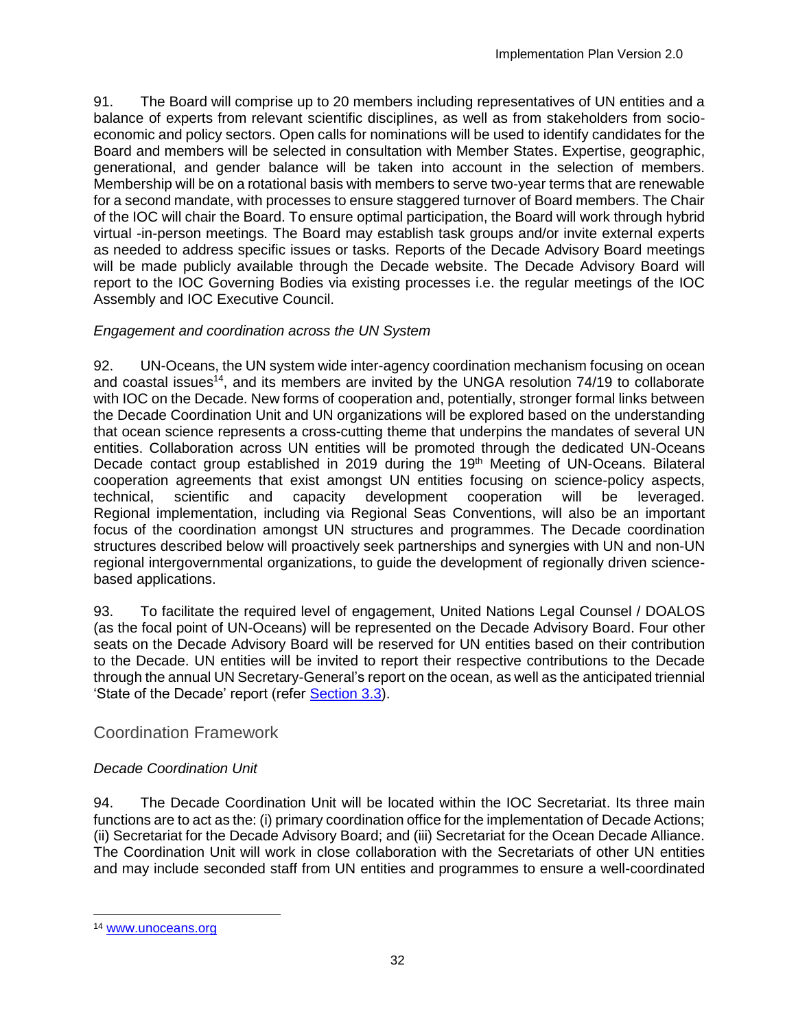91. The Board will comprise up to 20 members including representatives of UN entities and a balance of experts from relevant scientific disciplines, as well as from stakeholders from socio-economic and policy sectors. Open calls for nominations will be used to identify candidates for the Board and members will be selected in consultation with Member States. Expertise, geographic, generational, and gender balance will be taken into account in the selection of members. Membership will be on a rotational basis with members to serve two-year terms that are renewable for a second mandate, with processes to ensure staggered turnover of Board members. The Chair of the IOC will chair the Board. To ensure optimal participation, the Board will work through hybrid virtual -in-person meetings. The Board may establish task groups and/or invite external experts as needed to address specific issues or tasks. Reports of the Decade Advisory Board meetings will be made publicly available through the Decade website. The Decade Advisory Board will report to the IOC Governing Bodies via existing processes i.e. the regular meetings of the IOC Assembly and IOC Executive Council.

*Engagement and coordination across the UN System*

92. UN-Oceans, the UN system wide inter-agency coordination mechanism focusing on ocean and coastal issues[14], and its members are invited by the UNGA resolution 74/19 to collaborate with IOC on the Decade. New forms of cooperation and, potentially, stronger formal links between the Decade Coordination Unit and UN organizations will be explored based on the understanding that ocean science represents a cross-cutting theme that underpins the mandates of several UN entities. Collaboration across UN entities will be promoted through the dedicated UN-Oceans Decade contact group established in 2019 during the 19th Meeting of UN-Oceans. Bilateral cooperation agreements that exist amongst UN entities focusing on science-policy aspects, technical, scientific and capacity development cooperation will be leveraged. Regional implementation, including via Regional Seas Conventions, will also be an important focus of the coordination amongst UN structures and programmes. The Decade coordination structures described below will proactively seek partnerships and synergies with UN and non-UN regional intergovernmental organizations, to guide the development of regionally driven science-based applications.

93. To facilitate the required level of engagement, United Nations Legal Counsel / DOALOS (as the focal point of UN-Oceans) will be represented on the Decade Advisory Board. Four other seats on the Decade Advisory Board will be reserved for UN entities based on their contribution to the Decade. UN entities will be invited to report their respective contributions to the Decade through the annual UN Secretary-General's report on the ocean, as well as the anticipated triennial 'State of the Decade' report (refer Section 3.3).

## Coordination Framework

*Decade Coordination Unit*

94. The Decade Coordination Unit will be located within the IOC Secretariat. Its three main functions are to act as the: (i) primary coordination office for the implementation of Decade Actions; (ii) Secretariat for the Decade Advisory Board; and (iii) Secretariat for the Ocean Decade Alliance. The Coordination Unit will work in close collaboration with the Secretariats of other UN entities and may include seconded staff from UN entities and programmes to ensure a well-coordinated

[14] www.unoceans.org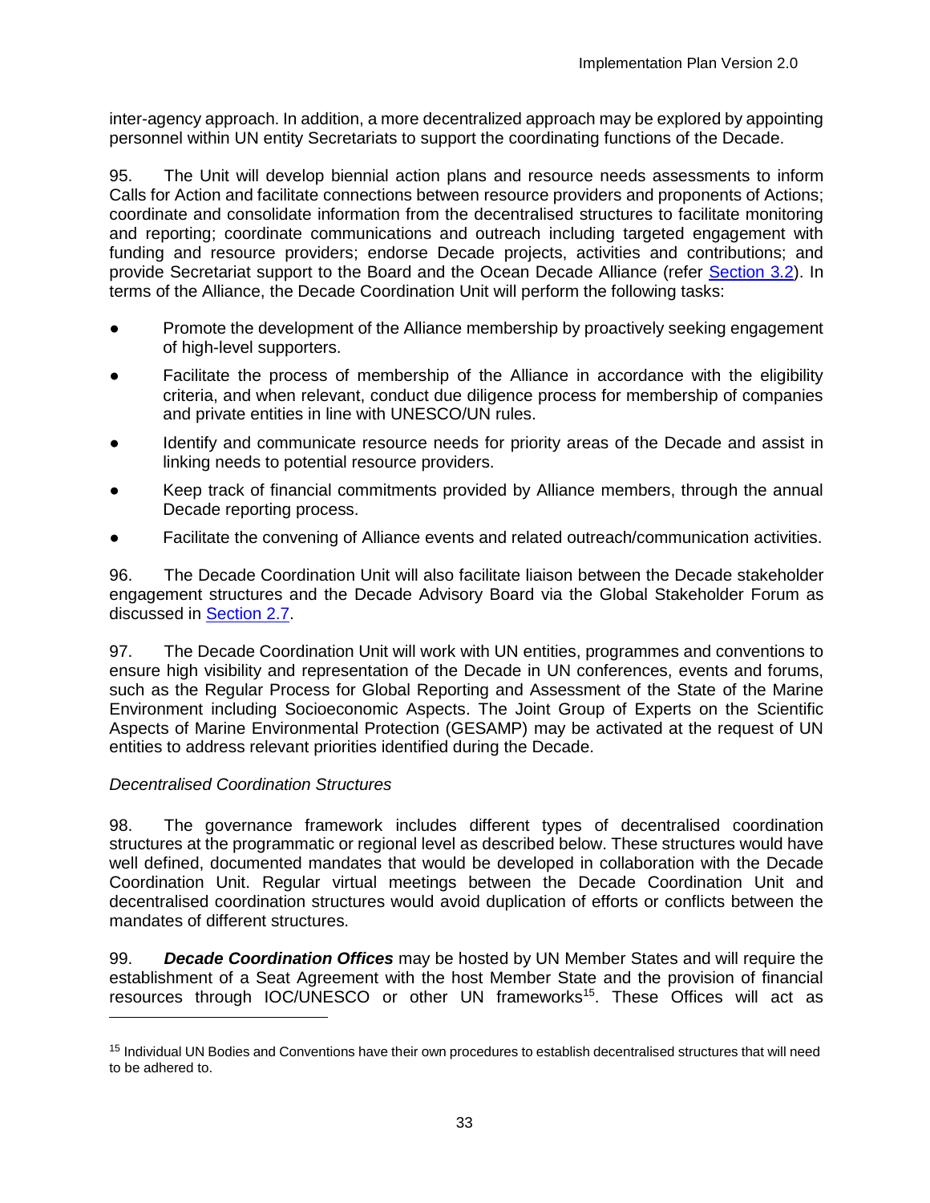inter-agency approach. In addition, a more decentralized approach may be explored by appointing personnel within UN entity Secretariats to support the coordinating functions of the Decade.

95. The Unit will develop biennial action plans and resource needs assessments to inform Calls for Action and facilitate connections between resource providers and proponents of Actions; coordinate and consolidate information from the decentralised structures to facilitate monitoring and reporting; coordinate communications and outreach including targeted engagement with funding and resource providers; endorse Decade projects, activities and contributions; and provide Secretariat support to the Board and the Ocean Decade Alliance (refer Section 3.2). In terms of the Alliance, the Decade Coordination Unit will perform the following tasks:

- Promote the development of the Alliance membership by proactively seeking engagement of high-level supporters.
- Facilitate the process of membership of the Alliance in accordance with the eligibility criteria, and when relevant, conduct due diligence process for membership of companies and private entities in line with UNESCO/UN rules.
- Identify and communicate resource needs for priority areas of the Decade and assist in linking needs to potential resource providers.
- Keep track of financial commitments provided by Alliance members, through the annual Decade reporting process.
- Facilitate the convening of Alliance events and related outreach/communication activities.

96. The Decade Coordination Unit will also facilitate liaison between the Decade stakeholder engagement structures and the Decade Advisory Board via the Global Stakeholder Forum as discussed in Section 2.7.

97. The Decade Coordination Unit will work with UN entities, programmes and conventions to ensure high visibility and representation of the Decade in UN conferences, events and forums, such as the Regular Process for Global Reporting and Assessment of the State of the Marine Environment including Socioeconomic Aspects. The Joint Group of Experts on the Scientific Aspects of Marine Environmental Protection (GESAMP) may be activated at the request of UN entities to address relevant priorities identified during the Decade.

*Decentralised Coordination Structures*

98. The governance framework includes different types of decentralised coordination structures at the programmatic or regional level as described below. These structures would have well defined, documented mandates that would be developed in collaboration with the Decade Coordination Unit. Regular virtual meetings between the Decade Coordination Unit and decentralised coordination structures would avoid duplication of efforts or conflicts between the mandates of different structures.

99. ***Decade Coordination Offices*** may be hosted by UN Member States and will require the establishment of a Seat Agreement with the host Member State and the provision of financial resources through IOC/UNESCO or other UN frameworks[15]. These Offices will act as

[15] Individual UN Bodies and Conventions have their own procedures to establish decentralised structures that will need to be adhered to.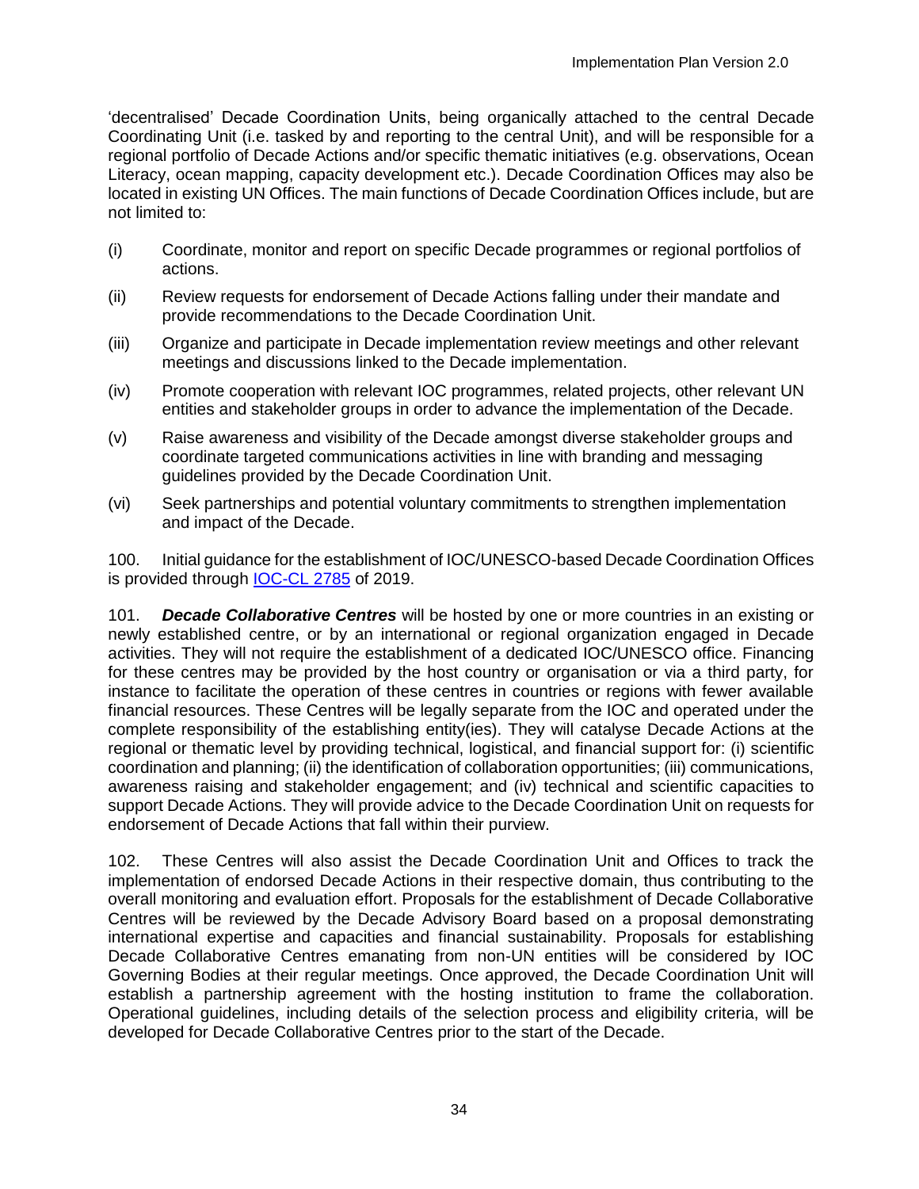'decentralised' Decade Coordination Units, being organically attached to the central Decade Coordinating Unit (i.e. tasked by and reporting to the central Unit), and will be responsible for a regional portfolio of Decade Actions and/or specific thematic initiatives (e.g. observations, Ocean Literacy, ocean mapping, capacity development etc.). Decade Coordination Offices may also be located in existing UN Offices. The main functions of Decade Coordination Offices include, but are not limited to:

(i) Coordinate, monitor and report on specific Decade programmes or regional portfolios of actions.

(ii) Review requests for endorsement of Decade Actions falling under their mandate and provide recommendations to the Decade Coordination Unit.

(iii) Organize and participate in Decade implementation review meetings and other relevant meetings and discussions linked to the Decade implementation.

(iv) Promote cooperation with relevant IOC programmes, related projects, other relevant UN entities and stakeholder groups in order to advance the implementation of the Decade.

(v) Raise awareness and visibility of the Decade amongst diverse stakeholder groups and coordinate targeted communications activities in line with branding and messaging guidelines provided by the Decade Coordination Unit.

(vi) Seek partnerships and potential voluntary commitments to strengthen implementation and impact of the Decade.

100. Initial guidance for the establishment of IOC/UNESCO-based Decade Coordination Offices is provided through IOC-CL 2785 of 2019.

101. ***Decade Collaborative Centres*** will be hosted by one or more countries in an existing or newly established centre, or by an international or regional organization engaged in Decade activities. They will not require the establishment of a dedicated IOC/UNESCO office. Financing for these centres may be provided by the host country or organisation or via a third party, for instance to facilitate the operation of these centres in countries or regions with fewer available financial resources. These Centres will be legally separate from the IOC and operated under the complete responsibility of the establishing entity(ies). They will catalyse Decade Actions at the regional or thematic level by providing technical, logistical, and financial support for: (i) scientific coordination and planning; (ii) the identification of collaboration opportunities; (iii) communications, awareness raising and stakeholder engagement; and (iv) technical and scientific capacities to support Decade Actions. They will provide advice to the Decade Coordination Unit on requests for endorsement of Decade Actions that fall within their purview.

102. These Centres will also assist the Decade Coordination Unit and Offices to track the implementation of endorsed Decade Actions in their respective domain, thus contributing to the overall monitoring and evaluation effort. Proposals for the establishment of Decade Collaborative Centres will be reviewed by the Decade Advisory Board based on a proposal demonstrating international expertise and capacities and financial sustainability. Proposals for establishing Decade Collaborative Centres emanating from non-UN entities will be considered by IOC Governing Bodies at their regular meetings. Once approved, the Decade Coordination Unit will establish a partnership agreement with the hosting institution to frame the collaboration. Operational guidelines, including details of the selection process and eligibility criteria, will be developed for Decade Collaborative Centres prior to the start of the Decade.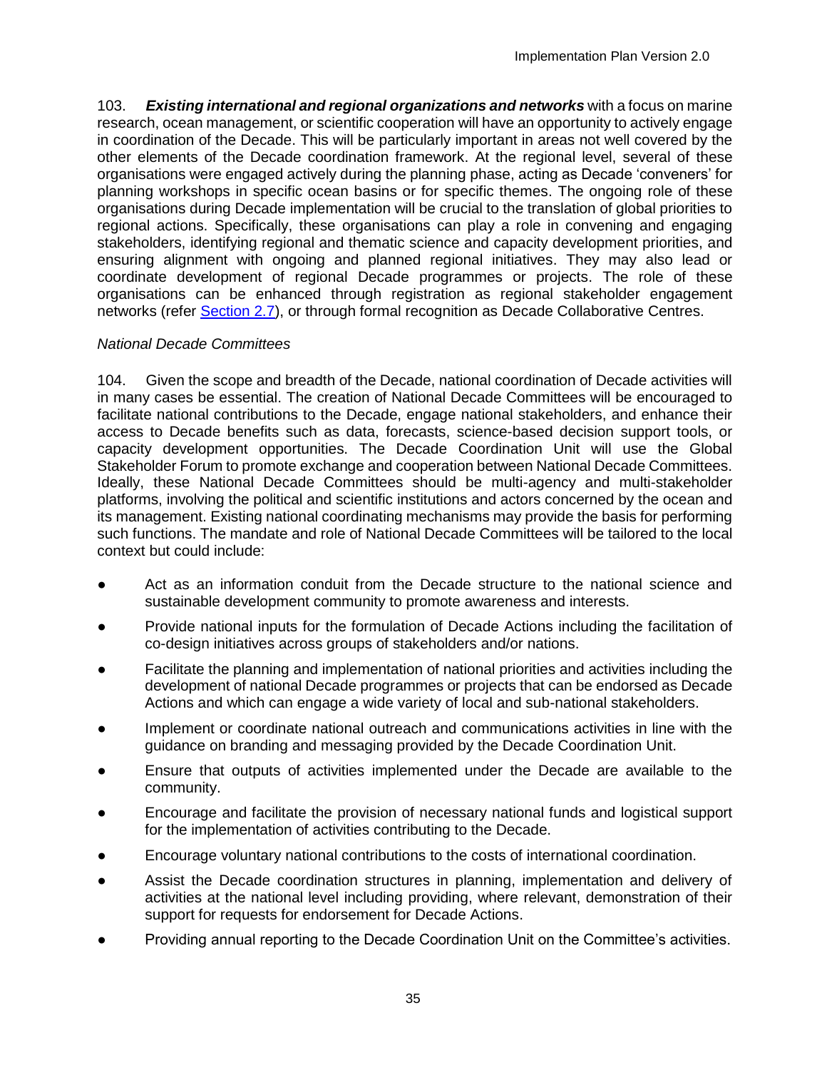103. ***Existing international and regional organizations and networks*** with a focus on marine research, ocean management, or scientific cooperation will have an opportunity to actively engage in coordination of the Decade. This will be particularly important in areas not well covered by the other elements of the Decade coordination framework. At the regional level, several of these organisations were engaged actively during the planning phase, acting as Decade 'conveners' for planning workshops in specific ocean basins or for specific themes. The ongoing role of these organisations during Decade implementation will be crucial to the translation of global priorities to regional actions. Specifically, these organisations can play a role in convening and engaging stakeholders, identifying regional and thematic science and capacity development priorities, and ensuring alignment with ongoing and planned regional initiatives. They may also lead or coordinate development of regional Decade programmes or projects. The role of these organisations can be enhanced through registration as regional stakeholder engagement networks (refer [Section 2.7](#)), or through formal recognition as Decade Collaborative Centres.

*National Decade Committees*

104. Given the scope and breadth of the Decade, national coordination of Decade activities will in many cases be essential. The creation of National Decade Committees will be encouraged to facilitate national contributions to the Decade, engage national stakeholders, and enhance their access to Decade benefits such as data, forecasts, science-based decision support tools, or capacity development opportunities. The Decade Coordination Unit will use the Global Stakeholder Forum to promote exchange and cooperation between National Decade Committees. Ideally, these National Decade Committees should be multi-agency and multi-stakeholder platforms, involving the political and scientific institutions and actors concerned by the ocean and its management. Existing national coordinating mechanisms may provide the basis for performing such functions. The mandate and role of National Decade Committees will be tailored to the local context but could include:

- Act as an information conduit from the Decade structure to the national science and sustainable development community to promote awareness and interests.
- Provide national inputs for the formulation of Decade Actions including the facilitation of co-design initiatives across groups of stakeholders and/or nations.
- Facilitate the planning and implementation of national priorities and activities including the development of national Decade programmes or projects that can be endorsed as Decade Actions and which can engage a wide variety of local and sub-national stakeholders.
- Implement or coordinate national outreach and communications activities in line with the guidance on branding and messaging provided by the Decade Coordination Unit.
- Ensure that outputs of activities implemented under the Decade are available to the community.
- Encourage and facilitate the provision of necessary national funds and logistical support for the implementation of activities contributing to the Decade.
- Encourage voluntary national contributions to the costs of international coordination.
- Assist the Decade coordination structures in planning, implementation and delivery of activities at the national level including providing, where relevant, demonstration of their support for requests for endorsement for Decade Actions.
- Providing annual reporting to the Decade Coordination Unit on the Committee's activities.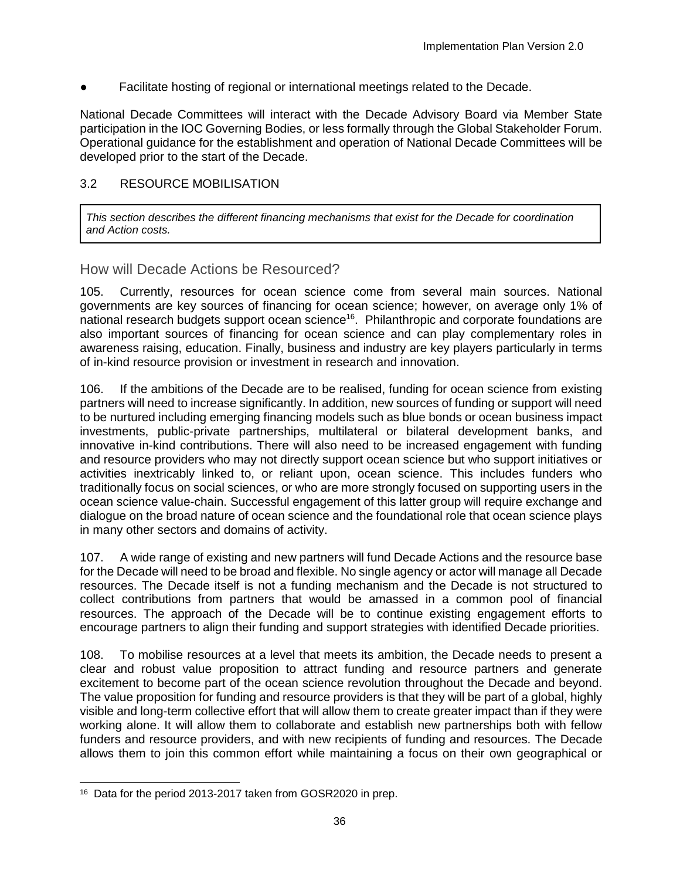- Facilitate hosting of regional or international meetings related to the Decade.

National Decade Committees will interact with the Decade Advisory Board via Member State participation in the IOC Governing Bodies, or less formally through the Global Stakeholder Forum. Operational guidance for the establishment and operation of National Decade Committees will be developed prior to the start of the Decade.

## 3.2 RESOURCE MOBILISATION

*This section describes the different financing mechanisms that exist for the Decade for coordination and Action costs.*

### How will Decade Actions be Resourced?

105. Currently, resources for ocean science come from several main sources. National governments are key sources of financing for ocean science; however, on average only 1% of national research budgets support ocean science[16]. Philanthropic and corporate foundations are also important sources of financing for ocean science and can play complementary roles in awareness raising, education. Finally, business and industry are key players particularly in terms of in-kind resource provision or investment in research and innovation.

106. If the ambitions of the Decade are to be realised, funding for ocean science from existing partners will need to increase significantly. In addition, new sources of funding or support will need to be nurtured including emerging financing models such as blue bonds or ocean business impact investments, public-private partnerships, multilateral or bilateral development banks, and innovative in-kind contributions. There will also need to be increased engagement with funding and resource providers who may not directly support ocean science but who support initiatives or activities inextricably linked to, or reliant upon, ocean science. This includes funders who traditionally focus on social sciences, or who are more strongly focused on supporting users in the ocean science value-chain. Successful engagement of this latter group will require exchange and dialogue on the broad nature of ocean science and the foundational role that ocean science plays in many other sectors and domains of activity.

107. A wide range of existing and new partners will fund Decade Actions and the resource base for the Decade will need to be broad and flexible. No single agency or actor will manage all Decade resources. The Decade itself is not a funding mechanism and the Decade is not structured to collect contributions from partners that would be amassed in a common pool of financial resources. The approach of the Decade will be to continue existing engagement efforts to encourage partners to align their funding and support strategies with identified Decade priorities.

108. To mobilise resources at a level that meets its ambition, the Decade needs to present a clear and robust value proposition to attract funding and resource partners and generate excitement to become part of the ocean science revolution throughout the Decade and beyond. The value proposition for funding and resource providers is that they will be part of a global, highly visible and long-term collective effort that will allow them to create greater impact than if they were working alone. It will allow them to collaborate and establish new partnerships both with fellow funders and resource providers, and with new recipients of funding and resources. The Decade allows them to join this common effort while maintaining a focus on their own geographical or

[16] Data for the period 2013-2017 taken from GOSR2020 in prep.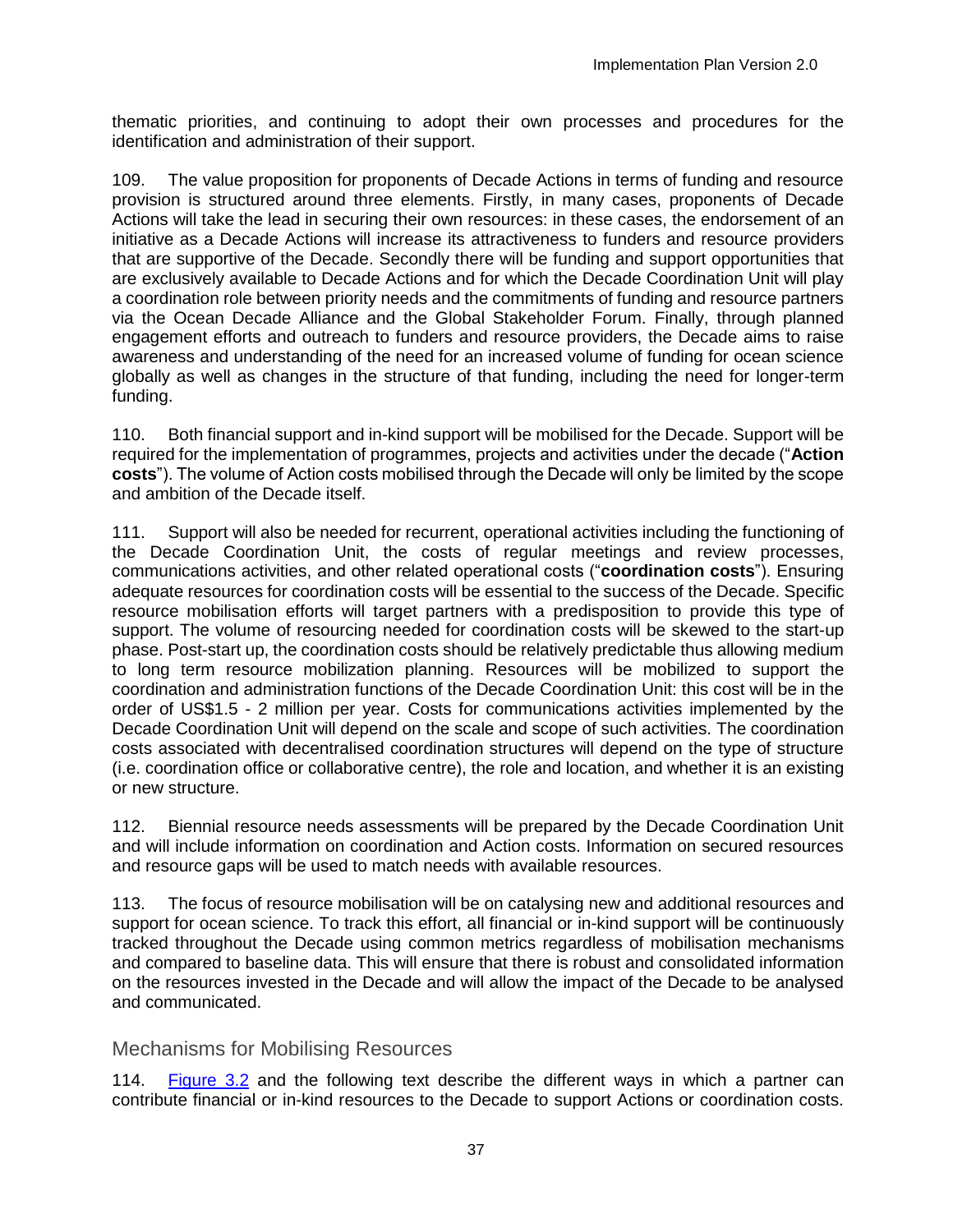thematic priorities, and continuing to adopt their own processes and procedures for the identification and administration of their support.

109. The value proposition for proponents of Decade Actions in terms of funding and resource provision is structured around three elements. Firstly, in many cases, proponents of Decade Actions will take the lead in securing their own resources: in these cases, the endorsement of an initiative as a Decade Actions will increase its attractiveness to funders and resource providers that are supportive of the Decade. Secondly there will be funding and support opportunities that are exclusively available to Decade Actions and for which the Decade Coordination Unit will play a coordination role between priority needs and the commitments of funding and resource partners via the Ocean Decade Alliance and the Global Stakeholder Forum. Finally, through planned engagement efforts and outreach to funders and resource providers, the Decade aims to raise awareness and understanding of the need for an increased volume of funding for ocean science globally as well as changes in the structure of that funding, including the need for longer-term funding.

110. Both financial support and in-kind support will be mobilised for the Decade. Support will be required for the implementation of programmes, projects and activities under the decade ("**Action costs**"). The volume of Action costs mobilised through the Decade will only be limited by the scope and ambition of the Decade itself.

111. Support will also be needed for recurrent, operational activities including the functioning of the Decade Coordination Unit, the costs of regular meetings and review processes, communications activities, and other related operational costs ("**coordination costs**"). Ensuring adequate resources for coordination costs will be essential to the success of the Decade. Specific resource mobilisation efforts will target partners with a predisposition to provide this type of support. The volume of resourcing needed for coordination costs will be skewed to the start-up phase. Post-start up, the coordination costs should be relatively predictable thus allowing medium to long term resource mobilization planning. Resources will be mobilized to support the coordination and administration functions of the Decade Coordination Unit: this cost will be in the order of US$1.5 - 2 million per year. Costs for communications activities implemented by the Decade Coordination Unit will depend on the scale and scope of such activities. The coordination costs associated with decentralised coordination structures will depend on the type of structure (i.e. coordination office or collaborative centre), the role and location, and whether it is an existing or new structure.

112. Biennial resource needs assessments will be prepared by the Decade Coordination Unit and will include information on coordination and Action costs. Information on secured resources and resource gaps will be used to match needs with available resources.

113. The focus of resource mobilisation will be on catalysing new and additional resources and support for ocean science. To track this effort, all financial or in-kind support will be continuously tracked throughout the Decade using common metrics regardless of mobilisation mechanisms and compared to baseline data. This will ensure that there is robust and consolidated information on the resources invested in the Decade and will allow the impact of the Decade to be analysed and communicated.

## Mechanisms for Mobilising Resources

114. Figure 3.2 and the following text describe the different ways in which a partner can contribute financial or in-kind resources to the Decade to support Actions or coordination costs.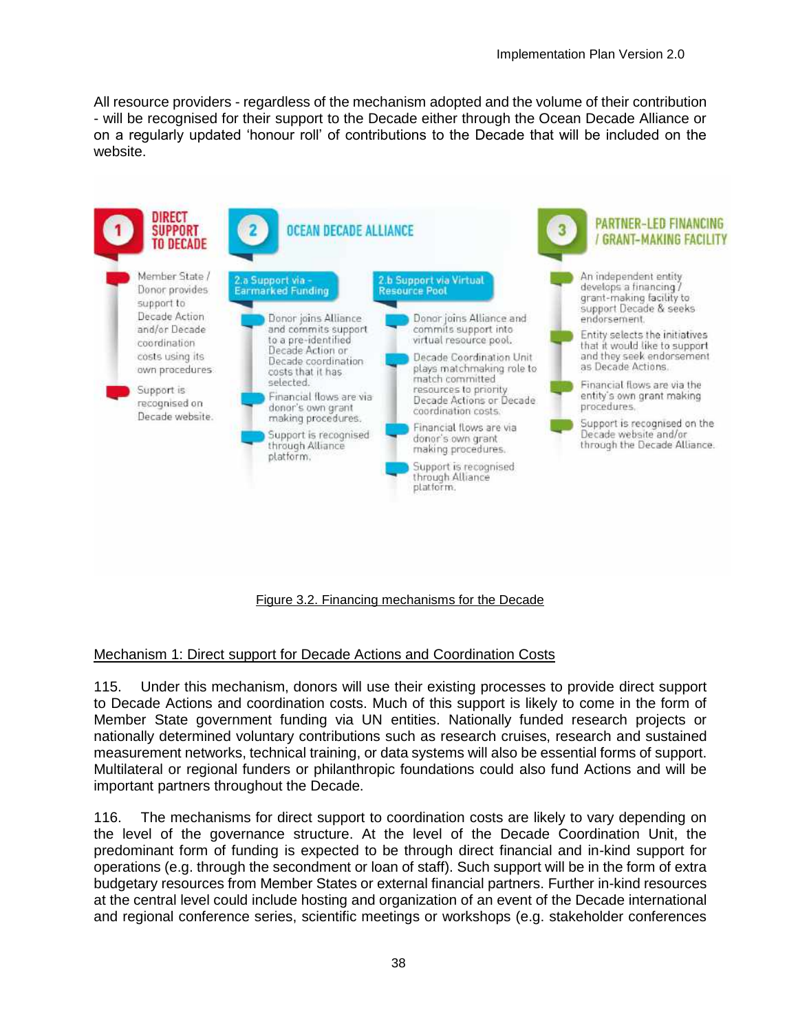All resource providers - regardless of the mechanism adopted and the volume of their contribution - will be recognised for their support to the Decade either through the Ocean Decade Alliance or on a regularly updated 'honour roll' of contributions to the Decade that will be included on the website.

**1 DIRECT SUPPORT TO DECADE**

- Member State / Donor provides support to Decade Action and/or Decade coordination costs using its own procedures
- Support is recognised on Decade website.

**2 OCEAN DECADE ALLIANCE**

**2.a Support via Earmarked Funding**

- Donor joins Alliance and commits support to a pre-identified Decade Action or Decade coordination costs that it has selected.
- Financial flows are via donor's own grant making procedures.
- Support is recognised through Alliance platform.

**2.b Support via Virtual Resource Pool**

- Donor joins Alliance and commits support into virtual resource pool.
- Decade Coordination Unit plays matchmaking role to match committed resources to priority Decade Actions or Decade coordination costs.
- Financial flows are via donor's own grant making procedures.
- Support is recognised through Alliance platform.

**3 PARTNER-LED FINANCING / GRANT-MAKING FACILITY**

- An independent entity develops a financing / grant-making facility to support Decade & seeks endorsement.
- Entity selects the initiatives that it would like to support and they seek endorsement as Decade Actions.
- Financial flows are via the entity's own grant making procedures.
- Support is recognised on the Decade website and/or through the Decade Alliance.

Figure 3.2. Financing mechanisms for the Decade

## Mechanism 1: Direct support for Decade Actions and Coordination Costs

115. Under this mechanism, donors will use their existing processes to provide direct support to Decade Actions and coordination costs. Much of this support is likely to come in the form of Member State government funding via UN entities. Nationally funded research projects or nationally determined voluntary contributions such as research cruises, research and sustained measurement networks, technical training, or data systems will also be essential forms of support. Multilateral or regional funders or philanthropic foundations could also fund Actions and will be important partners throughout the Decade.

116. The mechanisms for direct support to coordination costs are likely to vary depending on the level of the governance structure. At the level of the Decade Coordination Unit, the predominant form of funding is expected to be through direct financial and in-kind support for operations (e.g. through the secondment or loan of staff). Such support will be in the form of extra budgetary resources from Member States or external financial partners. Further in-kind resources at the central level could include hosting and organization of an event of the Decade international and regional conference series, scientific meetings or workshops (e.g. stakeholder conferences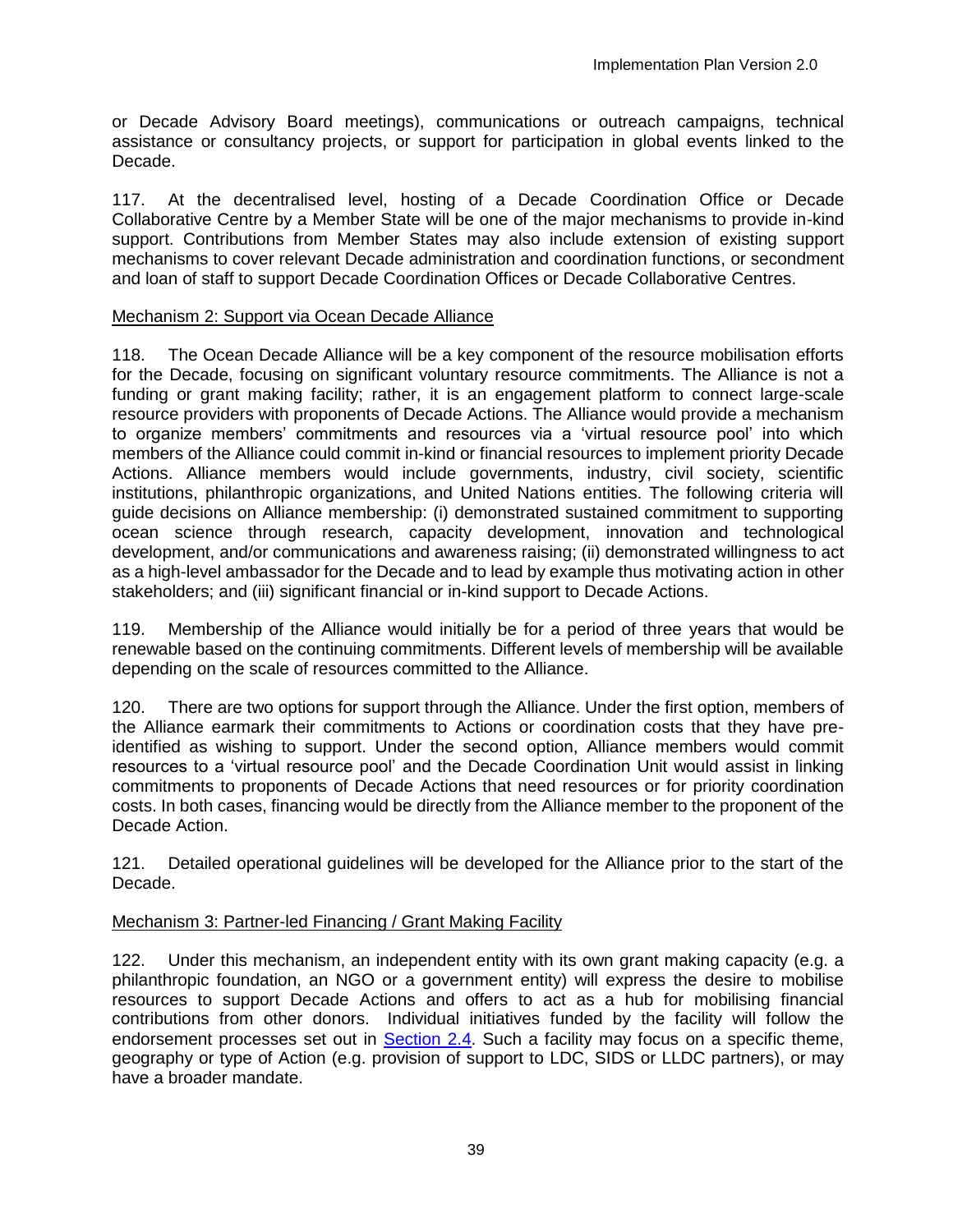or Decade Advisory Board meetings), communications or outreach campaigns, technical assistance or consultancy projects, or support for participation in global events linked to the Decade.

117. At the decentralised level, hosting of a Decade Coordination Office or Decade Collaborative Centre by a Member State will be one of the major mechanisms to provide in-kind support. Contributions from Member States may also include extension of existing support mechanisms to cover relevant Decade administration and coordination functions, or secondment and loan of staff to support Decade Coordination Offices or Decade Collaborative Centres.

Mechanism 2: Support via Ocean Decade Alliance

118. The Ocean Decade Alliance will be a key component of the resource mobilisation efforts for the Decade, focusing on significant voluntary resource commitments. The Alliance is not a funding or grant making facility; rather, it is an engagement platform to connect large-scale resource providers with proponents of Decade Actions. The Alliance would provide a mechanism to organize members' commitments and resources via a 'virtual resource pool' into which members of the Alliance could commit in-kind or financial resources to implement priority Decade Actions. Alliance members would include governments, industry, civil society, scientific institutions, philanthropic organizations, and United Nations entities. The following criteria will guide decisions on Alliance membership: (i) demonstrated sustained commitment to supporting ocean science through research, capacity development, innovation and technological development, and/or communications and awareness raising; (ii) demonstrated willingness to act as a high-level ambassador for the Decade and to lead by example thus motivating action in other stakeholders; and (iii) significant financial or in-kind support to Decade Actions.

119. Membership of the Alliance would initially be for a period of three years that would be renewable based on the continuing commitments. Different levels of membership will be available depending on the scale of resources committed to the Alliance.

120. There are two options for support through the Alliance. Under the first option, members of the Alliance earmark their commitments to Actions or coordination costs that they have pre-identified as wishing to support. Under the second option, Alliance members would commit resources to a 'virtual resource pool' and the Decade Coordination Unit would assist in linking commitments to proponents of Decade Actions that need resources or for priority coordination costs. In both cases, financing would be directly from the Alliance member to the proponent of the Decade Action.

121. Detailed operational guidelines will be developed for the Alliance prior to the start of the Decade.

Mechanism 3: Partner-led Financing / Grant Making Facility

122. Under this mechanism, an independent entity with its own grant making capacity (e.g. a philanthropic foundation, an NGO or a government entity) will express the desire to mobilise resources to support Decade Actions and offers to act as a hub for mobilising financial contributions from other donors. Individual initiatives funded by the facility will follow the endorsement processes set out in Section 2.4. Such a facility may focus on a specific theme, geography or type of Action (e.g. provision of support to LDC, SIDS or LLDC partners), or may have a broader mandate.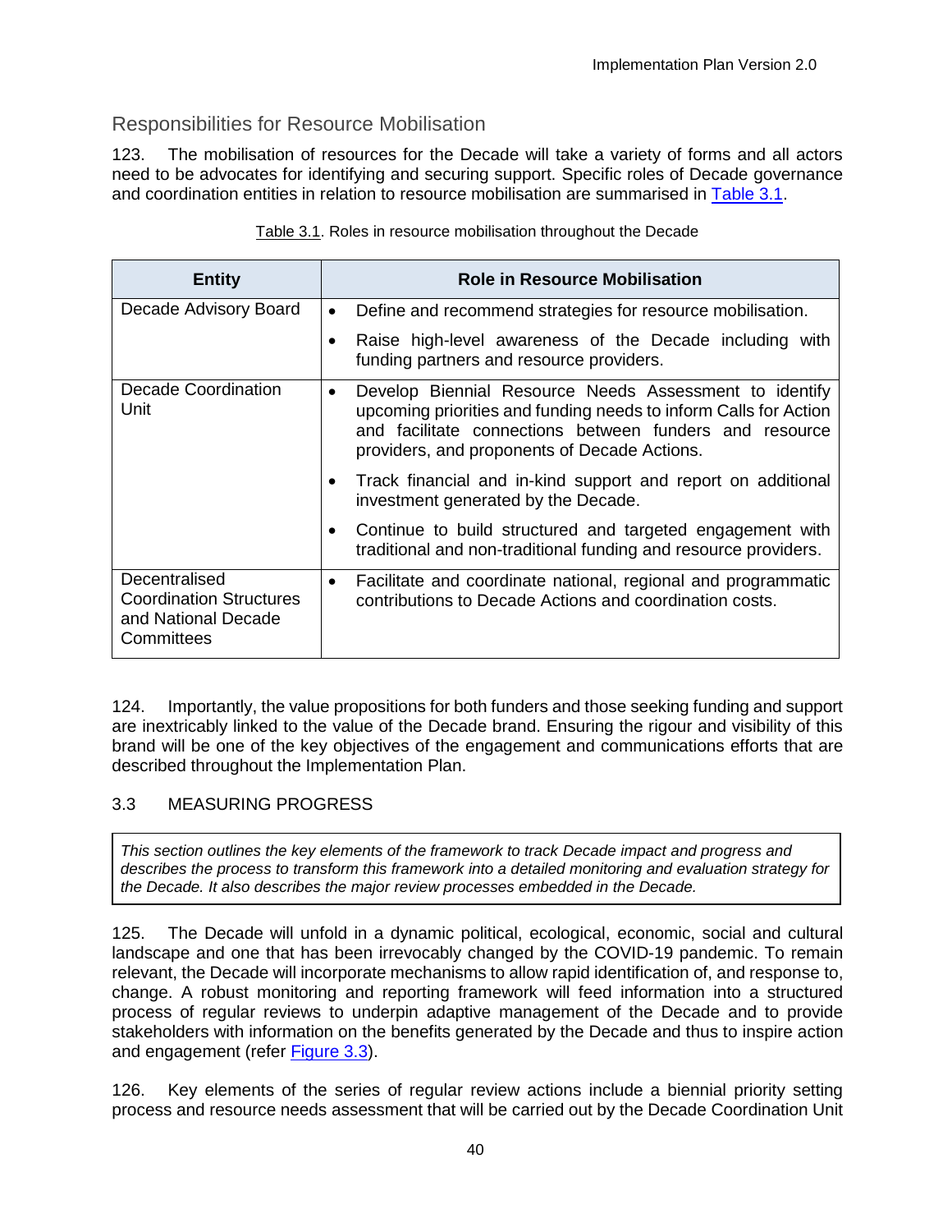## Responsibilities for Resource Mobilisation

123. The mobilisation of resources for the Decade will take a variety of forms and all actors need to be advocates for identifying and securing support. Specific roles of Decade governance and coordination entities in relation to resource mobilisation are summarised in Table 3.1.

Table 3.1. Roles in resource mobilisation throughout the Decade

| Entity | Role in Resource Mobilisation |
|---|---|
| Decade Advisory Board | • Define and recommend strategies for resource mobilisation.<br>• Raise high-level awareness of the Decade including with funding partners and resource providers. |
| Decade Coordination Unit | • Develop Biennial Resource Needs Assessment to identify upcoming priorities and funding needs to inform Calls for Action and facilitate connections between funders and resource providers, and proponents of Decade Actions.<br>• Track financial and in-kind support and report on additional investment generated by the Decade.<br>• Continue to build structured and targeted engagement with traditional and non-traditional funding and resource providers. |
| Decentralised Coordination Structures and National Decade Committees | • Facilitate and coordinate national, regional and programmatic contributions to Decade Actions and coordination costs. |

124. Importantly, the value propositions for both funders and those seeking funding and support are inextricably linked to the value of the Decade brand. Ensuring the rigour and visibility of this brand will be one of the key objectives of the engagement and communications efforts that are described throughout the Implementation Plan.

## 3.3 MEASURING PROGRESS

*This section outlines the key elements of the framework to track Decade impact and progress and describes the process to transform this framework into a detailed monitoring and evaluation strategy for the Decade. It also describes the major review processes embedded in the Decade.*

125. The Decade will unfold in a dynamic political, ecological, economic, social and cultural landscape and one that has been irrevocably changed by the COVID-19 pandemic. To remain relevant, the Decade will incorporate mechanisms to allow rapid identification of, and response to, change. A robust monitoring and reporting framework will feed information into a structured process of regular reviews to underpin adaptive management of the Decade and to provide stakeholders with information on the benefits generated by the Decade and thus to inspire action and engagement (refer Figure 3.3).

126. Key elements of the series of regular review actions include a biennial priority setting process and resource needs assessment that will be carried out by the Decade Coordination Unit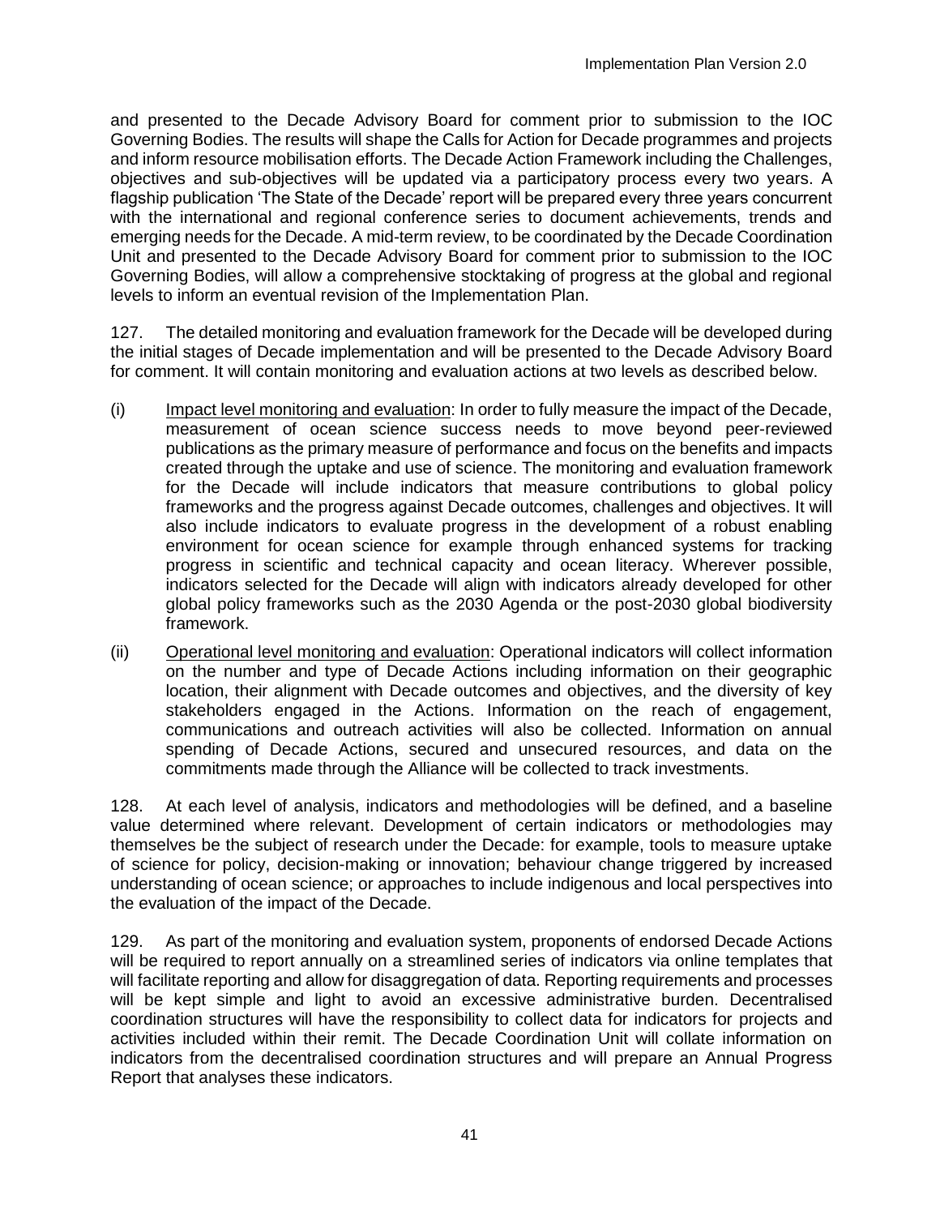and presented to the Decade Advisory Board for comment prior to submission to the IOC Governing Bodies. The results will shape the Calls for Action for Decade programmes and projects and inform resource mobilisation efforts. The Decade Action Framework including the Challenges, objectives and sub-objectives will be updated via a participatory process every two years. A flagship publication 'The State of the Decade' report will be prepared every three years concurrent with the international and regional conference series to document achievements, trends and emerging needs for the Decade. A mid-term review, to be coordinated by the Decade Coordination Unit and presented to the Decade Advisory Board for comment prior to submission to the IOC Governing Bodies, will allow a comprehensive stocktaking of progress at the global and regional levels to inform an eventual revision of the Implementation Plan.

127. The detailed monitoring and evaluation framework for the Decade will be developed during the initial stages of Decade implementation and will be presented to the Decade Advisory Board for comment. It will contain monitoring and evaluation actions at two levels as described below.

(i) Impact level monitoring and evaluation: In order to fully measure the impact of the Decade, measurement of ocean science success needs to move beyond peer-reviewed publications as the primary measure of performance and focus on the benefits and impacts created through the uptake and use of science. The monitoring and evaluation framework for the Decade will include indicators that measure contributions to global policy frameworks and the progress against Decade outcomes, challenges and objectives. It will also include indicators to evaluate progress in the development of a robust enabling environment for ocean science for example through enhanced systems for tracking progress in scientific and technical capacity and ocean literacy. Wherever possible, indicators selected for the Decade will align with indicators already developed for other global policy frameworks such as the 2030 Agenda or the post-2030 global biodiversity framework.

(ii) Operational level monitoring and evaluation: Operational indicators will collect information on the number and type of Decade Actions including information on their geographic location, their alignment with Decade outcomes and objectives, and the diversity of key stakeholders engaged in the Actions. Information on the reach of engagement, communications and outreach activities will also be collected. Information on annual spending of Decade Actions, secured and unsecured resources, and data on the commitments made through the Alliance will be collected to track investments.

128. At each level of analysis, indicators and methodologies will be defined, and a baseline value determined where relevant. Development of certain indicators or methodologies may themselves be the subject of research under the Decade: for example, tools to measure uptake of science for policy, decision-making or innovation; behaviour change triggered by increased understanding of ocean science; or approaches to include indigenous and local perspectives into the evaluation of the impact of the Decade.

129. As part of the monitoring and evaluation system, proponents of endorsed Decade Actions will be required to report annually on a streamlined series of indicators via online templates that will facilitate reporting and allow for disaggregation of data. Reporting requirements and processes will be kept simple and light to avoid an excessive administrative burden. Decentralised coordination structures will have the responsibility to collect data for indicators for projects and activities included within their remit. The Decade Coordination Unit will collate information on indicators from the decentralised coordination structures and will prepare an Annual Progress Report that analyses these indicators.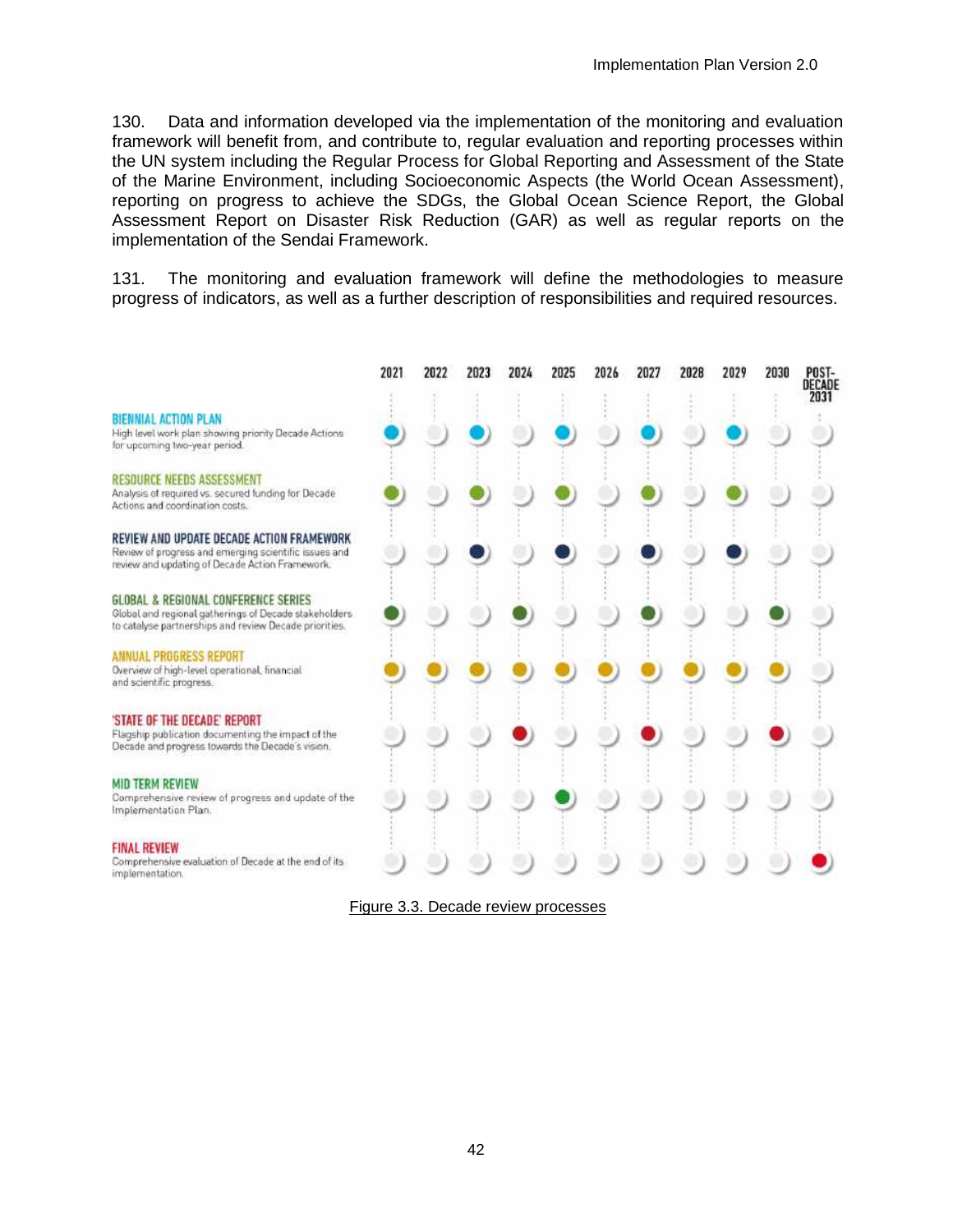130. Data and information developed via the implementation of the monitoring and evaluation framework will benefit from, and contribute to, regular evaluation and reporting processes within the UN system including the Regular Process for Global Reporting and Assessment of the State of the Marine Environment, including Socioeconomic Aspects (the World Ocean Assessment), reporting on progress to achieve the SDGs, the Global Ocean Science Report, the Global Assessment Report on Disaster Risk Reduction (GAR) as well as regular reports on the implementation of the Sendai Framework.

131. The monitoring and evaluation framework will define the methodologies to measure progress of indicators, as well as a further description of responsibilities and required resources.

| | 2021 | 2022 | 2023 | 2024 | 2025 | 2026 | 2027 | 2028 | 2029 | 2030 | POST-DECADE 2031 |
|---|---|---|---|---|---|---|---|---|---|---|---|
| **BIENNIAL ACTION PLAN**<br>High level work plan showing priority Decade Actions for upcoming two-year period. | ● | | ● | | ● | | ● | | ● | | |
| **RESOURCE NEEDS ASSESSMENT**<br>Analysis of required vs. secured funding for Decade Actions and coordination costs. | ● | | ● | | ● | | ● | | ● | | |
| **REVIEW AND UPDATE DECADE ACTION FRAMEWORK**<br>Review of progress and emerging scientific issues and review and updating of Decade Action Framework. | | | ● | | ● | | ● | | ● | | |
| **GLOBAL & REGIONAL CONFERENCE SERIES**<br>Global and regional gatherings of Decade stakeholders to catalyse partnerships and review Decade priorities. | ● | | | ● | | | ● | | | ● | |
| **ANNUAL PROGRESS REPORT**<br>Overview of high-level operational, financial and scientific progress. | ● | ● | ● | ● | ● | ● | ● | ● | ● | ● | |
| **'STATE OF THE DECADE' REPORT**<br>Flagship publication documenting the impact of the Decade and progress towards the Decade's vision. | | | | ● | | | ● | | | ● | |
| **MID TERM REVIEW**<br>Comprehensive review of progress and update of the Implementation Plan. | | | | | ● | | | | | | |
| **FINAL REVIEW**<br>Comprehensive evaluation of Decade at the end of its implementation. | | | | | | | | | | | ● |

Figure 3.3. Decade review processes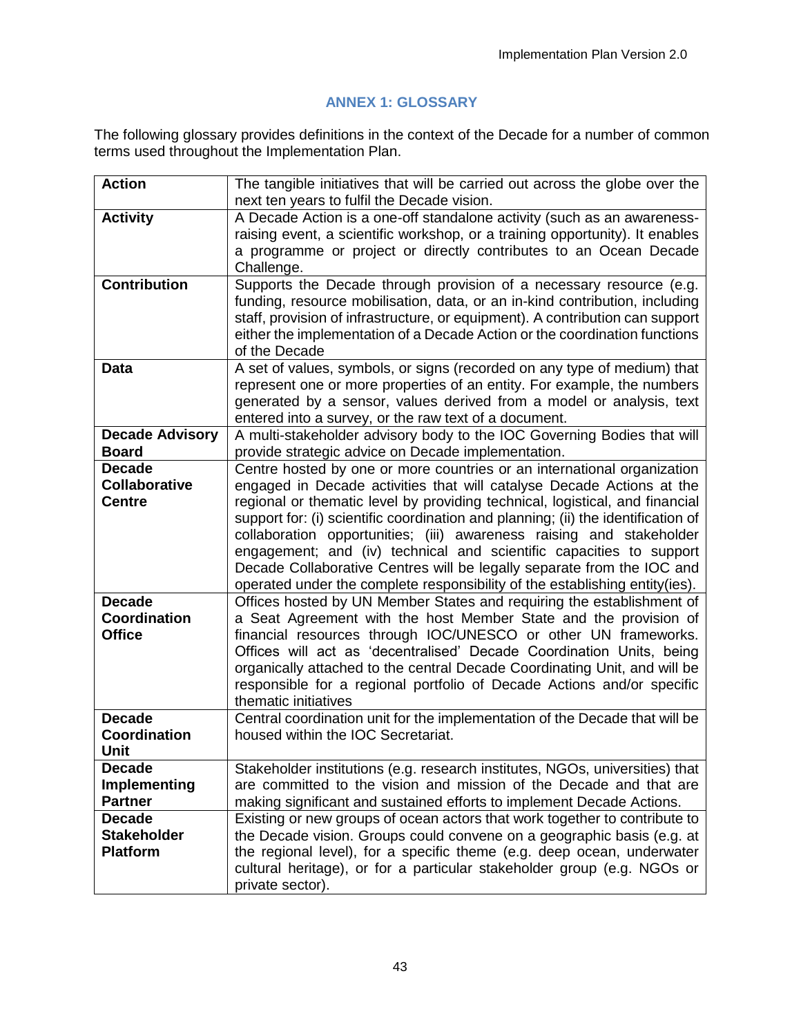## ANNEX 1: GLOSSARY

The following glossary provides definitions in the context of the Decade for a number of common terms used throughout the Implementation Plan.

| | |
|---|---|
| **Action** | The tangible initiatives that will be carried out across the globe over the next ten years to fulfil the Decade vision. |
| **Activity** | A Decade Action is a one-off standalone activity (such as an awareness-raising event, a scientific workshop, or a training opportunity). It enables a programme or project or directly contributes to an Ocean Decade Challenge. |
| **Contribution** | Supports the Decade through provision of a necessary resource (e.g. funding, resource mobilisation, data, or an in-kind contribution, including staff, provision of infrastructure, or equipment). A contribution can support either the implementation of a Decade Action or the coordination functions of the Decade |
| **Data** | A set of values, symbols, or signs (recorded on any type of medium) that represent one or more properties of an entity. For example, the numbers generated by a sensor, values derived from a model or analysis, text entered into a survey, or the raw text of a document. |
| **Decade Advisory Board** | A multi-stakeholder advisory body to the IOC Governing Bodies that will provide strategic advice on Decade implementation. |
| **Decade Collaborative Centre** | Centre hosted by one or more countries or an international organization engaged in Decade activities that will catalyse Decade Actions at the regional or thematic level by providing technical, logistical, and financial support for: (i) scientific coordination and planning; (ii) the identification of collaboration opportunities; (iii) awareness raising and stakeholder engagement; and (iv) technical and scientific capacities to support Decade Collaborative Centres will be legally separate from the IOC and operated under the complete responsibility of the establishing entity(ies). |
| **Decade Coordination Office** | Offices hosted by UN Member States and requiring the establishment of a Seat Agreement with the host Member State and the provision of financial resources through IOC/UNESCO or other UN frameworks. Offices will act as 'decentralised' Decade Coordination Units, being organically attached to the central Decade Coordinating Unit, and will be responsible for a regional portfolio of Decade Actions and/or specific thematic initiatives |
| **Decade Coordination Unit** | Central coordination unit for the implementation of the Decade that will be housed within the IOC Secretariat. |
| **Decade Implementing Partner** | Stakeholder institutions (e.g. research institutes, NGOs, universities) that are committed to the vision and mission of the Decade and that are making significant and sustained efforts to implement Decade Actions. |
| **Decade Stakeholder Platform** | Existing or new groups of ocean actors that work together to contribute to the Decade vision. Groups could convene on a geographic basis (e.g. at the regional level), for a specific theme (e.g. deep ocean, underwater cultural heritage), or for a particular stakeholder group (e.g. NGOs or private sector). |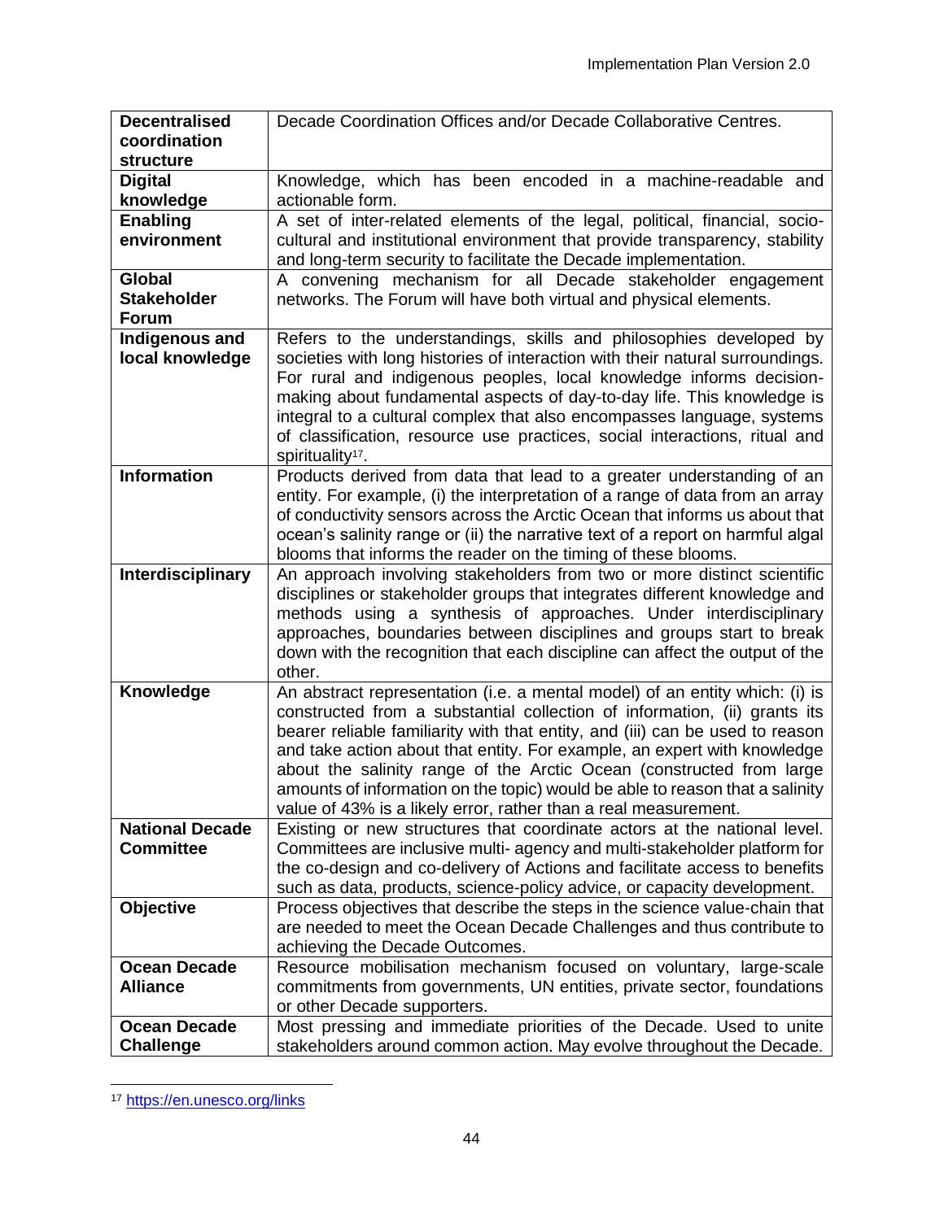| **Decentralised coordination structure** | Decade Coordination Offices and/or Decade Collaborative Centres. |
|---|---|
| **Digital knowledge** | Knowledge, which has been encoded in a machine-readable and actionable form. |
| **Enabling environment** | A set of inter-related elements of the legal, political, financial, socio-cultural and institutional environment that provide transparency, stability and long-term security to facilitate the Decade implementation. |
| **Global Stakeholder Forum** | A convening mechanism for all Decade stakeholder engagement networks. The Forum will have both virtual and physical elements. |
| **Indigenous and local knowledge** | Refers to the understandings, skills and philosophies developed by societies with long histories of interaction with their natural surroundings. For rural and indigenous peoples, local knowledge informs decision-making about fundamental aspects of day-to-day life. This knowledge is integral to a cultural complex that also encompasses language, systems of classification, resource use practices, social interactions, ritual and spirituality[17]. |
| **Information** | Products derived from data that lead to a greater understanding of an entity. For example, (i) the interpretation of a range of data from an array of conductivity sensors across the Arctic Ocean that informs us about that ocean's salinity range or (ii) the narrative text of a report on harmful algal blooms that informs the reader on the timing of these blooms. |
| **Interdisciplinary** | An approach involving stakeholders from two or more distinct scientific disciplines or stakeholder groups that integrates different knowledge and methods using a synthesis of approaches. Under interdisciplinary approaches, boundaries between disciplines and groups start to break down with the recognition that each discipline can affect the output of the other. |
| **Knowledge** | An abstract representation (i.e. a mental model) of an entity which: (i) is constructed from a substantial collection of information, (ii) grants its bearer reliable familiarity with that entity, and (iii) can be used to reason and take action about that entity. For example, an expert with knowledge about the salinity range of the Arctic Ocean (constructed from large amounts of information on the topic) would be able to reason that a salinity value of 43% is a likely error, rather than a real measurement. |
| **National Decade Committee** | Existing or new structures that coordinate actors at the national level. Committees are inclusive multi- agency and multi-stakeholder platform for the co-design and co-delivery of Actions and facilitate access to benefits such as data, products, science-policy advice, or capacity development. |
| **Objective** | Process objectives that describe the steps in the science value-chain that are needed to meet the Ocean Decade Challenges and thus contribute to achieving the Decade Outcomes. |
| **Ocean Decade Alliance** | Resource mobilisation mechanism focused on voluntary, large-scale commitments from governments, UN entities, private sector, foundations or other Decade supporters. |
| **Ocean Decade Challenge** | Most pressing and immediate priorities of the Decade. Used to unite stakeholders around common action. May evolve throughout the Decade. |

[17] https://en.unesco.org/links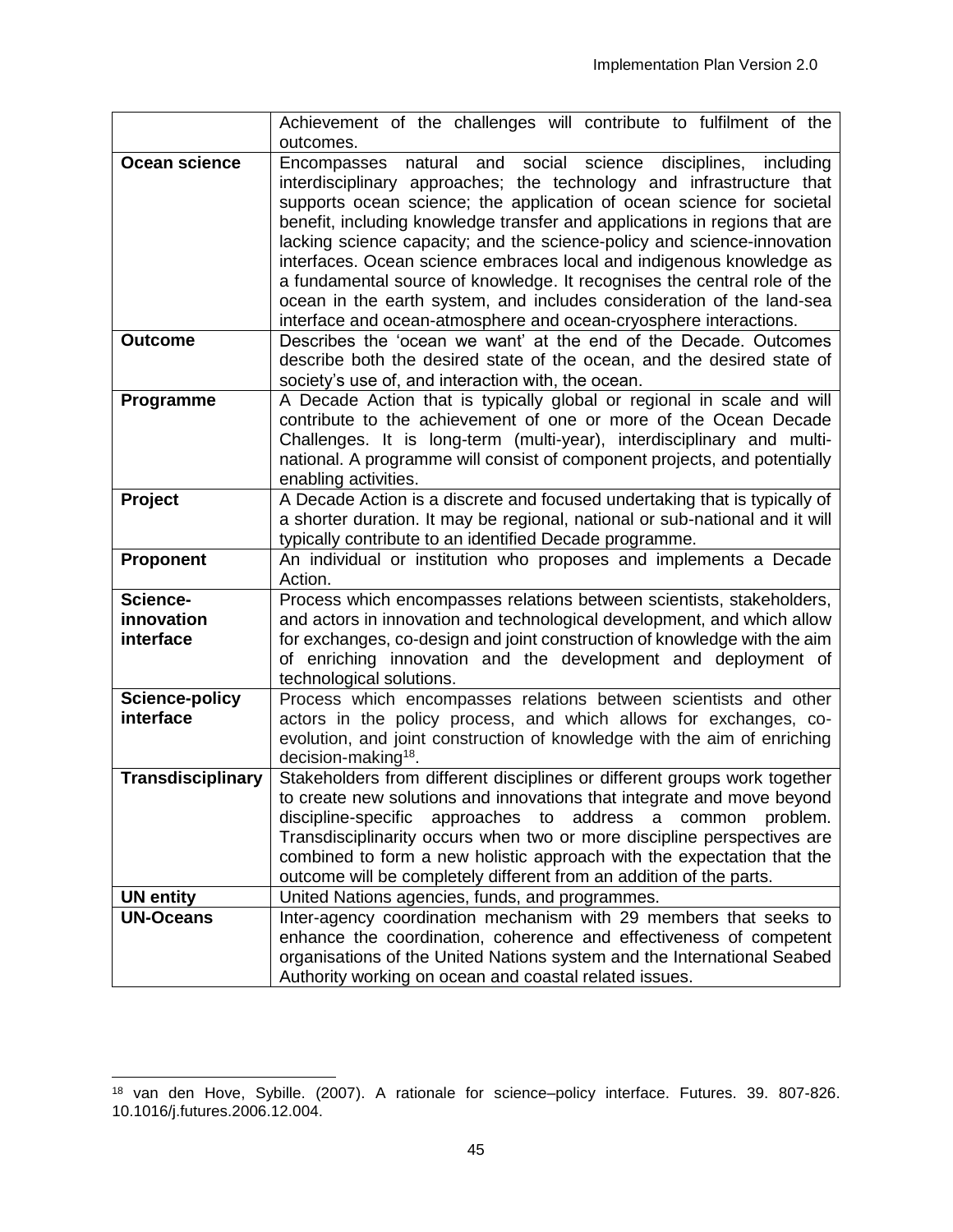| | |
|---|---|
| | Achievement of the challenges will contribute to fulfilment of the outcomes. |
| **Ocean science** | Encompasses natural and social science disciplines, including interdisciplinary approaches; the technology and infrastructure that supports ocean science; the application of ocean science for societal benefit, including knowledge transfer and applications in regions that are lacking science capacity; and the science-policy and science-innovation interfaces. Ocean science embraces local and indigenous knowledge as a fundamental source of knowledge. It recognises the central role of the ocean in the earth system, and includes consideration of the land-sea interface and ocean-atmosphere and ocean-cryosphere interactions. |
| **Outcome** | Describes the 'ocean we want' at the end of the Decade. Outcomes describe both the desired state of the ocean, and the desired state of society's use of, and interaction with, the ocean. |
| **Programme** | A Decade Action that is typically global or regional in scale and will contribute to the achievement of one or more of the Ocean Decade Challenges. It is long-term (multi-year), interdisciplinary and multi-national. A programme will consist of component projects, and potentially enabling activities. |
| **Project** | A Decade Action is a discrete and focused undertaking that is typically of a shorter duration. It may be regional, national or sub-national and it will typically contribute to an identified Decade programme. |
| **Proponent** | An individual or institution who proposes and implements a Decade Action. |
| **Science-innovation interface** | Process which encompasses relations between scientists, stakeholders, and actors in innovation and technological development, and which allow for exchanges, co-design and joint construction of knowledge with the aim of enriching innovation and the development and deployment of technological solutions. |
| **Science-policy interface** | Process which encompasses relations between scientists and other actors in the policy process, and which allows for exchanges, co-evolution, and joint construction of knowledge with the aim of enriching decision-making[18]. |
| **Transdisciplinary** | Stakeholders from different disciplines or different groups work together to create new solutions and innovations that integrate and move beyond discipline-specific approaches to address a common problem. Transdisciplinarity occurs when two or more discipline perspectives are combined to form a new holistic approach with the expectation that the outcome will be completely different from an addition of the parts. |
| **UN entity** | United Nations agencies, funds, and programmes. |
| **UN-Oceans** | Inter-agency coordination mechanism with 29 members that seeks to enhance the coordination, coherence and effectiveness of competent organisations of the United Nations system and the International Seabed Authority working on ocean and coastal related issues. |

[18] van den Hove, Sybille. (2007). A rationale for science–policy interface. Futures. 39. 807-826. 10.1016/j.futures.2006.12.004.